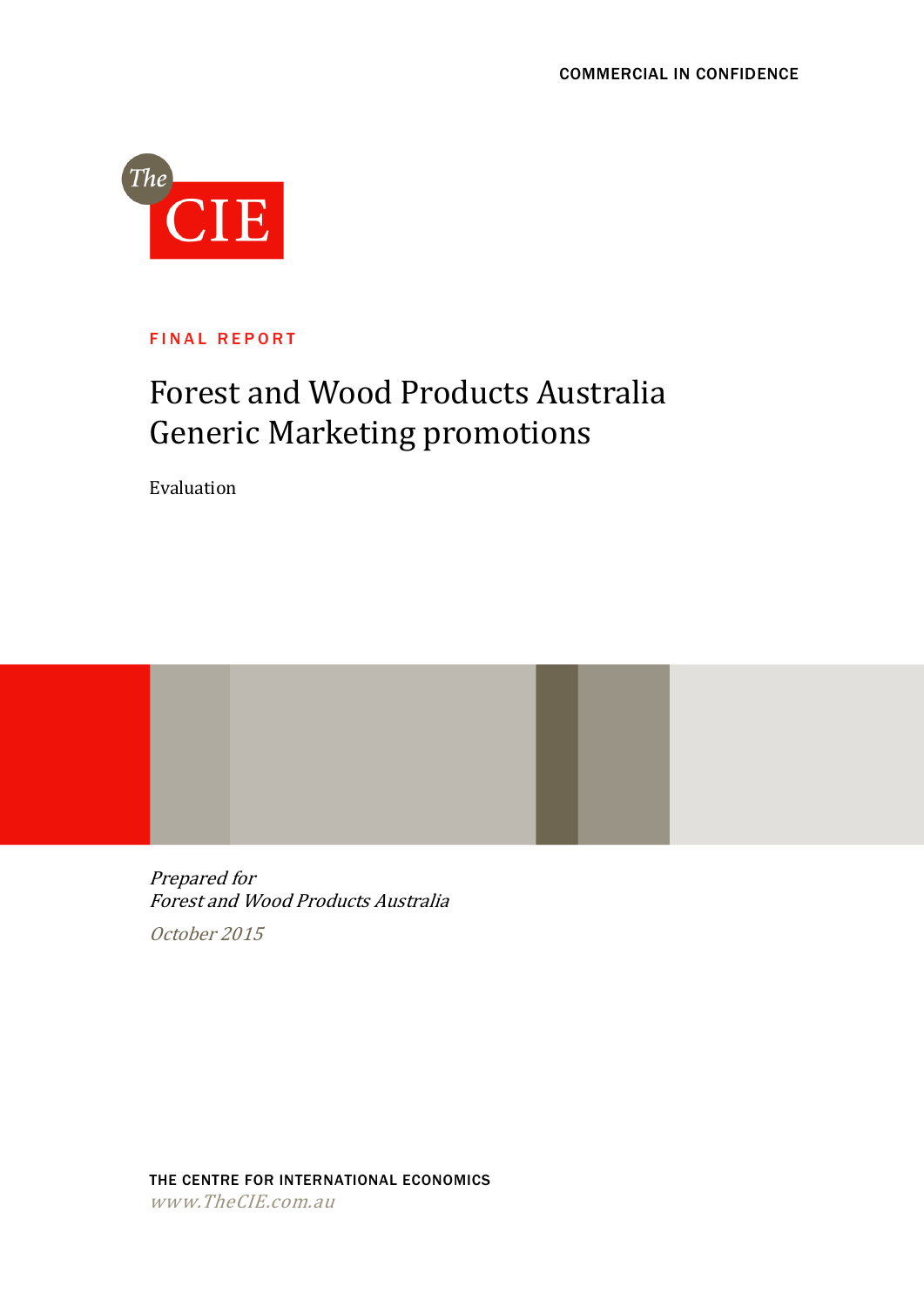COMMERCIAL IN CONFIDENCE

The CIE

FINAL REPORT

# Forest and Wood Products Australia Generic Marketing promotions

Evaluation

*Prepared for*
*Forest and Wood Products Australia*

*October 2015*

THE CENTRE FOR INTERNATIONAL ECONOMICS
*www.TheCIE.com.au*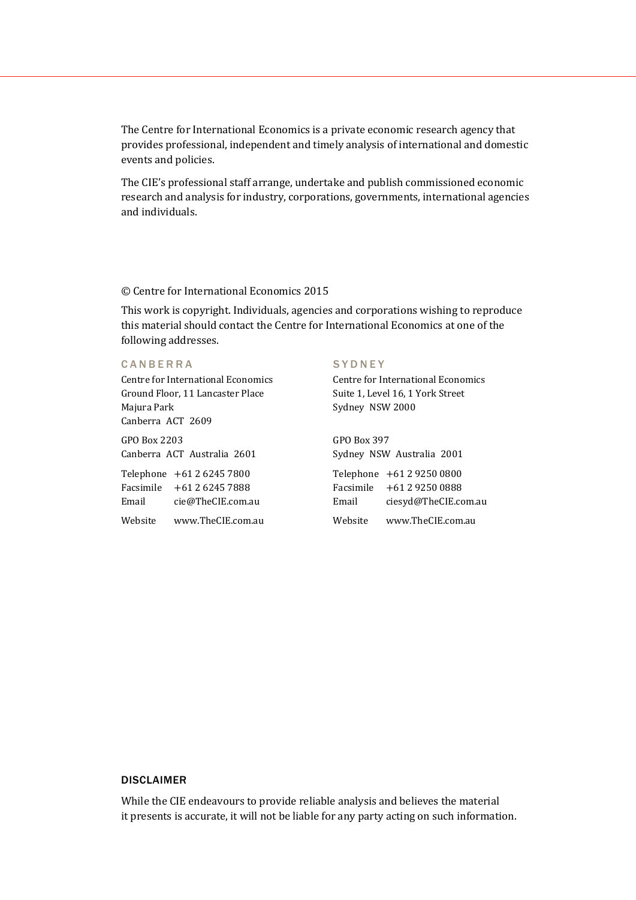The Centre for International Economics is a private economic research agency that provides professional, independent and timely analysis of international and domestic events and policies.

The CIE's professional staff arrange, undertake and publish commissioned economic research and analysis for industry, corporations, governments, international agencies and individuals.

© Centre for International Economics 2015

This work is copyright. Individuals, agencies and corporations wishing to reproduce this material should contact the Centre for International Economics at one of the following addresses.

### CANBERRA

Centre for International Economics
Ground Floor, 11 Lancaster Place
Majura Park
Canberra ACT 2609

GPO Box 2203
Canberra ACT Australia 2601

Telephone +61 2 6245 7800
Facsimile +61 2 6245 7888
Email cie@TheCIE.com.au

Website www.TheCIE.com.au

### SYDNEY

Centre for International Economics
Suite 1, Level 16, 1 York Street
Sydney NSW 2000

GPO Box 397
Sydney NSW Australia 2001

Telephone +61 2 9250 0800
Facsimile +61 2 9250 0888
Email ciesyd@TheCIE.com.au

Website www.TheCIE.com.au

### DISCLAIMER

While the CIE endeavours to provide reliable analysis and believes the material it presents is accurate, it will not be liable for any party acting on such information.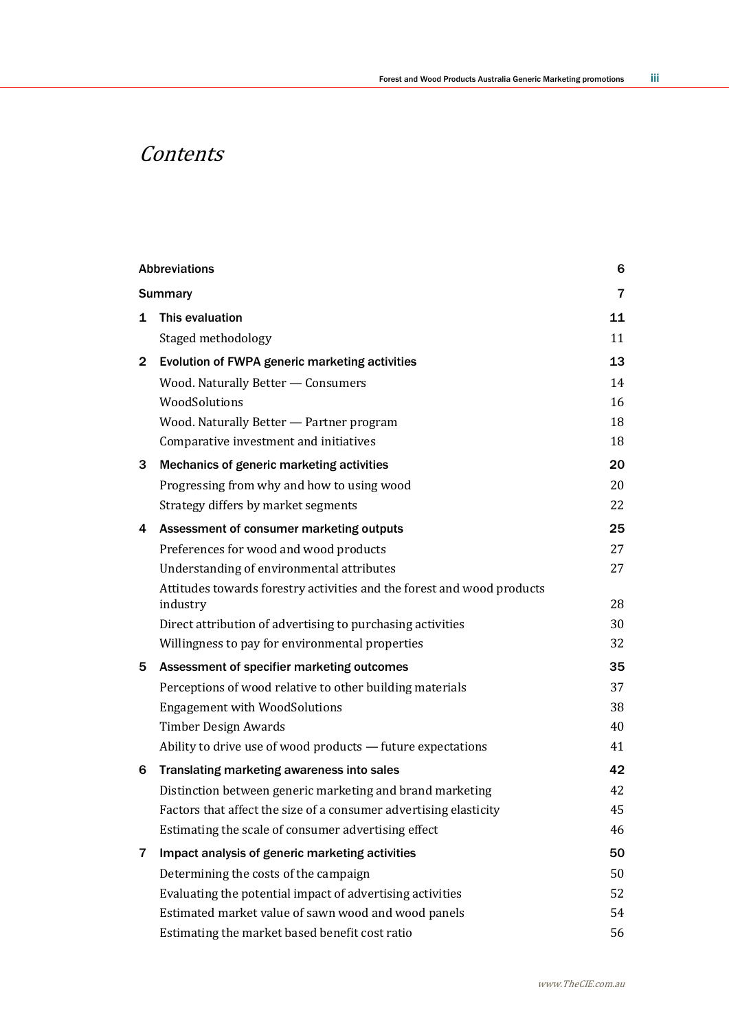# Contents

| | | |
|---|---|---|
| | Abbreviations | 6 |
| | Summary | 7 |
| 1 | This evaluation | 11 |
| | Staged methodology | 11 |
| 2 | Evolution of FWPA generic marketing activities | 13 |
| | Wood. Naturally Better — Consumers | 14 |
| | WoodSolutions | 16 |
| | Wood. Naturally Better — Partner program | 18 |
| | Comparative investment and initiatives | 18 |
| 3 | Mechanics of generic marketing activities | 20 |
| | Progressing from why and how to using wood | 20 |
| | Strategy differs by market segments | 22 |
| 4 | Assessment of consumer marketing outputs | 25 |
| | Preferences for wood and wood products | 27 |
| | Understanding of environmental attributes | 27 |
| | Attitudes towards forestry activities and the forest and wood products industry | 28 |
| | Direct attribution of advertising to purchasing activities | 30 |
| | Willingness to pay for environmental properties | 32 |
| 5 | Assessment of specifier marketing outcomes | 35 |
| | Perceptions of wood relative to other building materials | 37 |
| | Engagement with WoodSolutions | 38 |
| | Timber Design Awards | 40 |
| | Ability to drive use of wood products — future expectations | 41 |
| 6 | Translating marketing awareness into sales | 42 |
| | Distinction between generic marketing and brand marketing | 42 |
| | Factors that affect the size of a consumer advertising elasticity | 45 |
| | Estimating the scale of consumer advertising effect | 46 |
| 7 | Impact analysis of generic marketing activities | 50 |
| | Determining the costs of the campaign | 50 |
| | Evaluating the potential impact of advertising activities | 52 |
| | Estimated market value of sawn wood and wood panels | 54 |
| | Estimating the market based benefit cost ratio | 56 |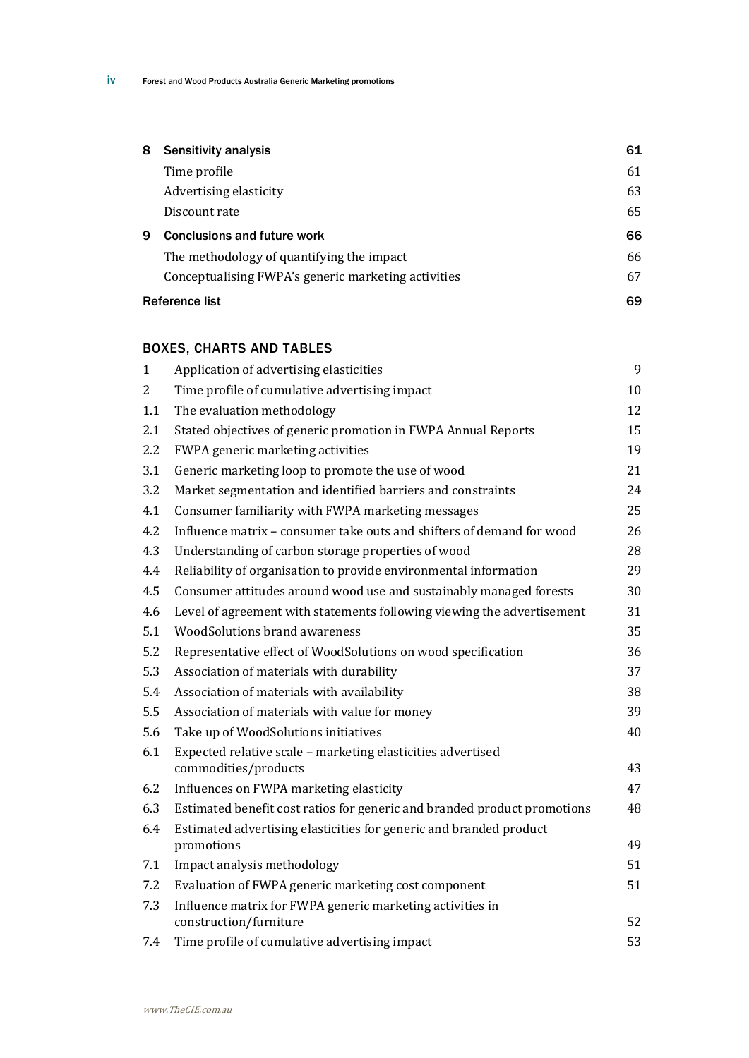| | | |
|---|---|---|
| **8** | **Sensitivity analysis** | **61** |
| | Time profile | 61 |
| | Advertising elasticity | 63 |
| | Discount rate | 65 |
| **9** | **Conclusions and future work** | **66** |
| | The methodology of quantifying the impact | 66 |
| | Conceptualising FWPA's generic marketing activities | 67 |
| **Reference list** | | **69** |

## BOXES, CHARTS AND TABLES

| | | |
|---|---|---|
| 1 | Application of advertising elasticities | 9 |
| 2 | Time profile of cumulative advertising impact | 10 |
| 1.1 | The evaluation methodology | 12 |
| 2.1 | Stated objectives of generic promotion in FWPA Annual Reports | 15 |
| 2.2 | FWPA generic marketing activities | 19 |
| 3.1 | Generic marketing loop to promote the use of wood | 21 |
| 3.2 | Market segmentation and identified barriers and constraints | 24 |
| 4.1 | Consumer familiarity with FWPA marketing messages | 25 |
| 4.2 | Influence matrix – consumer take outs and shifters of demand for wood | 26 |
| 4.3 | Understanding of carbon storage properties of wood | 28 |
| 4.4 | Reliability of organisation to provide environmental information | 29 |
| 4.5 | Consumer attitudes around wood use and sustainably managed forests | 30 |
| 4.6 | Level of agreement with statements following viewing the advertisement | 31 |
| 5.1 | WoodSolutions brand awareness | 35 |
| 5.2 | Representative effect of WoodSolutions on wood specification | 36 |
| 5.3 | Association of materials with durability | 37 |
| 5.4 | Association of materials with availability | 38 |
| 5.5 | Association of materials with value for money | 39 |
| 5.6 | Take up of WoodSolutions initiatives | 40 |
| 6.1 | Expected relative scale – marketing elasticities advertised commodities/products | 43 |
| 6.2 | Influences on FWPA marketing elasticity | 47 |
| 6.3 | Estimated benefit cost ratios for generic and branded product promotions | 48 |
| 6.4 | Estimated advertising elasticities for generic and branded product promotions | 49 |
| 7.1 | Impact analysis methodology | 51 |
| 7.2 | Evaluation of FWPA generic marketing cost component | 51 |
| 7.3 | Influence matrix for FWPA generic marketing activities in construction/furniture | 52 |
| 7.4 | Time profile of cumulative advertising impact | 53 |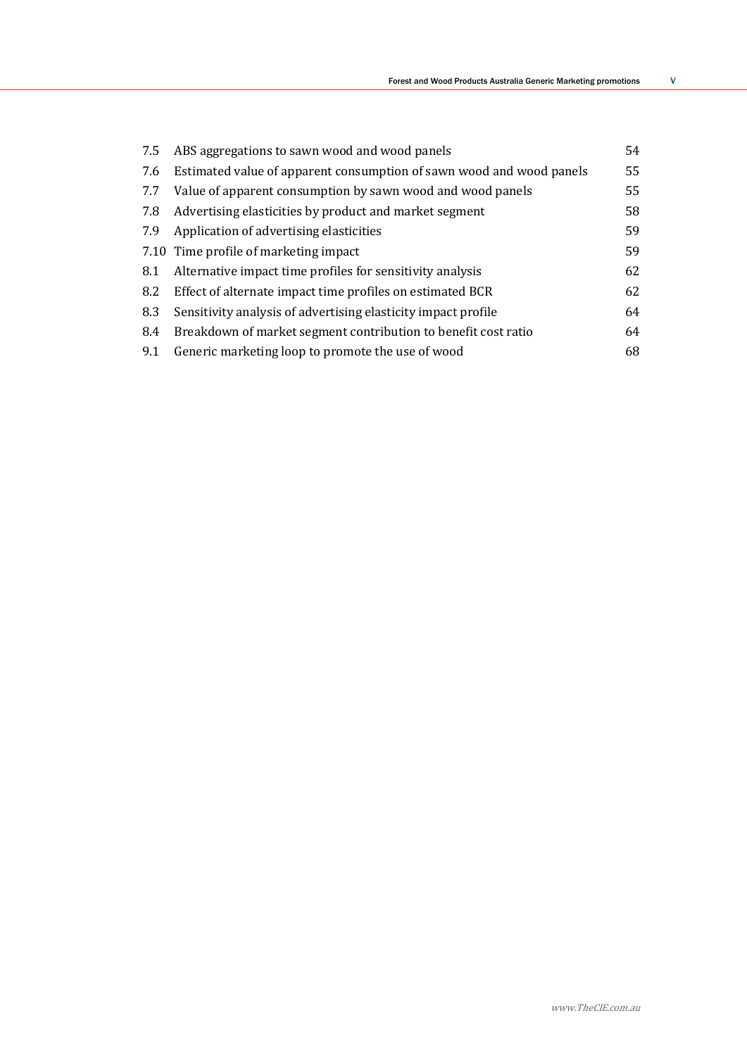| | | |
|---|---|---|
| 7.5 | ABS aggregations to sawn wood and wood panels | 54 |
| 7.6 | Estimated value of apparent consumption of sawn wood and wood panels | 55 |
| 7.7 | Value of apparent consumption by sawn wood and wood panels | 55 |
| 7.8 | Advertising elasticities by product and market segment | 58 |
| 7.9 | Application of advertising elasticities | 59 |
| 7.10 | Time profile of marketing impact | 59 |
| 8.1 | Alternative impact time profiles for sensitivity analysis | 62 |
| 8.2 | Effect of alternate impact time profiles on estimated BCR | 62 |
| 8.3 | Sensitivity analysis of advertising elasticity impact profile | 64 |
| 8.4 | Breakdown of market segment contribution to benefit cost ratio | 64 |
| 9.1 | Generic marketing loop to promote the use of wood | 68 |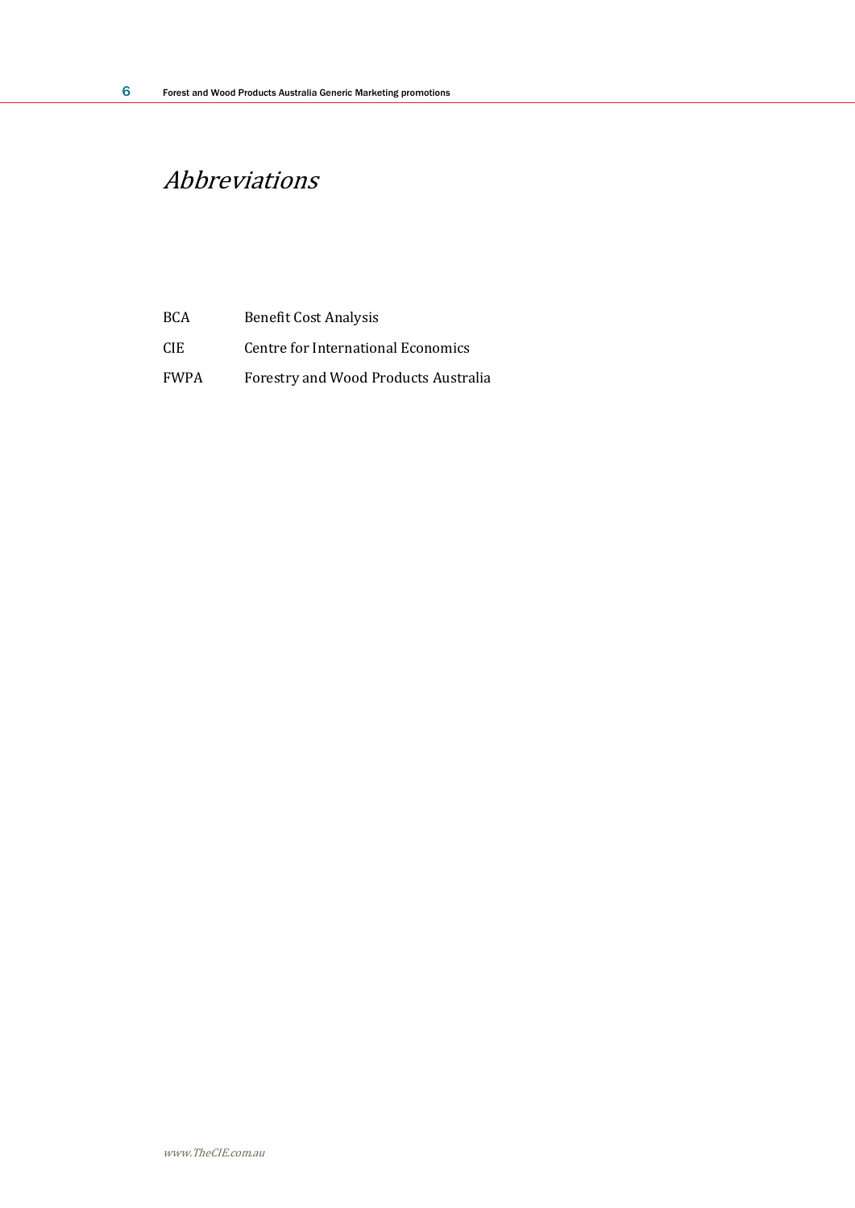# Abbreviations

| | |
|---|---|
| BCA | Benefit Cost Analysis |
| CIE | Centre for International Economics |
| FWPA | Forestry and Wood Products Australia |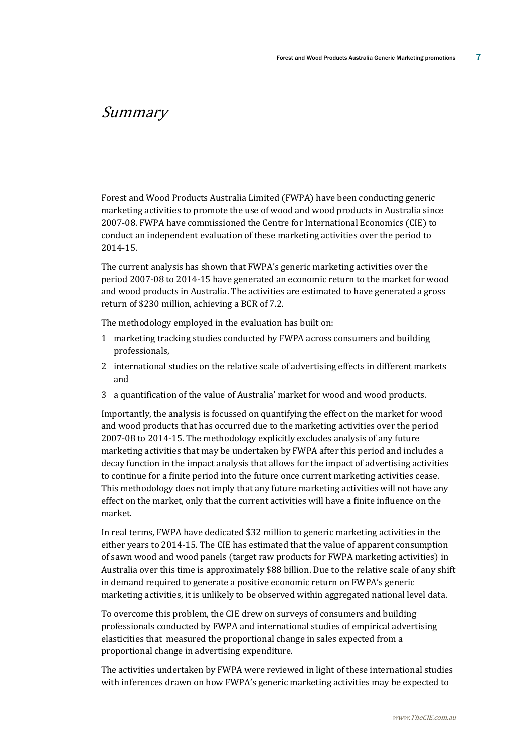# *Summary*

Forest and Wood Products Australia Limited (FWPA) have been conducting generic marketing activities to promote the use of wood and wood products in Australia since 2007-08. FWPA have commissioned the Centre for International Economics (CIE) to conduct an independent evaluation of these marketing activities over the period to 2014-15.

The current analysis has shown that FWPA's generic marketing activities over the period 2007-08 to 2014-15 have generated an economic return to the market for wood and wood products in Australia. The activities are estimated to have generated a gross return of $230 million, achieving a BCR of 7.2.

The methodology employed in the evaluation has built on:

1. marketing tracking studies conducted by FWPA across consumers and building professionals,
2. international studies on the relative scale of advertising effects in different markets and
3. a quantification of the value of Australia' market for wood and wood products.

Importantly, the analysis is focussed on quantifying the effect on the market for wood and wood products that has occurred due to the marketing activities over the period 2007-08 to 2014-15. The methodology explicitly excludes analysis of any future marketing activities that may be undertaken by FWPA after this period and includes a decay function in the impact analysis that allows for the impact of advertising activities to continue for a finite period into the future once current marketing activities cease. This methodology does not imply that any future marketing activities will not have any effect on the market, only that the current activities will have a finite influence on the market.

In real terms, FWPA have dedicated $32 million to generic marketing activities in the either years to 2014-15. The CIE has estimated that the value of apparent consumption of sawn wood and wood panels (target raw products for FWPA marketing activities) in Australia over this time is approximately $88 billion. Due to the relative scale of any shift in demand required to generate a positive economic return on FWPA's generic marketing activities, it is unlikely to be observed within aggregated national level data.

To overcome this problem, the CIE drew on surveys of consumers and building professionals conducted by FWPA and international studies of empirical advertising elasticities that measured the proportional change in sales expected from a proportional change in advertising expenditure.

The activities undertaken by FWPA were reviewed in light of these international studies with inferences drawn on how FWPA's generic marketing activities may be expected to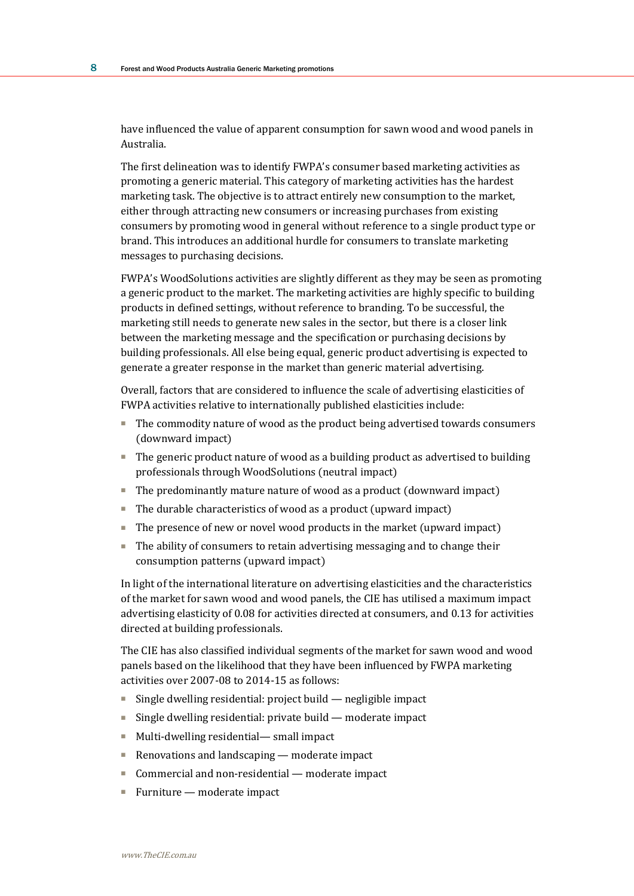have influenced the value of apparent consumption for sawn wood and wood panels in Australia.

The first delineation was to identify FWPA's consumer based marketing activities as promoting a generic material. This category of marketing activities has the hardest marketing task. The objective is to attract entirely new consumption to the market, either through attracting new consumers or increasing purchases from existing consumers by promoting wood in general without reference to a single product type or brand. This introduces an additional hurdle for consumers to translate marketing messages to purchasing decisions.

FWPA's WoodSolutions activities are slightly different as they may be seen as promoting a generic product to the market. The marketing activities are highly specific to building products in defined settings, without reference to branding. To be successful, the marketing still needs to generate new sales in the sector, but there is a closer link between the marketing message and the specification or purchasing decisions by building professionals. All else being equal, generic product advertising is expected to generate a greater response in the market than generic material advertising.

Overall, factors that are considered to influence the scale of advertising elasticities of FWPA activities relative to internationally published elasticities include:

- The commodity nature of wood as the product being advertised towards consumers (downward impact)
- The generic product nature of wood as a building product as advertised to building professionals through WoodSolutions (neutral impact)
- The predominantly mature nature of wood as a product (downward impact)
- The durable characteristics of wood as a product (upward impact)
- The presence of new or novel wood products in the market (upward impact)
- The ability of consumers to retain advertising messaging and to change their consumption patterns (upward impact)

In light of the international literature on advertising elasticities and the characteristics of the market for sawn wood and wood panels, the CIE has utilised a maximum impact advertising elasticity of 0.08 for activities directed at consumers, and 0.13 for activities directed at building professionals.

The CIE has also classified individual segments of the market for sawn wood and wood panels based on the likelihood that they have been influenced by FWPA marketing activities over 2007-08 to 2014-15 as follows:

- Single dwelling residential: project build — negligible impact
- Single dwelling residential: private build — moderate impact
- Multi-dwelling residential— small impact
- Renovations and landscaping — moderate impact
- Commercial and non-residential — moderate impact
- Furniture — moderate impact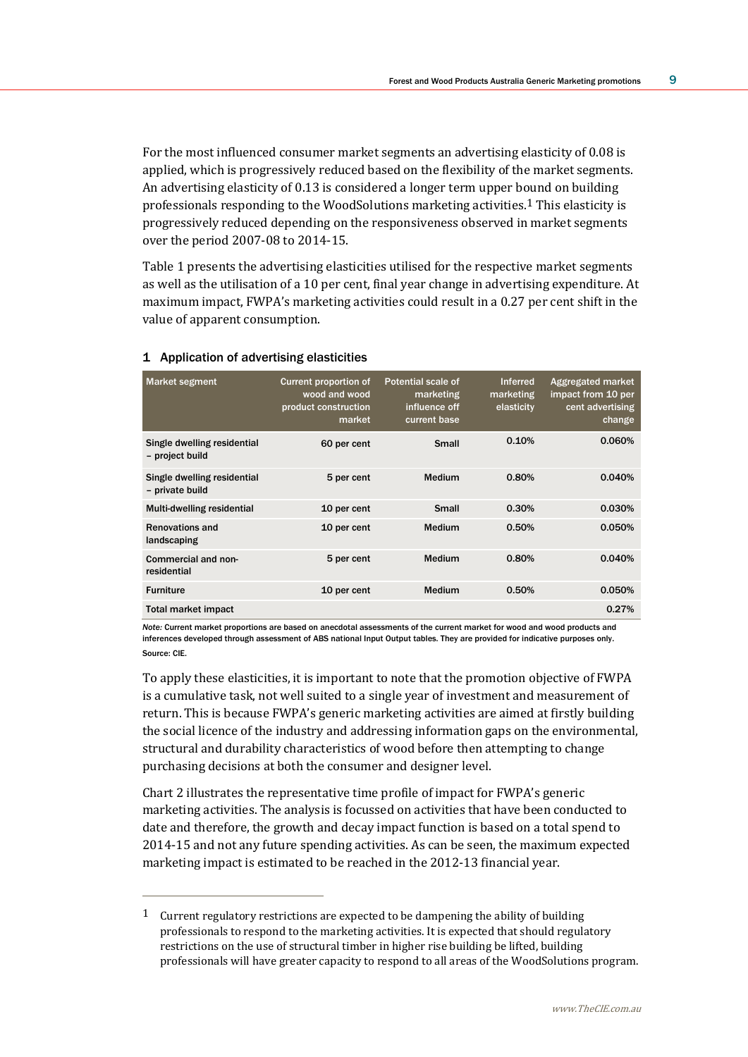For the most influenced consumer market segments an advertising elasticity of 0.08 is applied, which is progressively reduced based on the flexibility of the market segments. An advertising elasticity of 0.13 is considered a longer term upper bound on building professionals responding to the WoodSolutions marketing activities.[1] This elasticity is progressively reduced depending on the responsiveness observed in market segments over the period 2007-08 to 2014-15.

Table 1 presents the advertising elasticities utilised for the respective market segments as well as the utilisation of a 10 per cent, final year change in advertising expenditure. At maximum impact, FWPA's marketing activities could result in a 0.27 per cent shift in the value of apparent consumption.

### 1 Application of advertising elasticities

| Market segment | Current proportion of wood and wood product construction market | Potential scale of marketing influence off current base | Inferred marketing elasticity | Aggregated market impact from 10 per cent advertising change |
|---|---|---|---|---|
| Single dwelling residential – project build | 60 per cent | Small | 0.10% | 0.060% |
| Single dwelling residential – private build | 5 per cent | Medium | 0.80% | 0.040% |
| Multi-dwelling residential | 10 per cent | Small | 0.30% | 0.030% |
| Renovations and landscaping | 10 per cent | Medium | 0.50% | 0.050% |
| Commercial and non-residential | 5 per cent | Medium | 0.80% | 0.040% |
| Furniture | 10 per cent | Medium | 0.50% | 0.050% |
| Total market impact | | | | 0.27% |

*Note:* Current market proportions are based on anecdotal assessments of the current market for wood and wood products and inferences developed through assessment of ABS national Input Output tables. They are provided for indicative purposes only.
Source: CIE.

To apply these elasticities, it is important to note that the promotion objective of FWPA is a cumulative task, not well suited to a single year of investment and measurement of return. This is because FWPA's generic marketing activities are aimed at firstly building the social licence of the industry and addressing information gaps on the environmental, structural and durability characteristics of wood before then attempting to change purchasing decisions at both the consumer and designer level.

Chart 2 illustrates the representative time profile of impact for FWPA's generic marketing activities. The analysis is focussed on activities that have been conducted to date and therefore, the growth and decay impact function is based on a total spend to 2014-15 and not any future spending activities. As can be seen, the maximum expected marketing impact is estimated to be reached in the 2012-13 financial year.

---

[1] Current regulatory restrictions are expected to be dampening the ability of building professionals to respond to the marketing activities. It is expected that should regulatory restrictions on the use of structural timber in higher rise building be lifted, building professionals will have greater capacity to respond to all areas of the WoodSolutions program.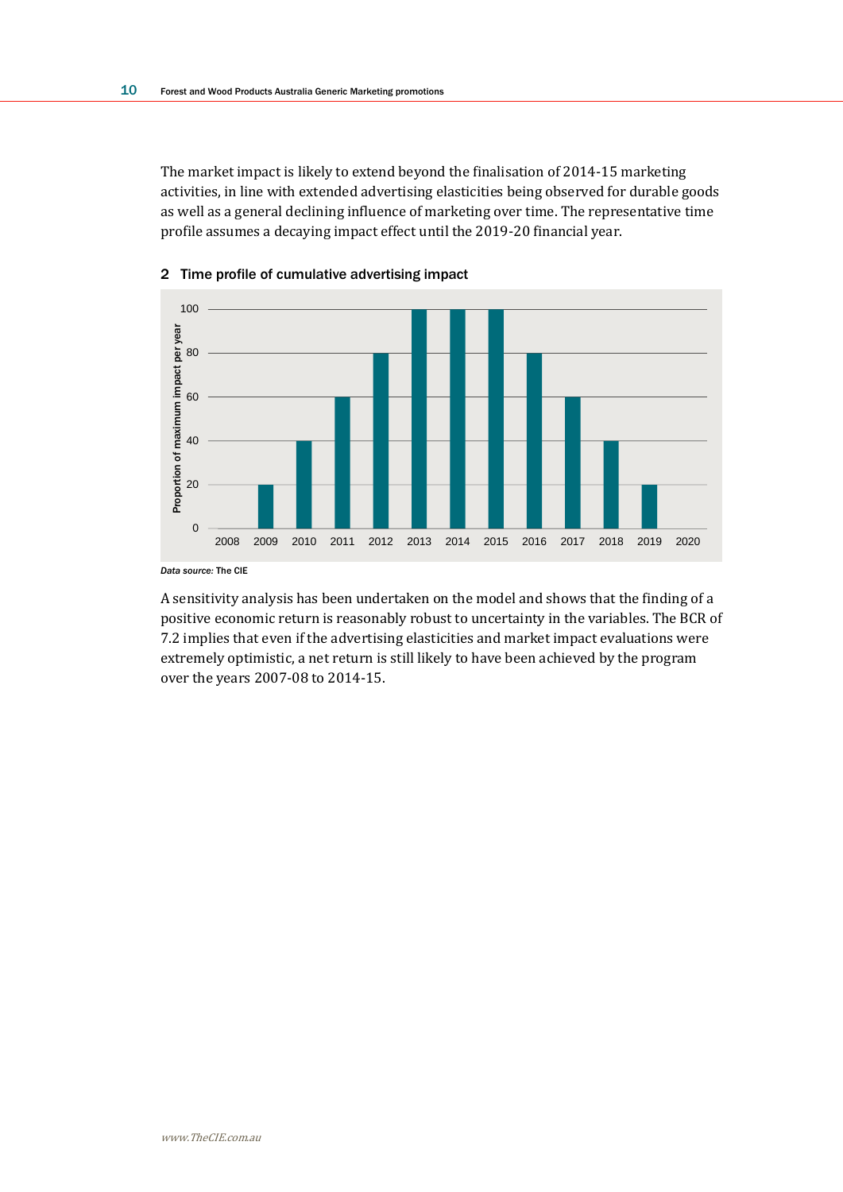The market impact is likely to extend beyond the finalisation of 2014-15 marketing activities, in line with extended advertising elasticities being observed for durable goods as well as a general declining influence of marketing over time. The representative time profile assumes a decaying impact effect until the 2019-20 financial year.

**2 Time profile of cumulative advertising impact**

| Year | Proportion of maximum impact per year |
|---|---|
| 2008 | 0 |
| 2009 | 20 |
| 2010 | 40 |
| 2011 | 60 |
| 2012 | 80 |
| 2013 | 100 |
| 2014 | 100 |
| 2015 | 100 |
| 2016 | 80 |
| 2017 | 60 |
| 2018 | 40 |
| 2019 | 20 |
| 2020 | 0 |

***Data source:*** The CIE

A sensitivity analysis has been undertaken on the model and shows that the finding of a positive economic return is reasonably robust to uncertainty in the variables. The BCR of 7.2 implies that even if the advertising elasticities and market impact evaluations were extremely optimistic, a net return is still likely to have been achieved by the program over the years 2007-08 to 2014-15.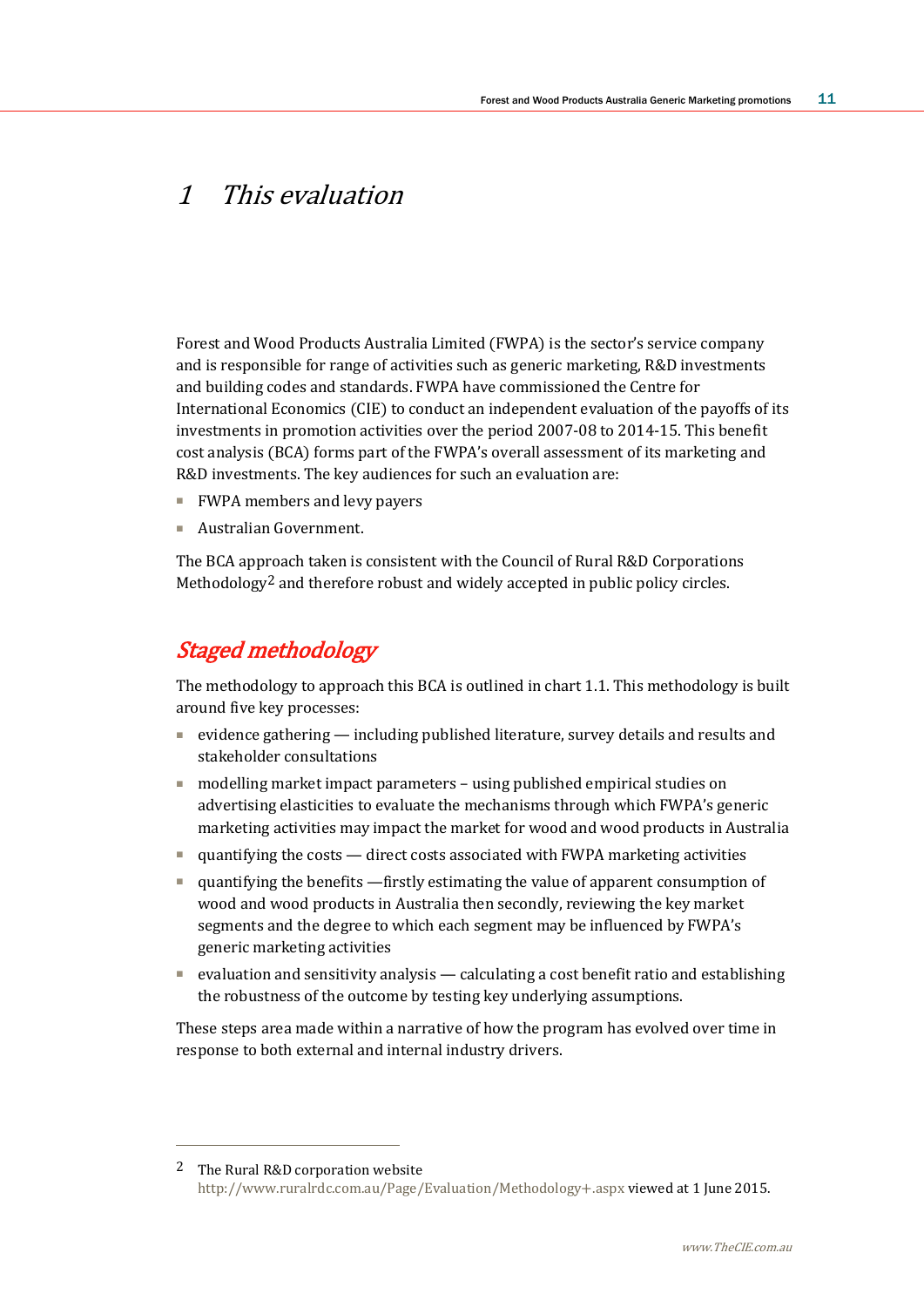# 1 This evaluation

Forest and Wood Products Australia Limited (FWPA) is the sector's service company and is responsible for range of activities such as generic marketing, R&D investments and building codes and standards. FWPA have commissioned the Centre for International Economics (CIE) to conduct an independent evaluation of the payoffs of its investments in promotion activities over the period 2007-08 to 2014-15. This benefit cost analysis (BCA) forms part of the FWPA's overall assessment of its marketing and R&D investments. The key audiences for such an evaluation are:

- FWPA members and levy payers
- Australian Government.

The BCA approach taken is consistent with the Council of Rural R&D Corporations Methodology[2] and therefore robust and widely accepted in public policy circles.

## Staged methodology

The methodology to approach this BCA is outlined in chart 1.1. This methodology is built around five key processes:

- evidence gathering — including published literature, survey details and results and stakeholder consultations
- modelling market impact parameters – using published empirical studies on advertising elasticities to evaluate the mechanisms through which FWPA's generic marketing activities may impact the market for wood and wood products in Australia
- quantifying the costs — direct costs associated with FWPA marketing activities
- quantifying the benefits —firstly estimating the value of apparent consumption of wood and wood products in Australia then secondly, reviewing the key market segments and the degree to which each segment may be influenced by FWPA's generic marketing activities
- evaluation and sensitivity analysis — calculating a cost benefit ratio and establishing the robustness of the outcome by testing key underlying assumptions.

These steps area made within a narrative of how the program has evolved over time in response to both external and internal industry drivers.

---

[2] The Rural R&D corporation website http://www.ruralrdc.com.au/Page/Evaluation/Methodology+.aspx viewed at 1 June 2015.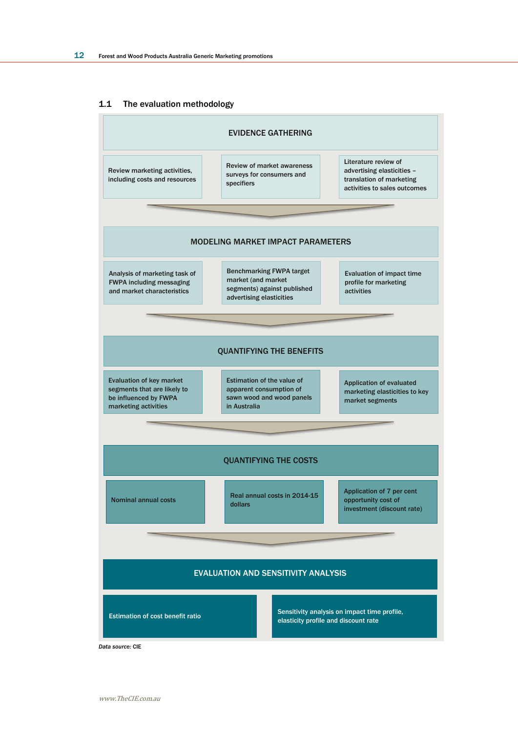## 1.1 The evaluation methodology

**EVIDENCE GATHERING**

- Review marketing activities, including costs and resources
- Review of market awareness surveys for consumers and specifiers
- Literature review of advertising elasticities – translation of marketing activities to sales outcomes

**MODELING MARKET IMPACT PARAMETERS**

- Analysis of marketing task of FWPA including messaging and market characteristics
- Benchmarking FWPA target market (and market segments) against published advertising elasticities
- Evaluation of impact time profile for marketing activities

**QUANTIFYING THE BENEFITS**

- Evaluation of key market segments that are likely to be influenced by FWPA marketing activities
- Estimation of the value of apparent consumption of sawn wood and wood panels in Australia
- Application of evaluated marketing elasticities to key market segments

**QUANTIFYING THE COSTS**

- Nominal annual costs
- Real annual costs in 2014-15 dollars
- Application of 7 per cent opportunity cost of investment (discount rate)

**EVALUATION AND SENSITIVITY ANALYSIS**

- Estimation of cost benefit ratio
- Sensitivity analysis on impact time profile, elasticity profile and discount rate

*Data source:* CIE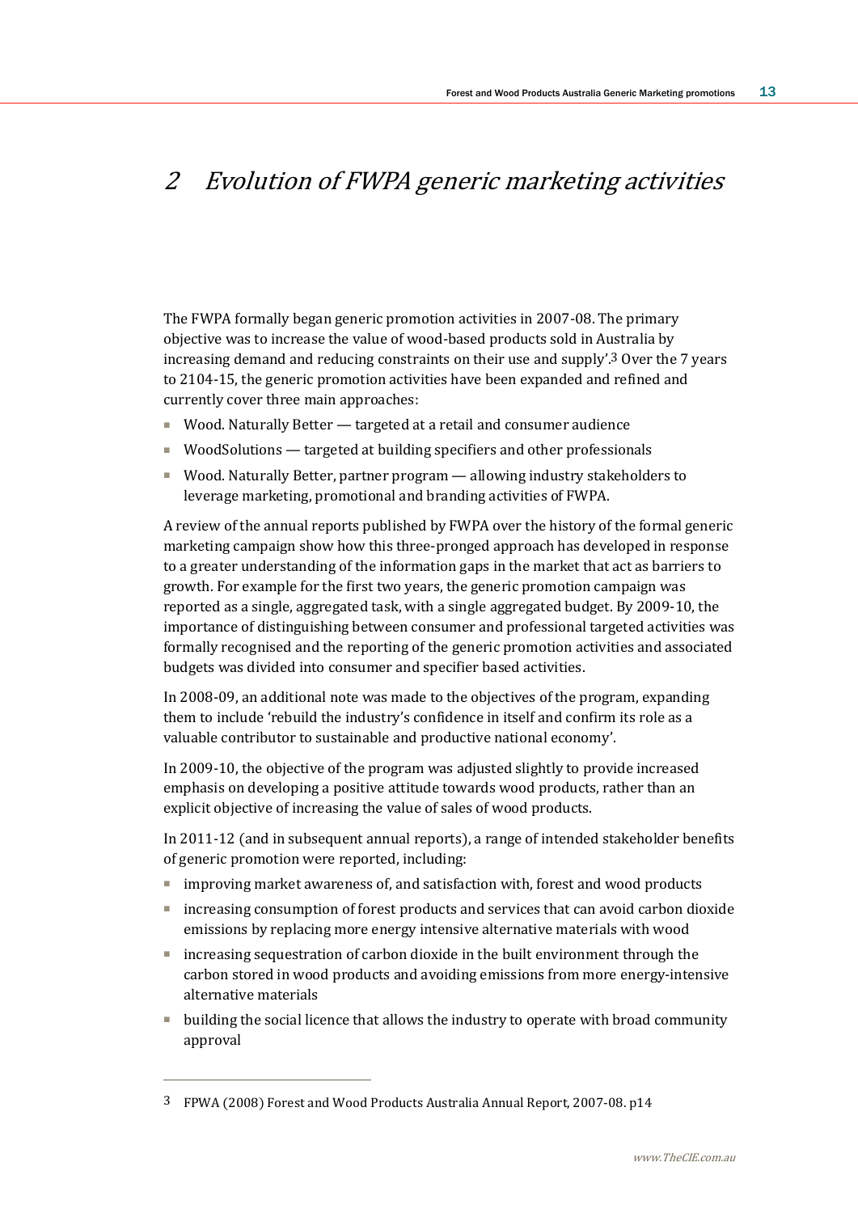# 2 Evolution of FWPA generic marketing activities

The FWPA formally began generic promotion activities in 2007-08. The primary objective was to increase the value of wood-based products sold in Australia by increasing demand and reducing constraints on their use and supply'.[3] Over the 7 years to 2104-15, the generic promotion activities have been expanded and refined and currently cover three main approaches:

- Wood. Naturally Better — targeted at a retail and consumer audience
- WoodSolutions — targeted at building specifiers and other professionals
- Wood. Naturally Better, partner program — allowing industry stakeholders to leverage marketing, promotional and branding activities of FWPA.

A review of the annual reports published by FWPA over the history of the formal generic marketing campaign show how this three-pronged approach has developed in response to a greater understanding of the information gaps in the market that act as barriers to growth. For example for the first two years, the generic promotion campaign was reported as a single, aggregated task, with a single aggregated budget. By 2009-10, the importance of distinguishing between consumer and professional targeted activities was formally recognised and the reporting of the generic promotion activities and associated budgets was divided into consumer and specifier based activities.

In 2008-09, an additional note was made to the objectives of the program, expanding them to include 'rebuild the industry's confidence in itself and confirm its role as a valuable contributor to sustainable and productive national economy'.

In 2009-10, the objective of the program was adjusted slightly to provide increased emphasis on developing a positive attitude towards wood products, rather than an explicit objective of increasing the value of sales of wood products.

In 2011-12 (and in subsequent annual reports), a range of intended stakeholder benefits of generic promotion were reported, including:

- improving market awareness of, and satisfaction with, forest and wood products
- increasing consumption of forest products and services that can avoid carbon dioxide emissions by replacing more energy intensive alternative materials with wood
- increasing sequestration of carbon dioxide in the built environment through the carbon stored in wood products and avoiding emissions from more energy-intensive alternative materials
- building the social licence that allows the industry to operate with broad community approval

[3] FPWA (2008) Forest and Wood Products Australia Annual Report, 2007-08. p14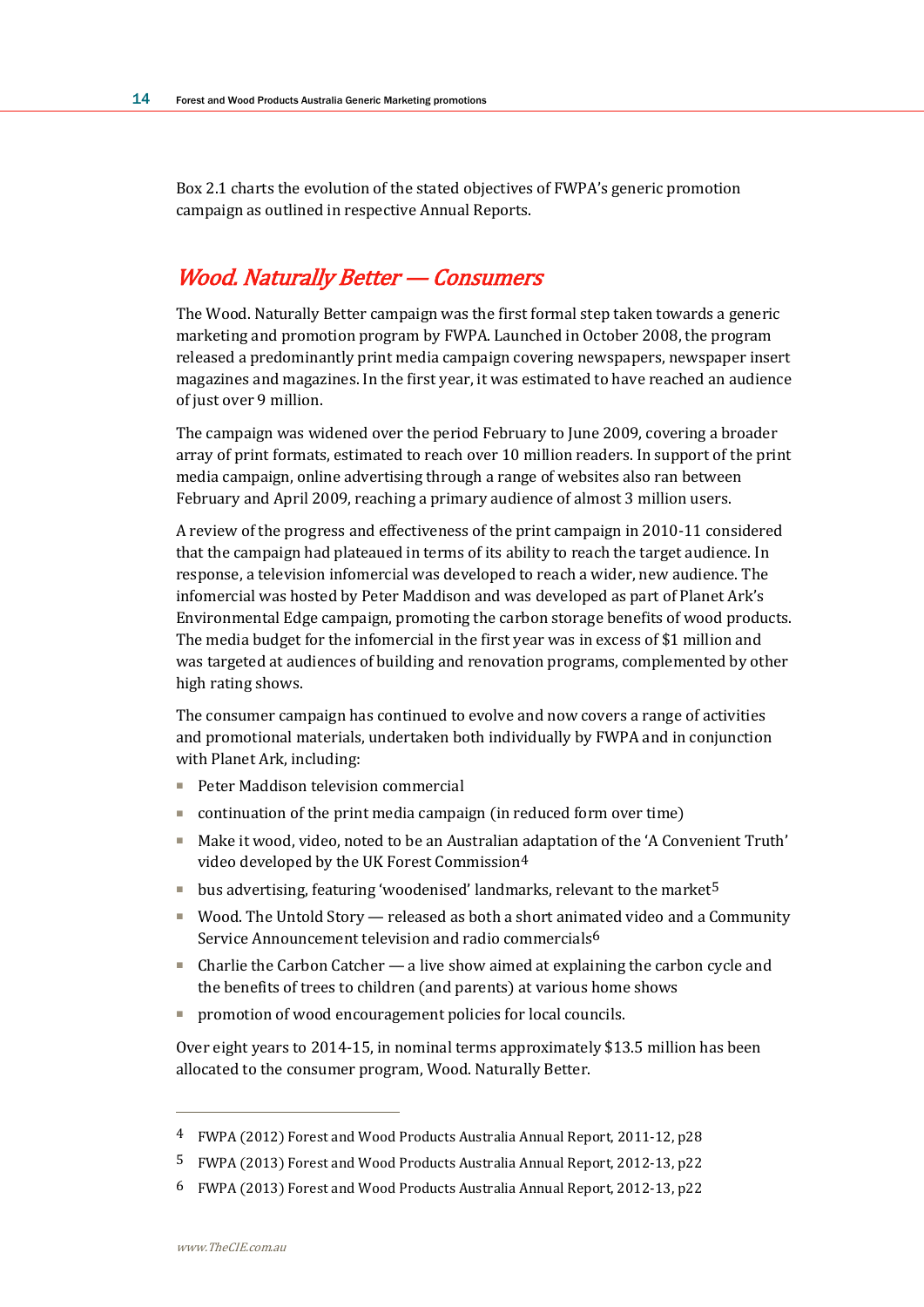Box 2.1 charts the evolution of the stated objectives of FWPA's generic promotion campaign as outlined in respective Annual Reports.

## *Wood. Naturally Better — Consumers*

The Wood. Naturally Better campaign was the first formal step taken towards a generic marketing and promotion program by FWPA. Launched in October 2008, the program released a predominantly print media campaign covering newspapers, newspaper insert magazines and magazines. In the first year, it was estimated to have reached an audience of just over 9 million.

The campaign was widened over the period February to June 2009, covering a broader array of print formats, estimated to reach over 10 million readers. In support of the print media campaign, online advertising through a range of websites also ran between February and April 2009, reaching a primary audience of almost 3 million users.

A review of the progress and effectiveness of the print campaign in 2010-11 considered that the campaign had plateaued in terms of its ability to reach the target audience. In response, a television infomercial was developed to reach a wider, new audience. The infomercial was hosted by Peter Maddison and was developed as part of Planet Ark's Environmental Edge campaign, promoting the carbon storage benefits of wood products. The media budget for the infomercial in the first year was in excess of $1 million and was targeted at audiences of building and renovation programs, complemented by other high rating shows.

The consumer campaign has continued to evolve and now covers a range of activities and promotional materials, undertaken both individually by FWPA and in conjunction with Planet Ark, including:

- Peter Maddison television commercial
- continuation of the print media campaign (in reduced form over time)
- Make it wood, video, noted to be an Australian adaptation of the 'A Convenient Truth' video developed by the UK Forest Commission[4]
- bus advertising, featuring 'woodenised' landmarks, relevant to the market[5]
- Wood. The Untold Story — released as both a short animated video and a Community Service Announcement television and radio commercials[6]
- Charlie the Carbon Catcher — a live show aimed at explaining the carbon cycle and the benefits of trees to children (and parents) at various home shows
- promotion of wood encouragement policies for local councils.

Over eight years to 2014-15, in nominal terms approximately $13.5 million has been allocated to the consumer program, Wood. Naturally Better.

---

[4] FWPA (2012) Forest and Wood Products Australia Annual Report, 2011-12, p28

[5] FWPA (2013) Forest and Wood Products Australia Annual Report, 2012-13, p22

[6] FWPA (2013) Forest and Wood Products Australia Annual Report, 2012-13, p22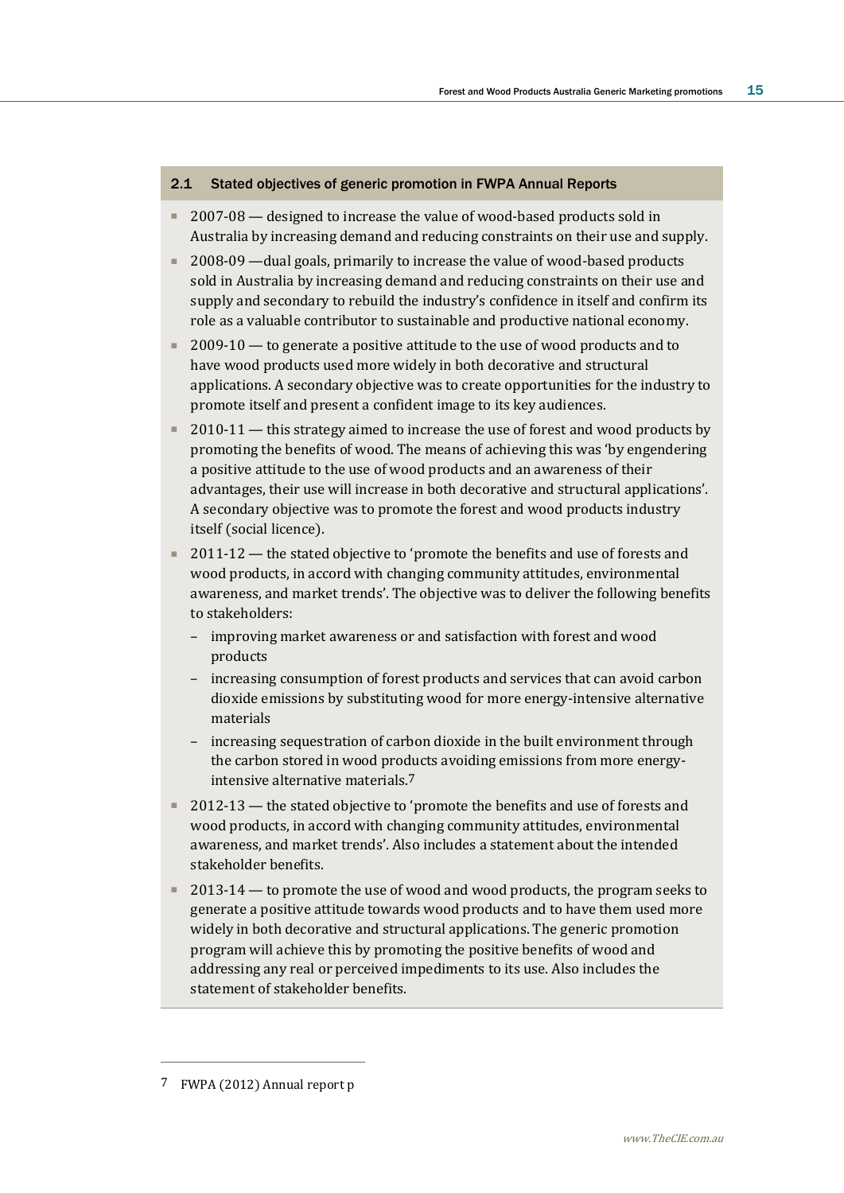### 2.1 Stated objectives of generic promotion in FWPA Annual Reports

- 2007-08 — designed to increase the value of wood-based products sold in Australia by increasing demand and reducing constraints on their use and supply.
- 2008-09 —dual goals, primarily to increase the value of wood-based products sold in Australia by increasing demand and reducing constraints on their use and supply and secondary to rebuild the industry's confidence in itself and confirm its role as a valuable contributor to sustainable and productive national economy.
- 2009-10 — to generate a positive attitude to the use of wood products and to have wood products used more widely in both decorative and structural applications. A secondary objective was to create opportunities for the industry to promote itself and present a confident image to its key audiences.
- 2010-11 — this strategy aimed to increase the use of forest and wood products by promoting the benefits of wood. The means of achieving this was 'by engendering a positive attitude to the use of wood products and an awareness of their advantages, their use will increase in both decorative and structural applications'. A secondary objective was to promote the forest and wood products industry itself (social licence).
- 2011-12 — the stated objective to 'promote the benefits and use of forests and wood products, in accord with changing community attitudes, environmental awareness, and market trends'. The objective was to deliver the following benefits to stakeholders:
  - improving market awareness or and satisfaction with forest and wood products
  - increasing consumption of forest products and services that can avoid carbon dioxide emissions by substituting wood for more energy-intensive alternative materials
  - increasing sequestration of carbon dioxide in the built environment through the carbon stored in wood products avoiding emissions from more energy-intensive alternative materials.[7]
- 2012-13 — the stated objective to 'promote the benefits and use of forests and wood products, in accord with changing community attitudes, environmental awareness, and market trends'. Also includes a statement about the intended stakeholder benefits.
- 2013-14 — to promote the use of wood and wood products, the program seeks to generate a positive attitude towards wood products and to have them used more widely in both decorative and structural applications. The generic promotion program will achieve this by promoting the positive benefits of wood and addressing any real or perceived impediments to its use. Also includes the statement of stakeholder benefits.

---

7 FWPA (2012) Annual report p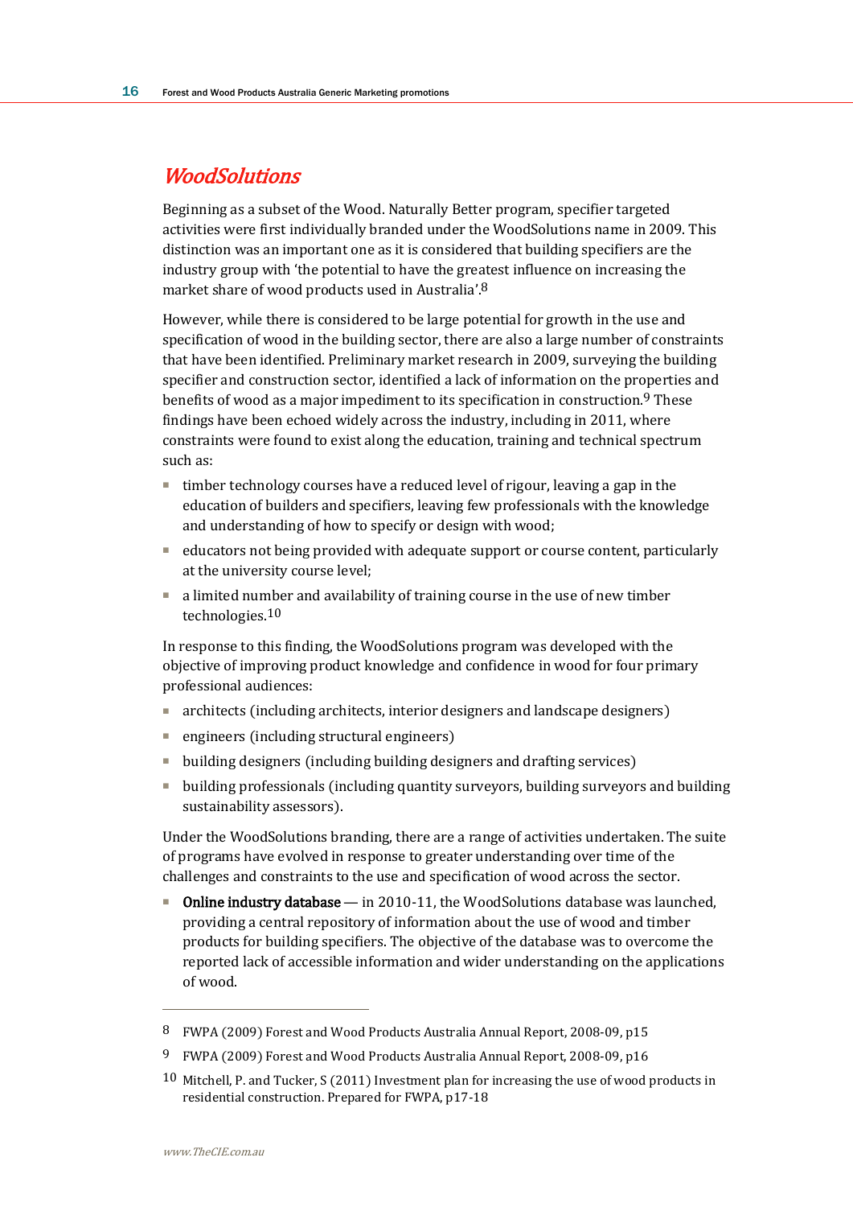## *WoodSolutions*

Beginning as a subset of the Wood. Naturally Better program, specifier targeted activities were first individually branded under the WoodSolutions name in 2009. This distinction was an important one as it is considered that building specifiers are the industry group with 'the potential to have the greatest influence on increasing the market share of wood products used in Australia'.[8]

However, while there is considered to be large potential for growth in the use and specification of wood in the building sector, there are also a large number of constraints that have been identified. Preliminary market research in 2009, surveying the building specifier and construction sector, identified a lack of information on the properties and benefits of wood as a major impediment to its specification in construction.[9] These findings have been echoed widely across the industry, including in 2011, where constraints were found to exist along the education, training and technical spectrum such as:

- timber technology courses have a reduced level of rigour, leaving a gap in the education of builders and specifiers, leaving few professionals with the knowledge and understanding of how to specify or design with wood;
- educators not being provided with adequate support or course content, particularly at the university course level;
- a limited number and availability of training course in the use of new timber technologies.[10]

In response to this finding, the WoodSolutions program was developed with the objective of improving product knowledge and confidence in wood for four primary professional audiences:

- architects (including architects, interior designers and landscape designers)
- engineers (including structural engineers)
- building designers (including building designers and drafting services)
- building professionals (including quantity surveyors, building surveyors and building sustainability assessors).

Under the WoodSolutions branding, there are a range of activities undertaken. The suite of programs have evolved in response to greater understanding over time of the challenges and constraints to the use and specification of wood across the sector.

- **Online industry database** — in 2010-11, the WoodSolutions database was launched, providing a central repository of information about the use of wood and timber products for building specifiers. The objective of the database was to overcome the reported lack of accessible information and wider understanding on the applications of wood.

---

8 FWPA (2009) Forest and Wood Products Australia Annual Report, 2008-09, p15

9 FWPA (2009) Forest and Wood Products Australia Annual Report, 2008-09, p16

10 Mitchell, P. and Tucker, S (2011) Investment plan for increasing the use of wood products in residential construction. Prepared for FWPA, p17-18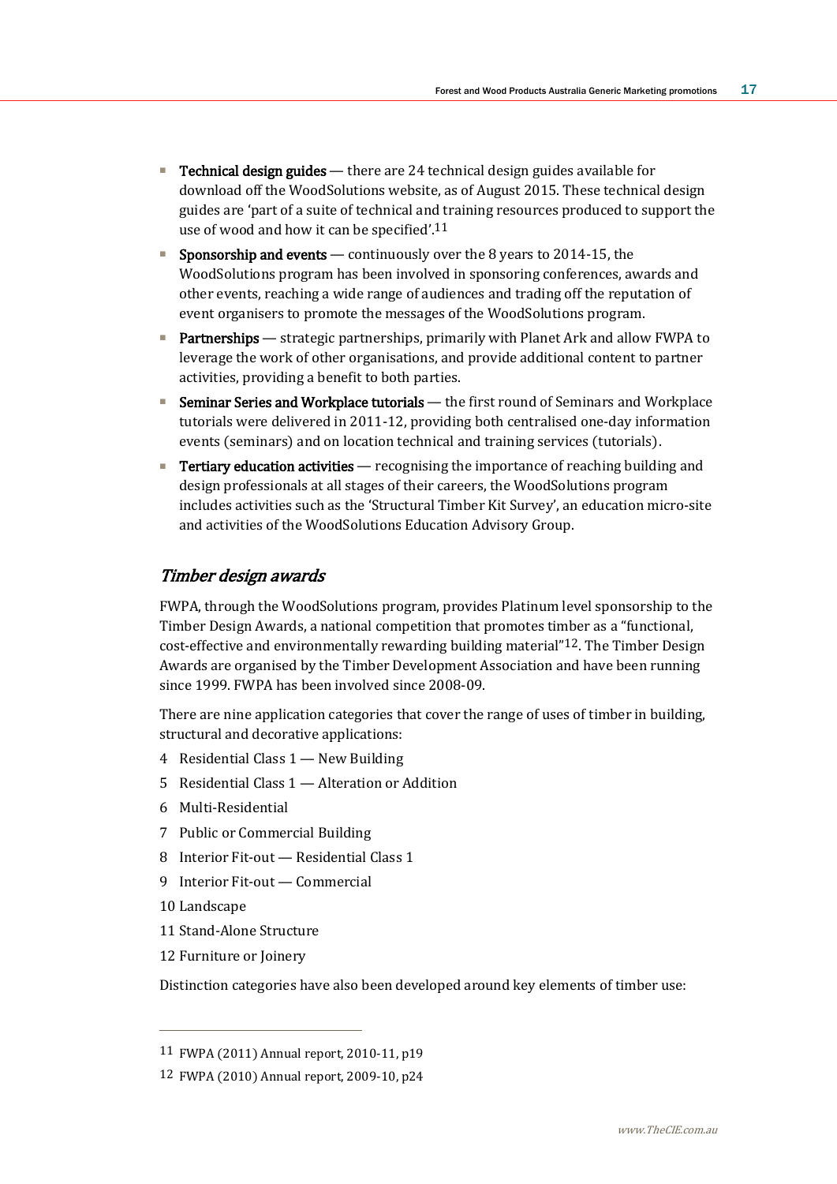- **Technical design guides** — there are 24 technical design guides available for download off the WoodSolutions website, as of August 2015. These technical design guides are 'part of a suite of technical and training resources produced to support the use of wood and how it can be specified'.[11]
- **Sponsorship and events** — continuously over the 8 years to 2014-15, the WoodSolutions program has been involved in sponsoring conferences, awards and other events, reaching a wide range of audiences and trading off the reputation of event organisers to promote the messages of the WoodSolutions program.
- **Partnerships** — strategic partnerships, primarily with Planet Ark and allow FWPA to leverage the work of other organisations, and provide additional content to partner activities, providing a benefit to both parties.
- **Seminar Series and Workplace tutorials** — the first round of Seminars and Workplace tutorials were delivered in 2011-12, providing both centralised one-day information events (seminars) and on location technical and training services (tutorials).
- **Tertiary education activities** — recognising the importance of reaching building and design professionals at all stages of their careers, the WoodSolutions program includes activities such as the 'Structural Timber Kit Survey', an education micro-site and activities of the WoodSolutions Education Advisory Group.

### *Timber design awards*

FWPA, through the WoodSolutions program, provides Platinum level sponsorship to the Timber Design Awards, a national competition that promotes timber as a "functional, cost-effective and environmentally rewarding building material"[12]. The Timber Design Awards are organised by the Timber Development Association and have been running since 1999. FWPA has been involved since 2008-09.

There are nine application categories that cover the range of uses of timber in building, structural and decorative applications:

4 Residential Class 1 — New Building

5 Residential Class 1 — Alteration or Addition

6 Multi-Residential

7 Public or Commercial Building

8 Interior Fit-out — Residential Class 1

9 Interior Fit-out — Commercial

10 Landscape

11 Stand-Alone Structure

12 Furniture or Joinery

Distinction categories have also been developed around key elements of timber use:

---

[11] FWPA (2011) Annual report, 2010-11, p19

[12] FWPA (2010) Annual report, 2009-10, p24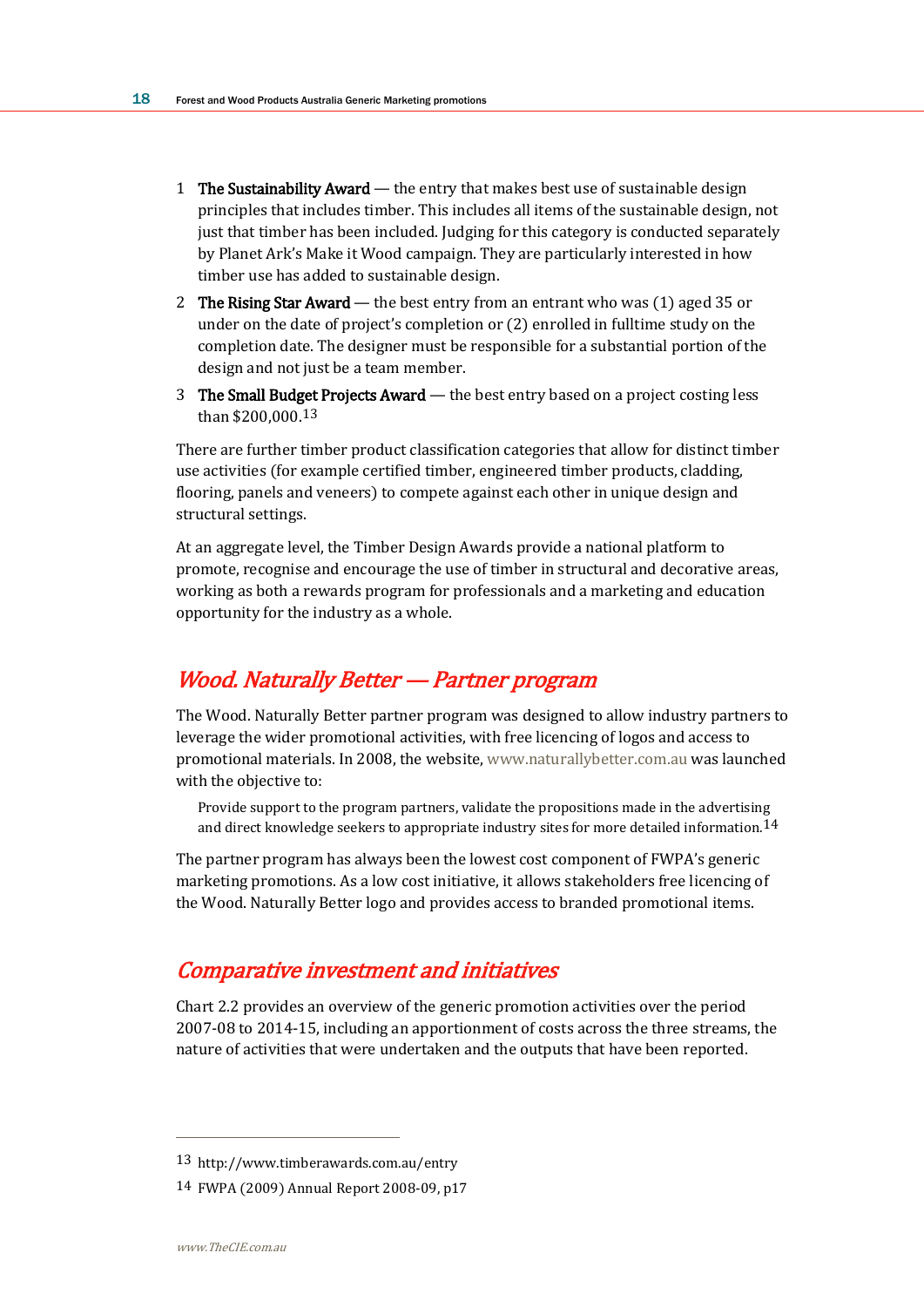1. **The Sustainability Award** — the entry that makes best use of sustainable design principles that includes timber. This includes all items of the sustainable design, not just that timber has been included. Judging for this category is conducted separately by Planet Ark's Make it Wood campaign. They are particularly interested in how timber use has added to sustainable design.
2. **The Rising Star Award** — the best entry from an entrant who was (1) aged 35 or under on the date of project's completion or (2) enrolled in fulltime study on the completion date. The designer must be responsible for a substantial portion of the design and not just be a team member.
3. **The Small Budget Projects Award** — the best entry based on a project costing less than $200,000.[13]

There are further timber product classification categories that allow for distinct timber use activities (for example certified timber, engineered timber products, cladding, flooring, panels and veneers) to compete against each other in unique design and structural settings.

At an aggregate level, the Timber Design Awards provide a national platform to promote, recognise and encourage the use of timber in structural and decorative areas, working as both a rewards program for professionals and a marketing and education opportunity for the industry as a whole.

## *Wood. Naturally Better — Partner program*

The Wood. Naturally Better partner program was designed to allow industry partners to leverage the wider promotional activities, with free licencing of logos and access to promotional materials. In 2008, the website, www.naturallybetter.com.au was launched with the objective to:

> Provide support to the program partners, validate the propositions made in the advertising and direct knowledge seekers to appropriate industry sites for more detailed information.[14]

The partner program has always been the lowest cost component of FWPA's generic marketing promotions. As a low cost initiative, it allows stakeholders free licencing of the Wood. Naturally Better logo and provides access to branded promotional items.

## *Comparative investment and initiatives*

Chart 2.2 provides an overview of the generic promotion activities over the period 2007-08 to 2014-15, including an apportionment of costs across the three streams, the nature of activities that were undertaken and the outputs that have been reported.

---

13 http://www.timberawards.com.au/entry

14 FWPA (2009) Annual Report 2008-09, p17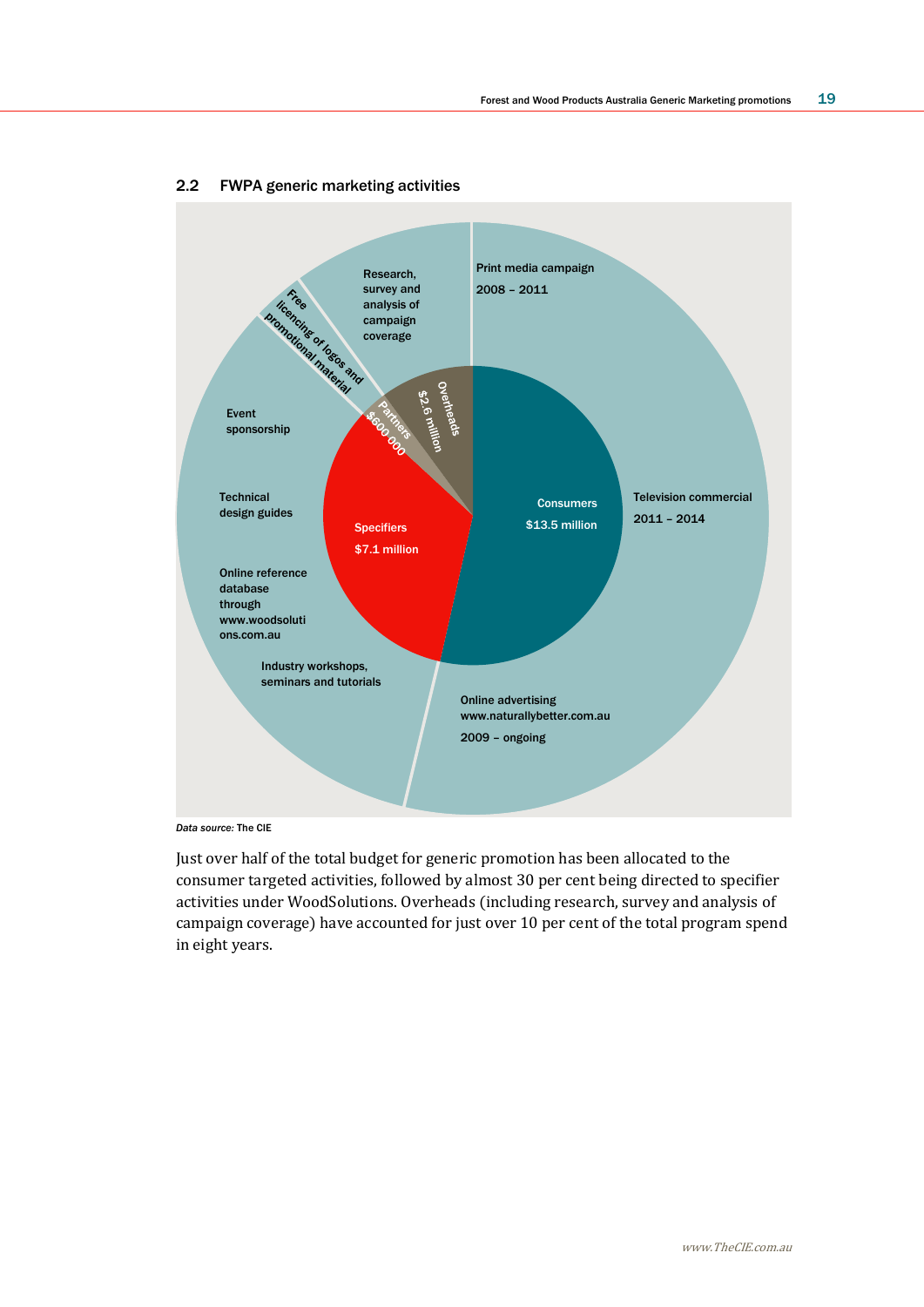## 2.2 FWPA generic marketing activities

Print media campaign 2008 – 2011

Research, survey and analysis of campaign coverage

Free licencing of logos and promotional material

Event sponsorship

Technical design guides

Online reference database through www.woodsolutions.com.au

Industry workshops, seminars and tutorials

Online advertising www.naturallybetter.com.au 2009 – ongoing

Television commercial 2011 – 2014

Consumers $13.5 million

Specifiers $7.1 million

Partners $600 000

Overheads $2.6 million

*Data source:* The CIE

Just over half of the total budget for generic promotion has been allocated to the consumer targeted activities, followed by almost 30 per cent being directed to specifier activities under WoodSolutions. Overheads (including research, survey and analysis of campaign coverage) have accounted for just over 10 per cent of the total program spend in eight years.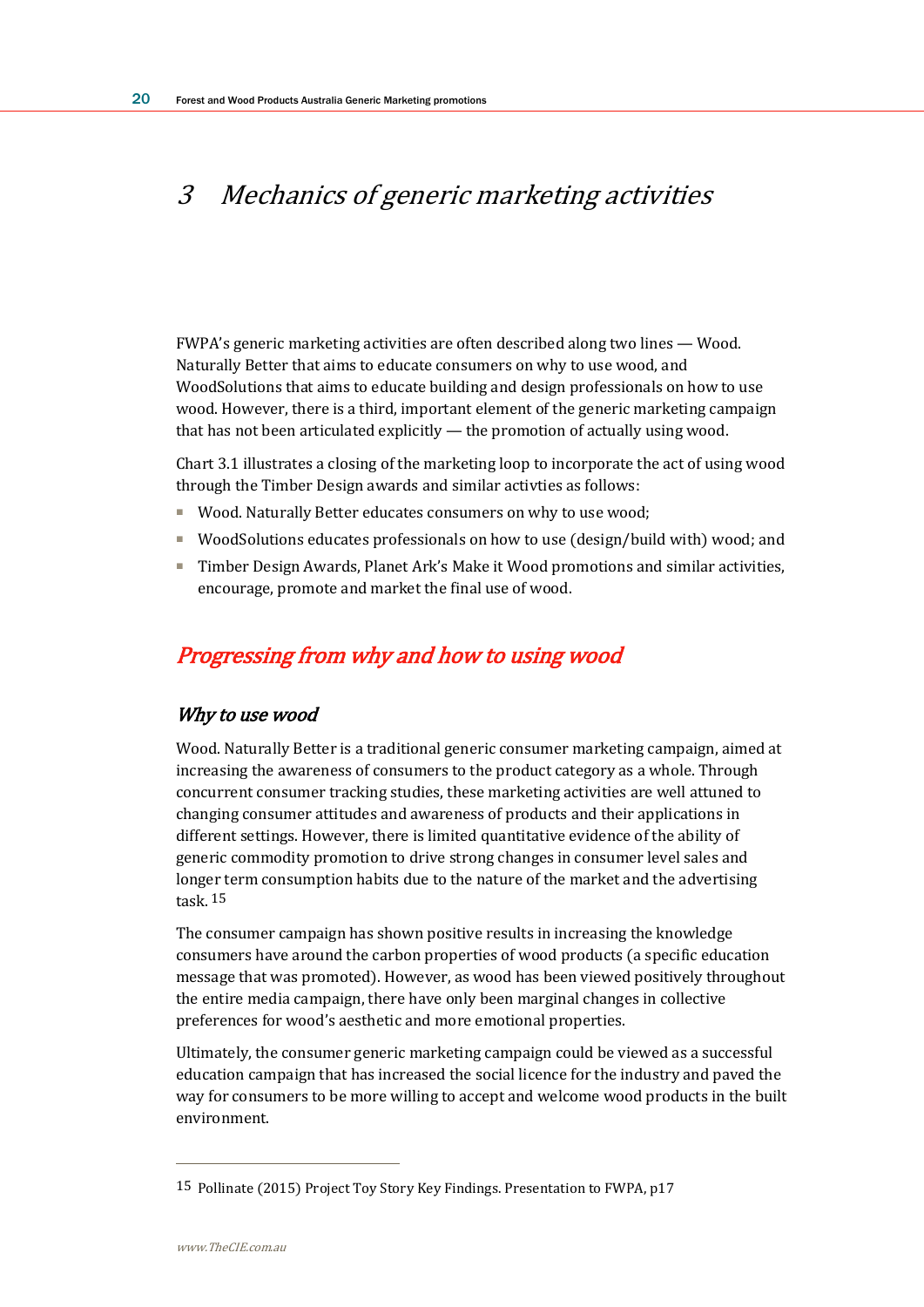# 3 *Mechanics of generic marketing activities*

FWPA's generic marketing activities are often described along two lines — Wood. Naturally Better that aims to educate consumers on why to use wood, and WoodSolutions that aims to educate building and design professionals on how to use wood. However, there is a third, important element of the generic marketing campaign that has not been articulated explicitly — the promotion of actually using wood.

Chart 3.1 illustrates a closing of the marketing loop to incorporate the act of using wood through the Timber Design awards and similar activties as follows:

- Wood. Naturally Better educates consumers on why to use wood;
- WoodSolutions educates professionals on how to use (design/build with) wood; and
- Timber Design Awards, Planet Ark's Make it Wood promotions and similar activities, encourage, promote and market the final use of wood.

## *Progressing from why and how to using wood*

### *Why to use wood*

Wood. Naturally Better is a traditional generic consumer marketing campaign, aimed at increasing the awareness of consumers to the product category as a whole. Through concurrent consumer tracking studies, these marketing activities are well attuned to changing consumer attitudes and awareness of products and their applications in different settings. However, there is limited quantitative evidence of the ability of generic commodity promotion to drive strong changes in consumer level sales and longer term consumption habits due to the nature of the market and the advertising task.[15]

The consumer campaign has shown positive results in increasing the knowledge consumers have around the carbon properties of wood products (a specific education message that was promoted). However, as wood has been viewed positively throughout the entire media campaign, there have only been marginal changes in collective preferences for wood's aesthetic and more emotional properties.

Ultimately, the consumer generic marketing campaign could be viewed as a successful education campaign that has increased the social licence for the industry and paved the way for consumers to be more willing to accept and welcome wood products in the built environment.

---

[15] Pollinate (2015) Project Toy Story Key Findings. Presentation to FWPA, p17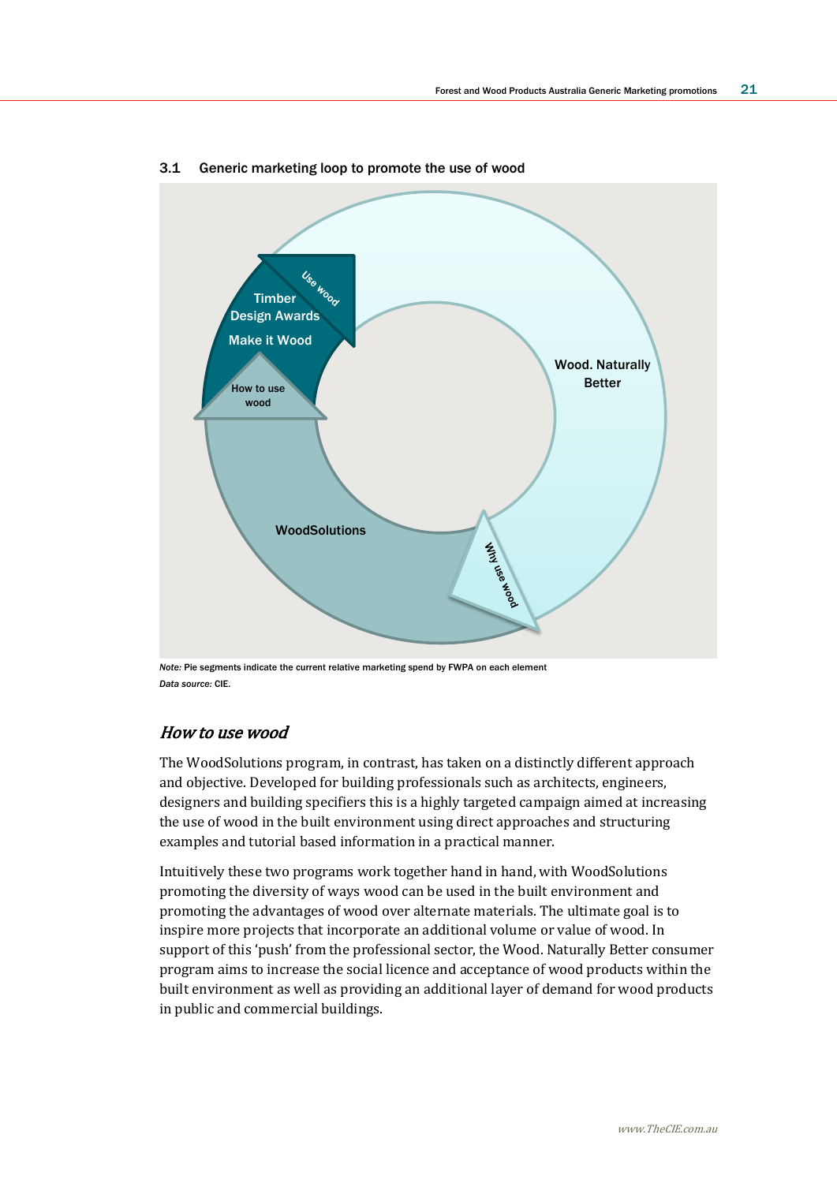3.1 Generic marketing loop to promote the use of wood

Timber Design Awards

Make it Wood

Use wood

How to use wood

Wood. Naturally Better

WoodSolutions

Why use wood

*Note:* Pie segments indicate the current relative marketing spend by FWPA on each element

*Data source:* CIE.

## *How to use wood*

The WoodSolutions program, in contrast, has taken on a distinctly different approach and objective. Developed for building professionals such as architects, engineers, designers and building specifiers this is a highly targeted campaign aimed at increasing the use of wood in the built environment using direct approaches and structuring examples and tutorial based information in a practical manner.

Intuitively these two programs work together hand in hand, with WoodSolutions promoting the diversity of ways wood can be used in the built environment and promoting the advantages of wood over alternate materials. The ultimate goal is to inspire more projects that incorporate an additional volume or value of wood. In support of this 'push' from the professional sector, the Wood. Naturally Better consumer program aims to increase the social licence and acceptance of wood products within the built environment as well as providing an additional layer of demand for wood products in public and commercial buildings.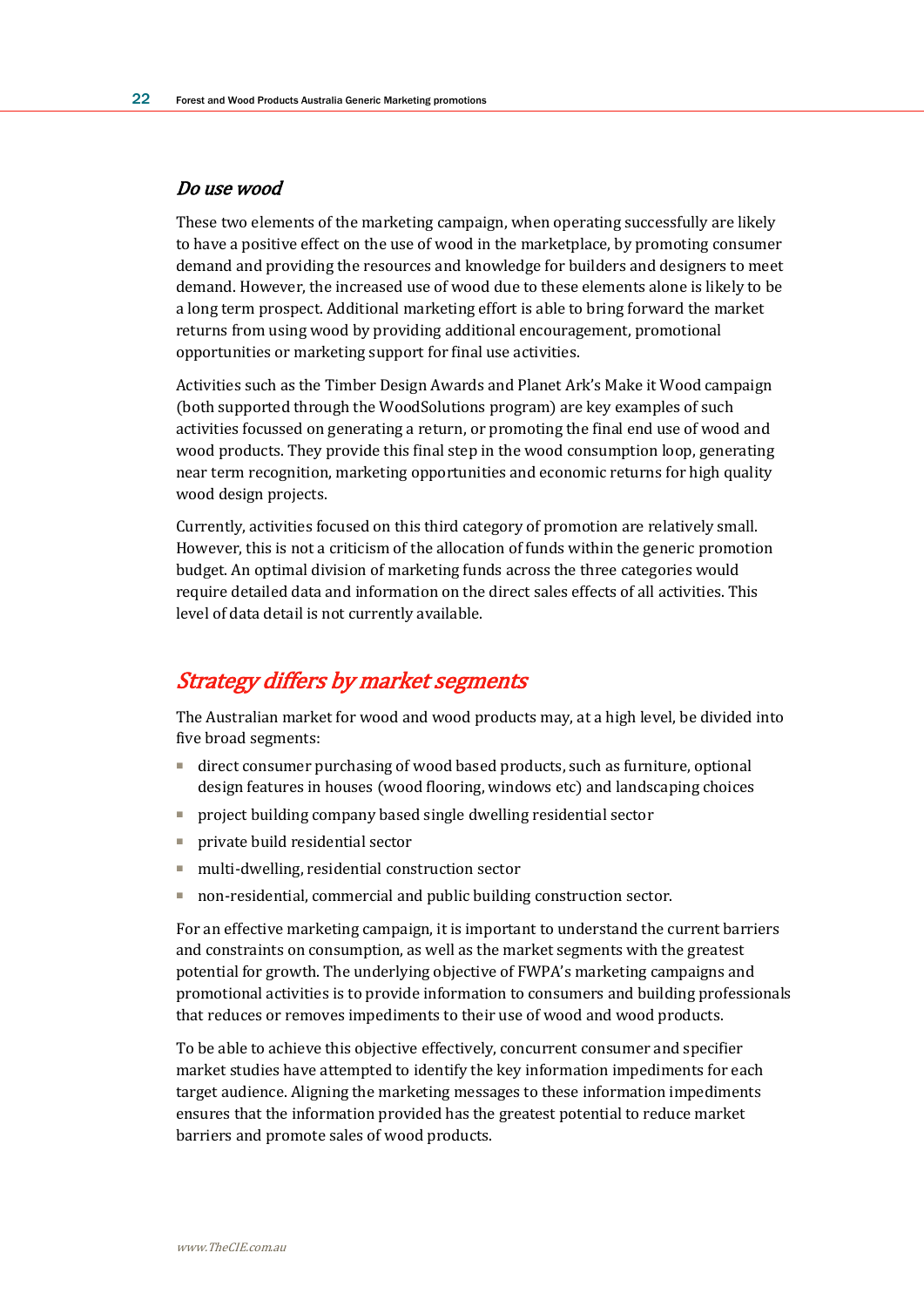### *Do use wood*

These two elements of the marketing campaign, when operating successfully are likely to have a positive effect on the use of wood in the marketplace, by promoting consumer demand and providing the resources and knowledge for builders and designers to meet demand. However, the increased use of wood due to these elements alone is likely to be a long term prospect. Additional marketing effort is able to bring forward the market returns from using wood by providing additional encouragement, promotional opportunities or marketing support for final use activities.

Activities such as the Timber Design Awards and Planet Ark's Make it Wood campaign (both supported through the WoodSolutions program) are key examples of such activities focussed on generating a return, or promoting the final end use of wood and wood products. They provide this final step in the wood consumption loop, generating near term recognition, marketing opportunities and economic returns for high quality wood design projects.

Currently, activities focused on this third category of promotion are relatively small. However, this is not a criticism of the allocation of funds within the generic promotion budget. An optimal division of marketing funds across the three categories would require detailed data and information on the direct sales effects of all activities. This level of data detail is not currently available.

## *Strategy differs by market segments*

The Australian market for wood and wood products may, at a high level, be divided into five broad segments:

- direct consumer purchasing of wood based products, such as furniture, optional design features in houses (wood flooring, windows etc) and landscaping choices
- project building company based single dwelling residential sector
- private build residential sector
- multi-dwelling, residential construction sector
- non-residential, commercial and public building construction sector.

For an effective marketing campaign, it is important to understand the current barriers and constraints on consumption, as well as the market segments with the greatest potential for growth. The underlying objective of FWPA's marketing campaigns and promotional activities is to provide information to consumers and building professionals that reduces or removes impediments to their use of wood and wood products.

To be able to achieve this objective effectively, concurrent consumer and specifier market studies have attempted to identify the key information impediments for each target audience. Aligning the marketing messages to these information impediments ensures that the information provided has the greatest potential to reduce market barriers and promote sales of wood products.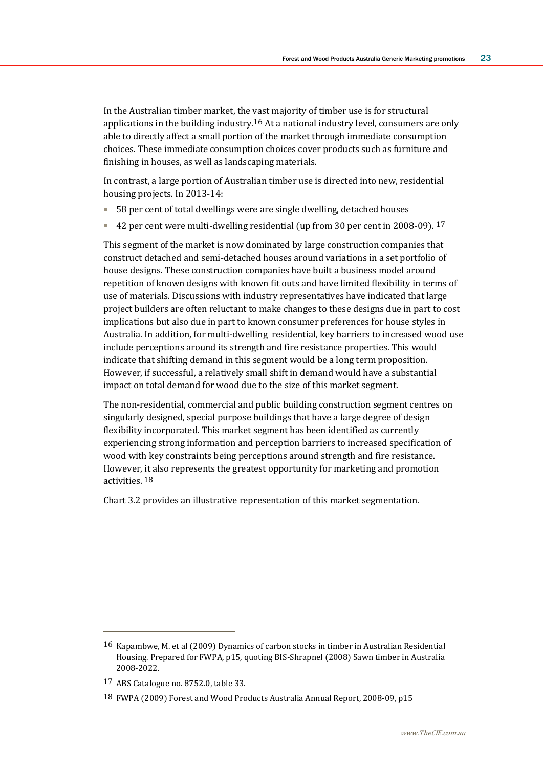In the Australian timber market, the vast majority of timber use is for structural applications in the building industry.[16] At a national industry level, consumers are only able to directly affect a small portion of the market through immediate consumption choices. These immediate consumption choices cover products such as furniture and finishing in houses, as well as landscaping materials.

In contrast, a large portion of Australian timber use is directed into new, residential housing projects. In 2013-14:

- 58 per cent of total dwellings were are single dwelling, detached houses
- 42 per cent were multi-dwelling residential (up from 30 per cent in 2008-09). [17]

This segment of the market is now dominated by large construction companies that construct detached and semi-detached houses around variations in a set portfolio of house designs. These construction companies have built a business model around repetition of known designs with known fit outs and have limited flexibility in terms of use of materials. Discussions with industry representatives have indicated that large project builders are often reluctant to make changes to these designs due in part to cost implications but also due in part to known consumer preferences for house styles in Australia. In addition, for multi-dwelling residential, key barriers to increased wood use include perceptions around its strength and fire resistance properties. This would indicate that shifting demand in this segment would be a long term proposition. However, if successful, a relatively small shift in demand would have a substantial impact on total demand for wood due to the size of this market segment.

The non-residential, commercial and public building construction segment centres on singularly designed, special purpose buildings that have a large degree of design flexibility incorporated. This market segment has been identified as currently experiencing strong information and perception barriers to increased specification of wood with key constraints being perceptions around strength and fire resistance. However, it also represents the greatest opportunity for marketing and promotion activities. [18]

Chart 3.2 provides an illustrative representation of this market segmentation.

---

[16] Kapambwe, M. et al (2009) Dynamics of carbon stocks in timber in Australian Residential Housing. Prepared for FWPA, p15, quoting BIS-Shrapnel (2008) Sawn timber in Australia 2008-2022.

[17] ABS Catalogue no. 8752.0, table 33.

[18] FWPA (2009) Forest and Wood Products Australia Annual Report, 2008-09, p15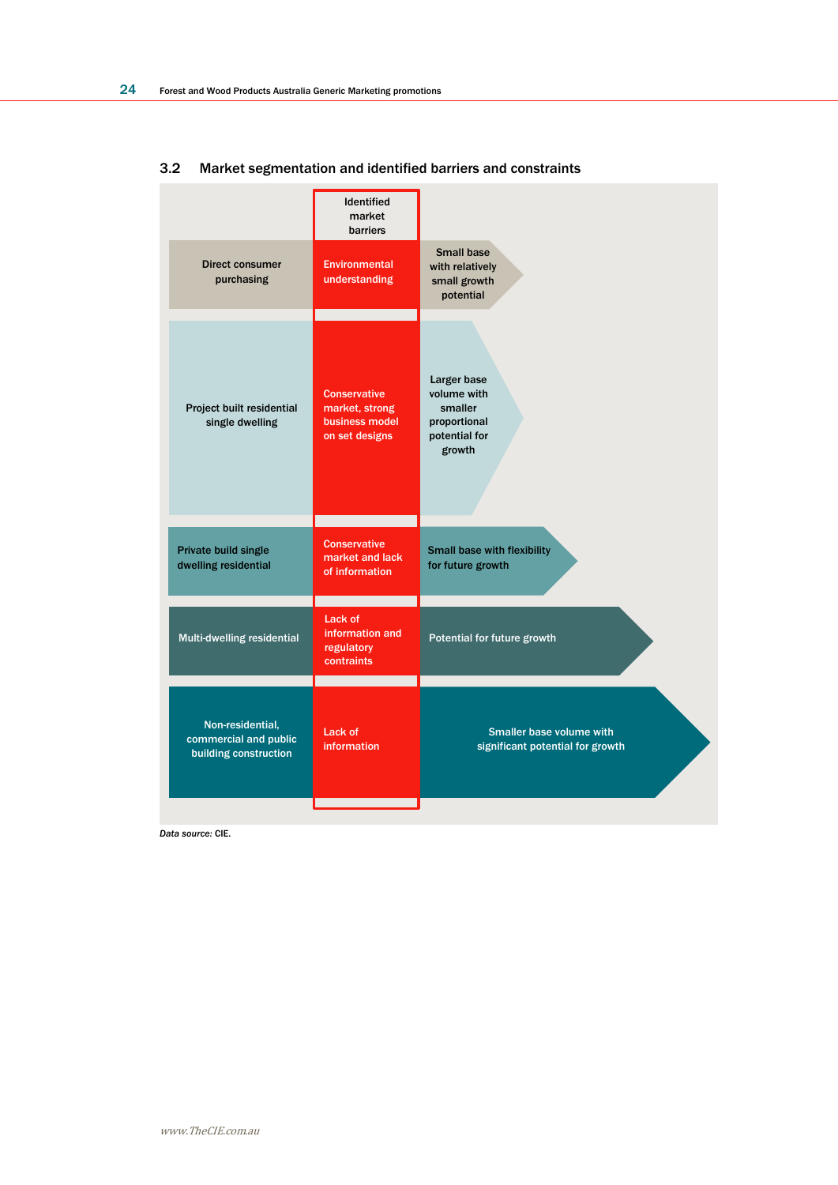## 3.2 Market segmentation and identified barriers and constraints

| Market segment | Identified market barriers | |
|---|---|---|
| Direct consumer purchasing | Environmental understanding | Small base with relatively small growth potential |
| Project built residential single dwelling | Conservative market, strong business model on set designs | Larger base volume with smaller proportional potential for growth |
| Private build single dwelling residential | Conservative market and lack of information | Small base with flexibility for future growth |
| Multi-dwelling residential | Lack of information and regulatory contraints | Potential for future growth |
| Non-residential, commercial and public building construction | Lack of information | Smaller base volume with significant potential for growth |

*Data source:* CIE.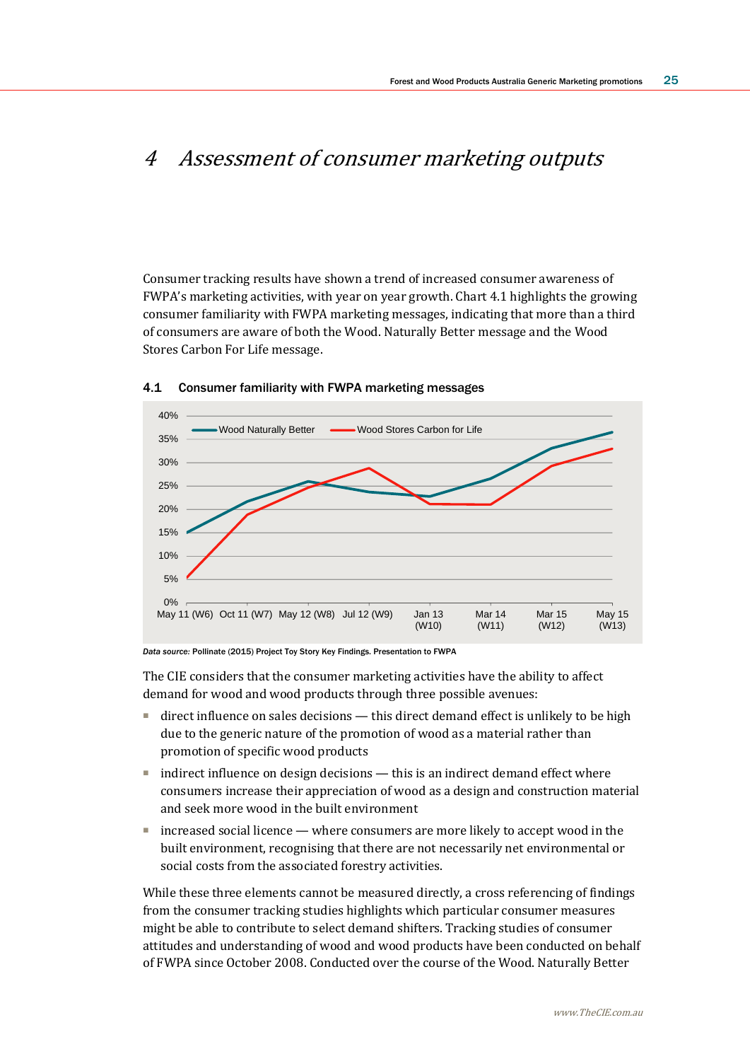// 4 Assessment of consumer marketing outputs

Consumer tracking results have shown a trend of increased consumer awareness of FWPA's marketing activities, with year on year growth. Chart 4.1 highlights the growing consumer familiarity with FWPA marketing messages, indicating that more than a third of consumers are aware of both the Wood. Naturally Better message and the Wood Stores Carbon For Life message.

**4.1 Consumer familiarity with FWPA marketing messages**

*Data source:* Pollinate (2015) Project Toy Story Key Findings. Presentation to FWPA

The CIE considers that the consumer marketing activities have the ability to affect demand for wood and wood products through three possible avenues:

- direct influence on sales decisions — this direct demand effect is unlikely to be high due to the generic nature of the promotion of wood as a material rather than promotion of specific wood products
- indirect influence on design decisions — this is an indirect demand effect where consumers increase their appreciation of wood as a design and construction material and seek more wood in the built environment
- increased social licence — where consumers are more likely to accept wood in the built environment, recognising that there are not necessarily net environmental or social costs from the associated forestry activities.

While these three elements cannot be measured directly, a cross referencing of findings from the consumer tracking studies highlights which particular consumer measures might be able to contribute to select demand shifters. Tracking studies of consumer attitudes and understanding of wood and wood products have been conducted on behalf of FWPA since October 2008. Conducted over the course of the Wood. Naturally Better

# 4 Assessment of consumer marketing outputs

Consumer tracking results have shown a trend of increased consumer awareness of FWPA's marketing activities, with year on year growth. Chart 4.1 highlights the growing consumer familiarity with FWPA marketing messages, indicating that more than a third of consumers are aware of both the Wood. Naturally Better message and the Wood Stores Carbon For Life message.

**4.1 Consumer familiarity with FWPA marketing messages**

*Data source:* Pollinate (2015) Project Toy Story Key Findings. Presentation to FWPA

The CIE considers that the consumer marketing activities have the ability to affect demand for wood and wood products through three possible avenues:

- direct influence on sales decisions — this direct demand effect is unlikely to be high due to the generic nature of the promotion of wood as a material rather than promotion of specific wood products
- indirect influence on design decisions — this is an indirect demand effect where consumers increase their appreciation of wood as a design and construction material and seek more wood in the built environment
- increased social licence — where consumers are more likely to accept wood in the built environment, recognising that there are not necessarily net environmental or social costs from the associated forestry activities.

While these three elements cannot be measured directly, a cross referencing of findings from the consumer tracking studies highlights which particular consumer measures might be able to contribute to select demand shifters. Tracking studies of consumer attitudes and understanding of wood and wood products have been conducted on behalf of FWPA since October 2008. Conducted over the course of the Wood. Naturally Better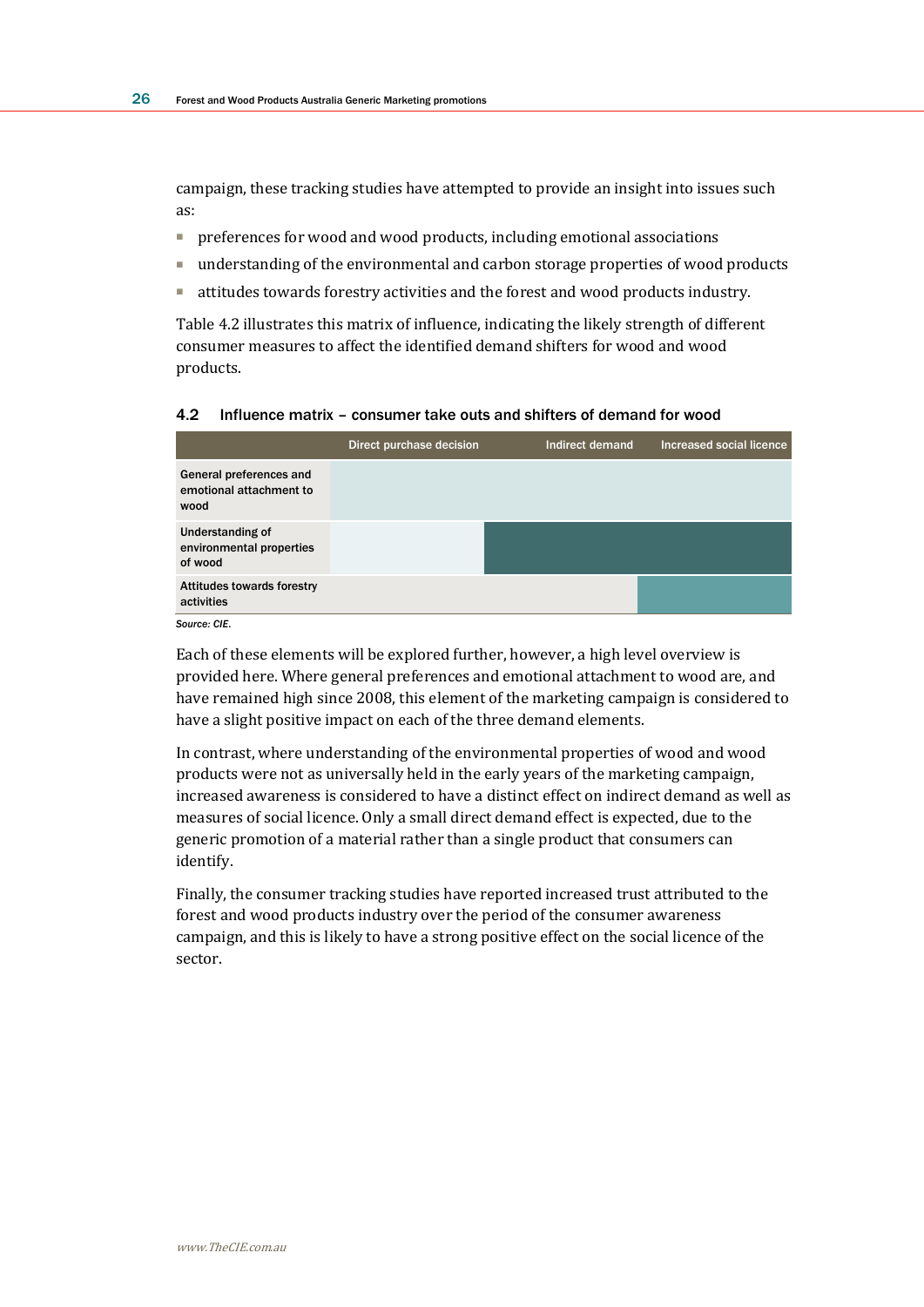campaign, these tracking studies have attempted to provide an insight into issues such as:

- preferences for wood and wood products, including emotional associations
- understanding of the environmental and carbon storage properties of wood products
- attitudes towards forestry activities and the forest and wood products industry.

Table 4.2 illustrates this matrix of influence, indicating the likely strength of different consumer measures to affect the identified demand shifters for wood and wood products.

#### 4.2 Influence matrix – consumer take outs and shifters of demand for wood

| | Direct purchase decision | Indirect demand | Increased social licence |
|---|---|---|---|
| General preferences and emotional attachment to wood | | | |
| Understanding of environmental properties of wood | | | |
| Attitudes towards forestry activities | | | |

*Source: CIE.*

Each of these elements will be explored further, however, a high level overview is provided here. Where general preferences and emotional attachment to wood are, and have remained high since 2008, this element of the marketing campaign is considered to have a slight positive impact on each of the three demand elements.

In contrast, where understanding of the environmental properties of wood and wood products were not as universally held in the early years of the marketing campaign, increased awareness is considered to have a distinct effect on indirect demand as well as measures of social licence. Only a small direct demand effect is expected, due to the generic promotion of a material rather than a single product that consumers can identify.

Finally, the consumer tracking studies have reported increased trust attributed to the forest and wood products industry over the period of the consumer awareness campaign, and this is likely to have a strong positive effect on the social licence of the sector.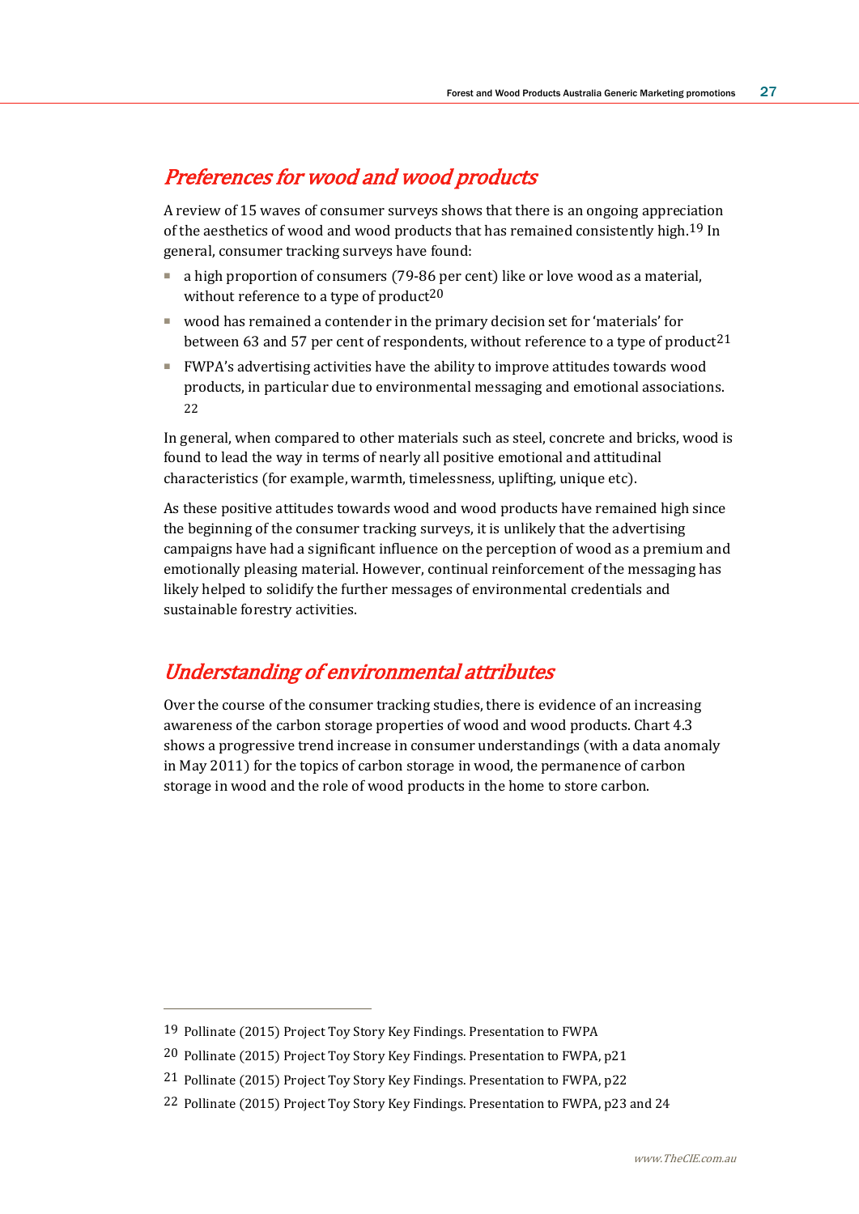## *Preferences for wood and wood products*

A review of 15 waves of consumer surveys shows that there is an ongoing appreciation of the aesthetics of wood and wood products that has remained consistently high.[19] In general, consumer tracking surveys have found:

- a high proportion of consumers (79-86 per cent) like or love wood as a material, without reference to a type of product[20]
- wood has remained a contender in the primary decision set for 'materials' for between 63 and 57 per cent of respondents, without reference to a type of product[21]
- FWPA's advertising activities have the ability to improve attitudes towards wood products, in particular due to environmental messaging and emotional associations.[22]

In general, when compared to other materials such as steel, concrete and bricks, wood is found to lead the way in terms of nearly all positive emotional and attitudinal characteristics (for example, warmth, timelessness, uplifting, unique etc).

As these positive attitudes towards wood and wood products have remained high since the beginning of the consumer tracking surveys, it is unlikely that the advertising campaigns have had a significant influence on the perception of wood as a premium and emotionally pleasing material. However, continual reinforcement of the messaging has likely helped to solidify the further messages of environmental credentials and sustainable forestry activities.

## *Understanding of environmental attributes*

Over the course of the consumer tracking studies, there is evidence of an increasing awareness of the carbon storage properties of wood and wood products. Chart 4.3 shows a progressive trend increase in consumer understandings (with a data anomaly in May 2011) for the topics of carbon storage in wood, the permanence of carbon storage in wood and the role of wood products in the home to store carbon.

---

[19] Pollinate (2015) Project Toy Story Key Findings. Presentation to FWPA

[20] Pollinate (2015) Project Toy Story Key Findings. Presentation to FWPA, p21

[21] Pollinate (2015) Project Toy Story Key Findings. Presentation to FWPA, p22

[22] Pollinate (2015) Project Toy Story Key Findings. Presentation to FWPA, p23 and 24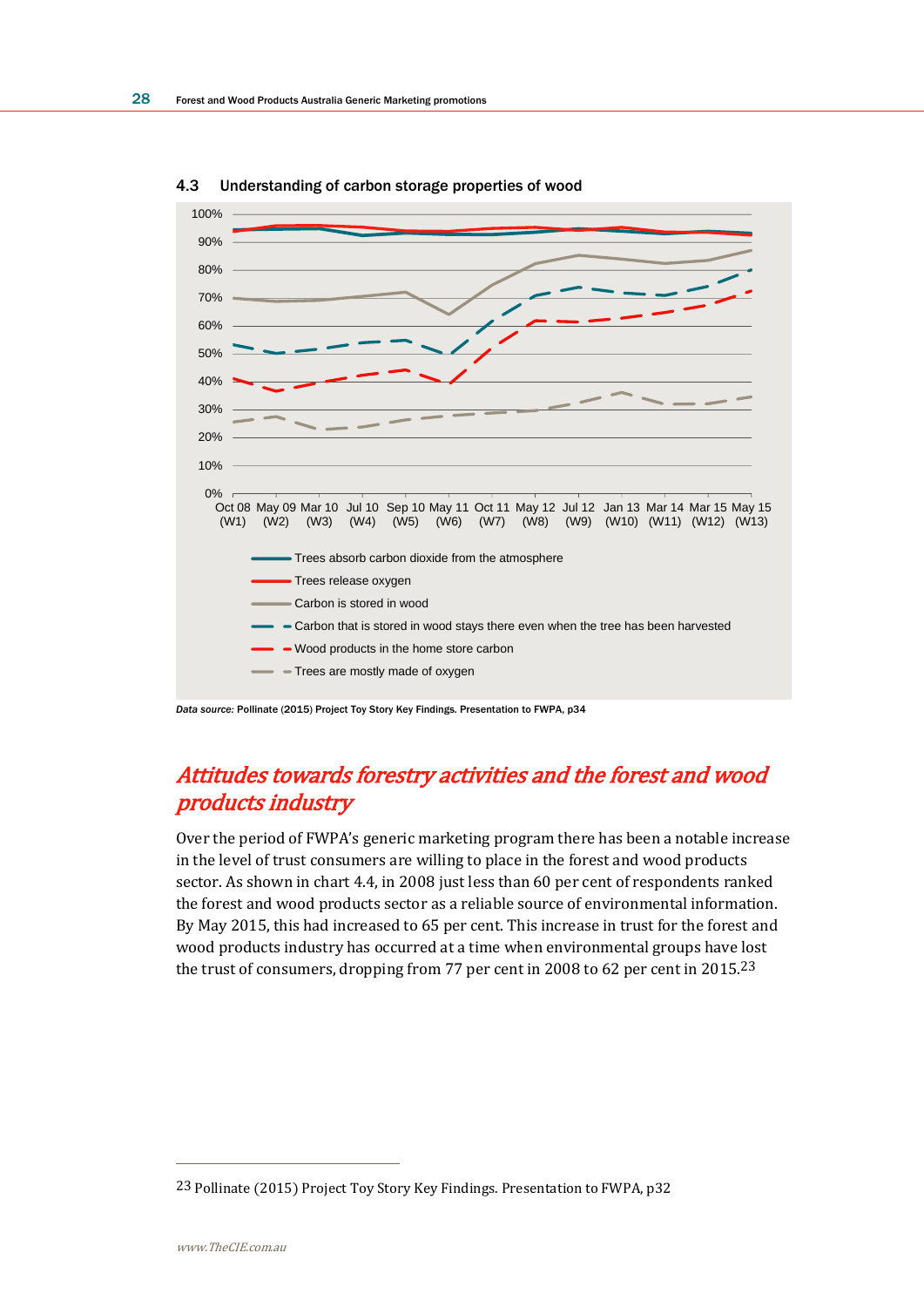### 4.3 Understanding of carbon storage properties of wood

*Data source:* Pollinate (2015) Project Toy Story Key Findings. Presentation to FWPA, p34

## *Attitudes towards forestry activities and the forest and wood products industry*

Over the period of FWPA's generic marketing program there has been a notable increase in the level of trust consumers are willing to place in the forest and wood products sector. As shown in chart 4.4, in 2008 just less than 60 per cent of respondents ranked the forest and wood products sector as a reliable source of environmental information. By May 2015, this had increased to 65 per cent. This increase in trust for the forest and wood products industry has occurred at a time when environmental groups have lost the trust of consumers, dropping from 77 per cent in 2008 to 62 per cent in 2015.[23]

---

[23] Pollinate (2015) Project Toy Story Key Findings. Presentation to FWPA, p32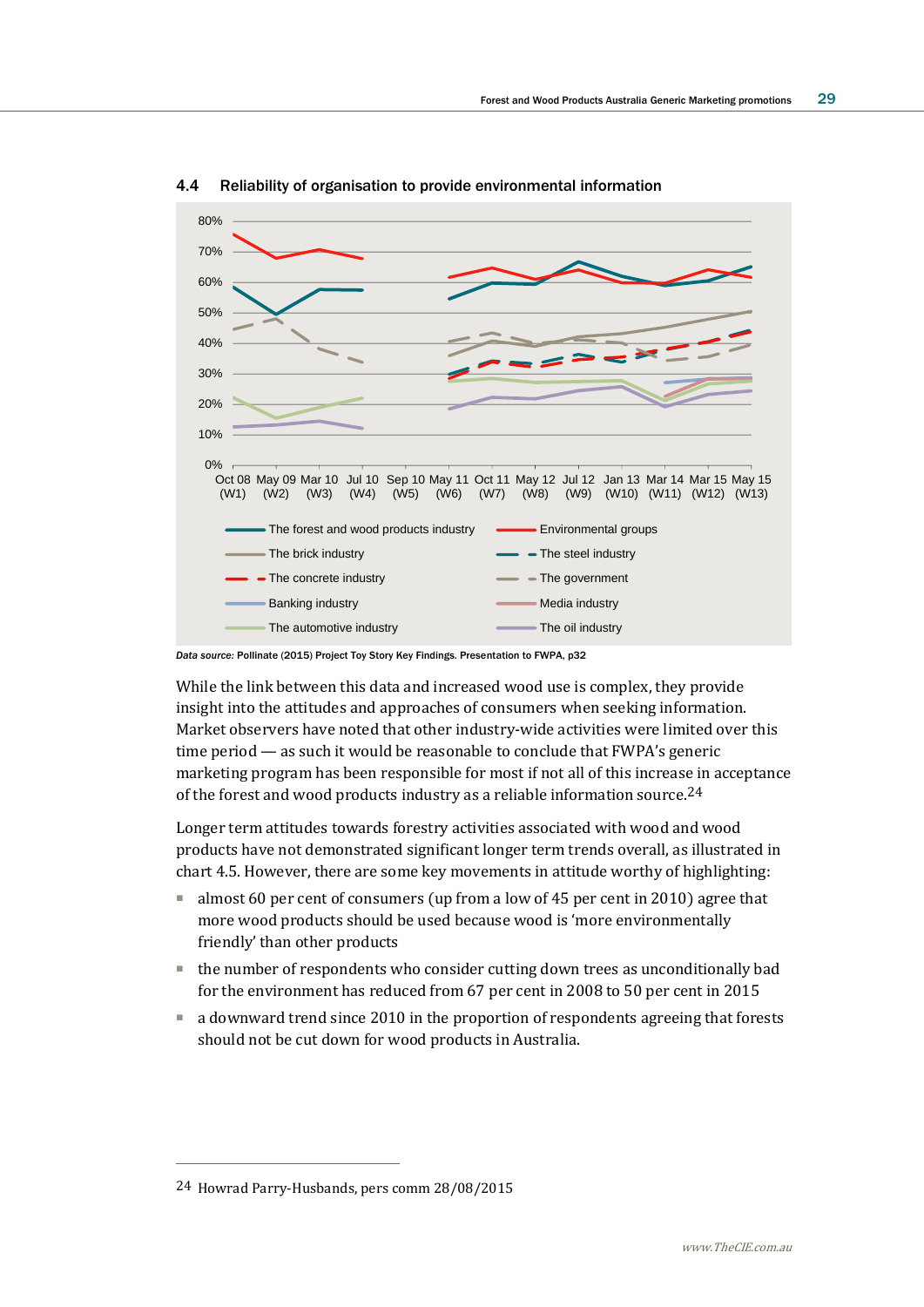### 4.4 Reliability of organisation to provide environmental information

80%
70%
60%
50%
40%
30%
20%
10%
0%

Oct 08 (W1) | May 09 (W2) | Mar 10 (W3) | Jul 10 (W4) | Sep 10 (W5) | May 11 (W6) | Oct 11 (W7) | May 12 (W8) | Jul 12 (W9) | Jan 13 (W10) | Mar 14 (W11) | Mar 15 (W12) | May 15 (W13)

- The forest and wood products industry
- Environmental groups
- The brick industry
- The steel industry
- The concrete industry
- The government
- Banking industry
- Media industry
- The automotive industry
- The oil industry

*Data source:* Pollinate (2015) Project Toy Story Key Findings. Presentation to FWPA, p32

While the link between this data and increased wood use is complex, they provide insight into the attitudes and approaches of consumers when seeking information. Market observers have noted that other industry-wide activities were limited over this time period — as such it would be reasonable to conclude that FWPA's generic marketing program has been responsible for most if not all of this increase in acceptance of the forest and wood products industry as a reliable information source.[24]

Longer term attitudes towards forestry activities associated with wood and wood products have not demonstrated significant longer term trends overall, as illustrated in chart 4.5. However, there are some key movements in attitude worthy of highlighting:

- almost 60 per cent of consumers (up from a low of 45 per cent in 2010) agree that more wood products should be used because wood is 'more environmentally friendly' than other products
- the number of respondents who consider cutting down trees as unconditionally bad for the environment has reduced from 67 per cent in 2008 to 50 per cent in 2015
- a downward trend since 2010 in the proportion of respondents agreeing that forests should not be cut down for wood products in Australia.

---

24 Howrad Parry-Husbands, pers comm 28/08/2015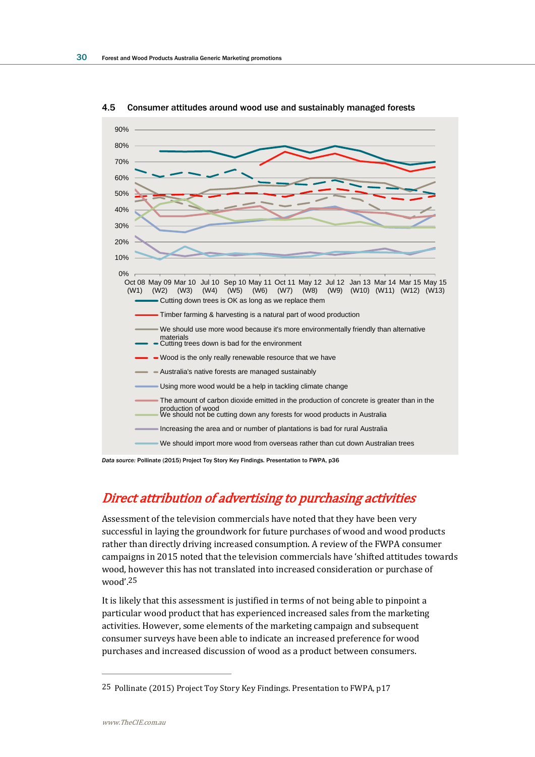**4.5 Consumer attitudes around wood use and sustainably managed forests**

Oct 08 (W1), May 09 (W2), Mar 10 (W3), Jul 10 (W4), Sep 10 (W5), May 11 (W6), Oct 11 (W7), May 12 (W8), Jul 12 (W9), Jan 13 (W10), Mar 14 (W11), Mar 15 (W12), May 15 (W13)

- Cutting down trees is OK as long as we replace them
- Timber farming & harvesting is a natural part of wood production
- We should use more wood because it's more environmentally friendly than alternative materials
- Cutting trees down is bad for the environment
- Wood is the only really renewable resource that we have
- Australia's native forests are managed sustainably
- Using more wood would be a help in tackling climate change
- The amount of carbon dioxide emitted in the production of concrete is greater than in the production of wood
- We should not be cutting down any forests for wood products in Australia
- Increasing the area and or number of plantations is bad for rural Australia
- We should import more wood from overseas rather than cut down Australian trees

*Data source:* Pollinate (2015) Project Toy Story Key Findings. Presentation to FWPA, p36

## *Direct attribution of advertising to purchasing activities*

Assessment of the television commercials have noted that they have been very successful in laying the groundwork for future purchases of wood and wood products rather than directly driving increased consumption. A review of the FWPA consumer campaigns in 2015 noted that the television commercials have 'shifted attitudes towards wood, however this has not translated into increased consideration or purchase of wood'.[25]

It is likely that this assessment is justified in terms of not being able to pinpoint a particular wood product that has experienced increased sales from the marketing activities. However, some elements of the marketing campaign and subsequent consumer surveys have been able to indicate an increased preference for wood purchases and increased discussion of wood as a product between consumers.

---

25 Pollinate (2015) Project Toy Story Key Findings. Presentation to FWPA, p17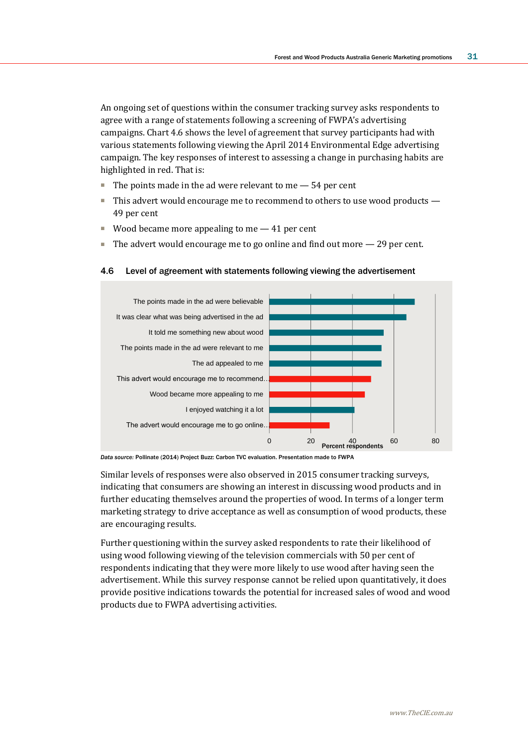An ongoing set of questions within the consumer tracking survey asks respondents to agree with a range of statements following a screening of FWPA's advertising campaigns. Chart 4.6 shows the level of agreement that survey participants had with various statements following viewing the April 2014 Environmental Edge advertising campaign. The key responses of interest to assessing a change in purchasing habits are highlighted in red. That is:

- The points made in the ad were relevant to me — 54 per cent
- This advert would encourage me to recommend to others to use wood products — 49 per cent
- Wood became more appealing to me — 41 per cent
- The advert would encourage me to go online and find out more — 29 per cent.

**4.6 Level of agreement with statements following viewing the advertisement**

The points made in the ad were believable

It was clear what was being advertised in the ad

It told me something new about wood

The points made in the ad were relevant to me

The ad appealed to me

This advert would encourage me to recommend...

Wood became more appealing to me

I enjoyed watching it a lot

The advert would encourage me to go online...

0 20 40 60 80

Percent respondents

*Data source:* Pollinate (2014) Project Buzz: Carbon TVC evaluation. Presentation made to FWPA

Similar levels of responses were also observed in 2015 consumer tracking surveys, indicating that consumers are showing an interest in discussing wood products and in further educating themselves around the properties of wood. In terms of a longer term marketing strategy to drive acceptance as well as consumption of wood products, these are encouraging results.

Further questioning within the survey asked respondents to rate their likelihood of using wood following viewing of the television commercials with 50 per cent of respondents indicating that they were more likely to use wood after having seen the advertisement. While this survey response cannot be relied upon quantitatively, it does provide positive indications towards the potential for increased sales of wood and wood products due to FWPA advertising activities.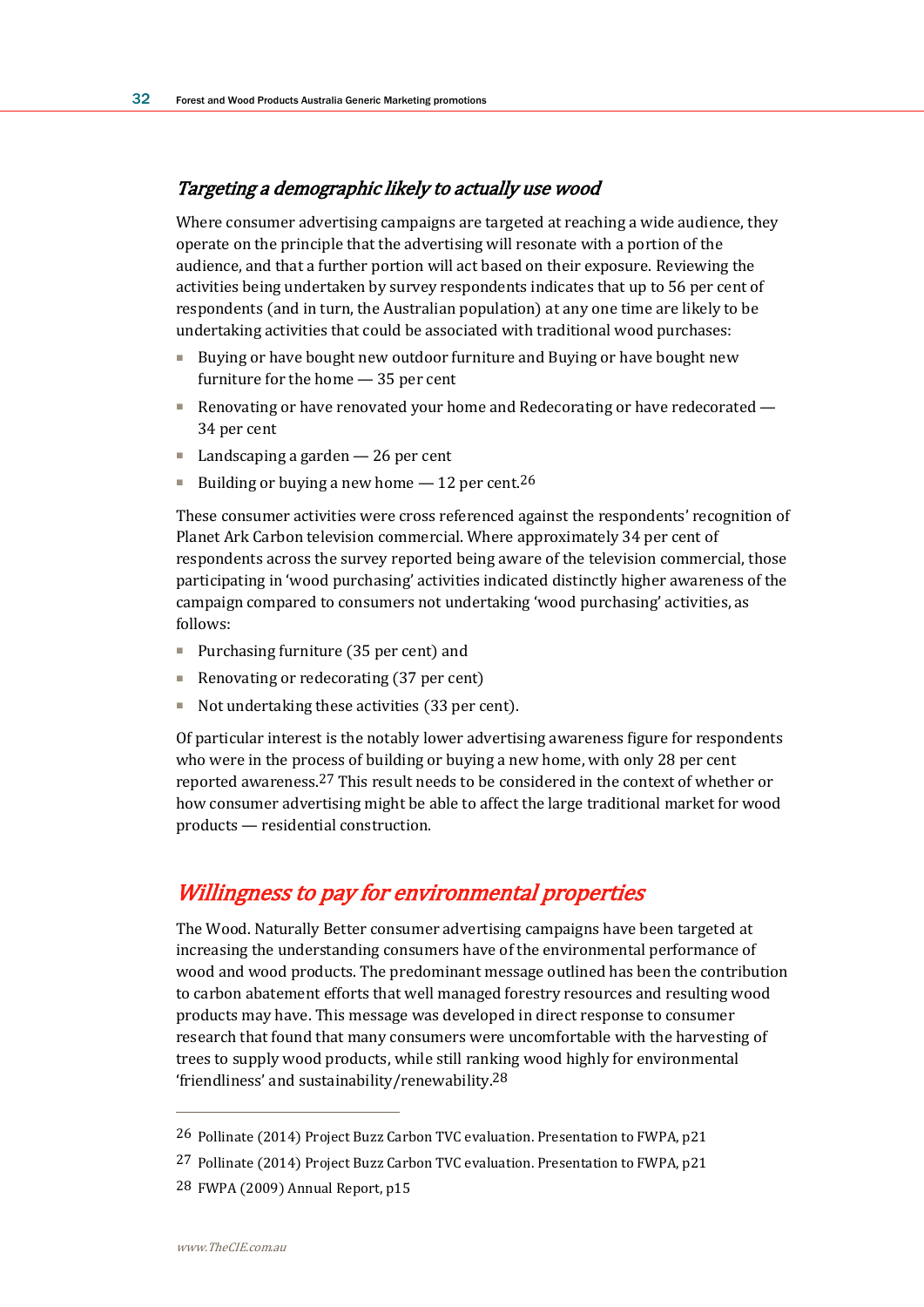### *Targeting a demographic likely to actually use wood*

Where consumer advertising campaigns are targeted at reaching a wide audience, they operate on the principle that the advertising will resonate with a portion of the audience, and that a further portion will act based on their exposure. Reviewing the activities being undertaken by survey respondents indicates that up to 56 per cent of respondents (and in turn, the Australian population) at any one time are likely to be undertaking activities that could be associated with traditional wood purchases:

- Buying or have bought new outdoor furniture and Buying or have bought new furniture for the home — 35 per cent
- Renovating or have renovated your home and Redecorating or have redecorated — 34 per cent
- Landscaping a garden — 26 per cent
- Building or buying a new home — 12 per cent.[26]

These consumer activities were cross referenced against the respondents' recognition of Planet Ark Carbon television commercial. Where approximately 34 per cent of respondents across the survey reported being aware of the television commercial, those participating in 'wood purchasing' activities indicated distinctly higher awareness of the campaign compared to consumers not undertaking 'wood purchasing' activities, as follows:

- Purchasing furniture (35 per cent) and
- Renovating or redecorating (37 per cent)
- Not undertaking these activities (33 per cent).

Of particular interest is the notably lower advertising awareness figure for respondents who were in the process of building or buying a new home, with only 28 per cent reported awareness.[27] This result needs to be considered in the context of whether or how consumer advertising might be able to affect the large traditional market for wood products — residential construction.

## *Willingness to pay for environmental properties*

The Wood. Naturally Better consumer advertising campaigns have been targeted at increasing the understanding consumers have of the environmental performance of wood and wood products. The predominant message outlined has been the contribution to carbon abatement efforts that well managed forestry resources and resulting wood products may have. This message was developed in direct response to consumer research that found that many consumers were uncomfortable with the harvesting of trees to supply wood products, while still ranking wood highly for environmental 'friendliness' and sustainability/renewability.[28]

---

[26] Pollinate (2014) Project Buzz Carbon TVC evaluation. Presentation to FWPA, p21

[27] Pollinate (2014) Project Buzz Carbon TVC evaluation. Presentation to FWPA, p21

[28] FWPA (2009) Annual Report, p15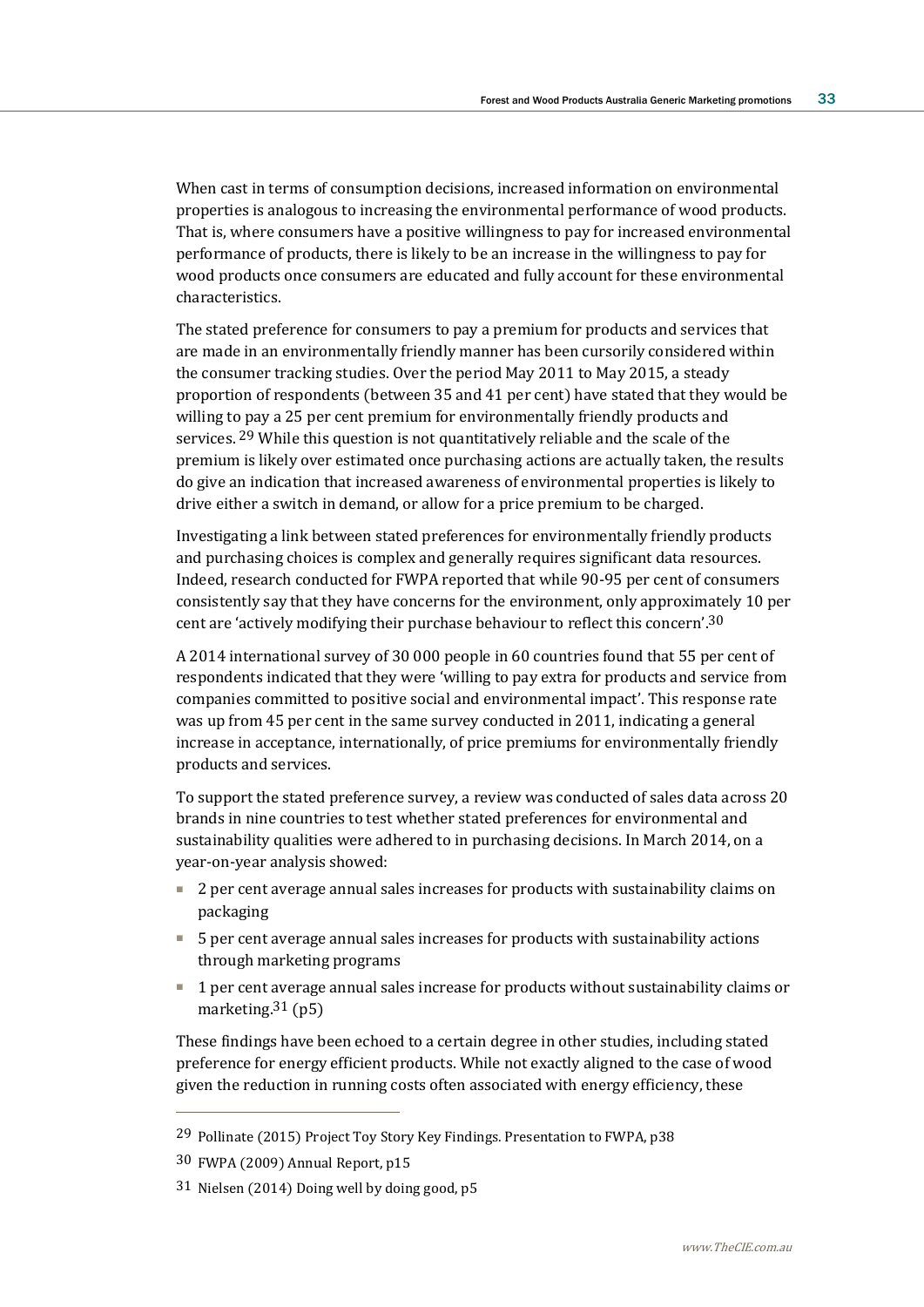When cast in terms of consumption decisions, increased information on environmental properties is analogous to increasing the environmental performance of wood products. That is, where consumers have a positive willingness to pay for increased environmental performance of products, there is likely to be an increase in the willingness to pay for wood products once consumers are educated and fully account for these environmental characteristics.

The stated preference for consumers to pay a premium for products and services that are made in an environmentally friendly manner has been cursorily considered within the consumer tracking studies. Over the period May 2011 to May 2015, a steady proportion of respondents (between 35 and 41 per cent) have stated that they would be willing to pay a 25 per cent premium for environmentally friendly products and services. [29] While this question is not quantitatively reliable and the scale of the premium is likely over estimated once purchasing actions are actually taken, the results do give an indication that increased awareness of environmental properties is likely to drive either a switch in demand, or allow for a price premium to be charged.

Investigating a link between stated preferences for environmentally friendly products and purchasing choices is complex and generally requires significant data resources. Indeed, research conducted for FWPA reported that while 90-95 per cent of consumers consistently say that they have concerns for the environment, only approximately 10 per cent are 'actively modifying their purchase behaviour to reflect this concern'.[30]

A 2014 international survey of 30 000 people in 60 countries found that 55 per cent of respondents indicated that they were 'willing to pay extra for products and service from companies committed to positive social and environmental impact'. This response rate was up from 45 per cent in the same survey conducted in 2011, indicating a general increase in acceptance, internationally, of price premiums for environmentally friendly products and services.

To support the stated preference survey, a review was conducted of sales data across 20 brands in nine countries to test whether stated preferences for environmental and sustainability qualities were adhered to in purchasing decisions. In March 2014, on a year-on-year analysis showed:

- 2 per cent average annual sales increases for products with sustainability claims on packaging
- 5 per cent average annual sales increases for products with sustainability actions through marketing programs
- 1 per cent average annual sales increase for products without sustainability claims or marketing.[31] (p5)

These findings have been echoed to a certain degree in other studies, including stated preference for energy efficient products. While not exactly aligned to the case of wood given the reduction in running costs often associated with energy efficiency, these

---

[29] Pollinate (2015) Project Toy Story Key Findings. Presentation to FWPA, p38

[30] FWPA (2009) Annual Report, p15

[31] Nielsen (2014) Doing well by doing good, p5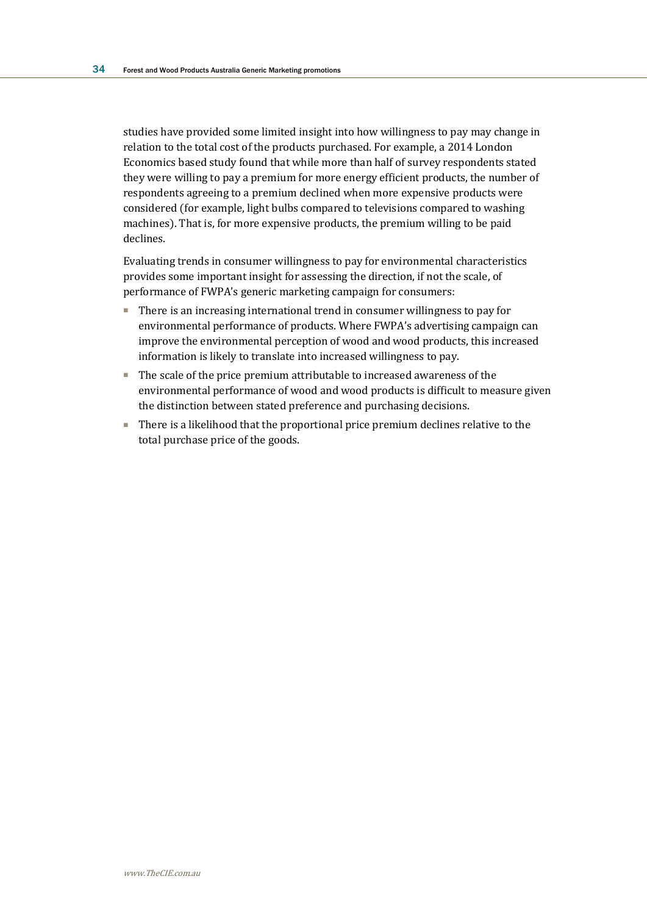studies have provided some limited insight into how willingness to pay may change in relation to the total cost of the products purchased. For example, a 2014 London Economics based study found that while more than half of survey respondents stated they were willing to pay a premium for more energy efficient products, the number of respondents agreeing to a premium declined when more expensive products were considered (for example, light bulbs compared to televisions compared to washing machines). That is, for more expensive products, the premium willing to be paid declines.

Evaluating trends in consumer willingness to pay for environmental characteristics provides some important insight for assessing the direction, if not the scale, of performance of FWPA's generic marketing campaign for consumers:

- There is an increasing international trend in consumer willingness to pay for environmental performance of products. Where FWPA's advertising campaign can improve the environmental perception of wood and wood products, this increased information is likely to translate into increased willingness to pay.
- The scale of the price premium attributable to increased awareness of the environmental performance of wood and wood products is difficult to measure given the distinction between stated preference and purchasing decisions.
- There is a likelihood that the proportional price premium declines relative to the total purchase price of the goods.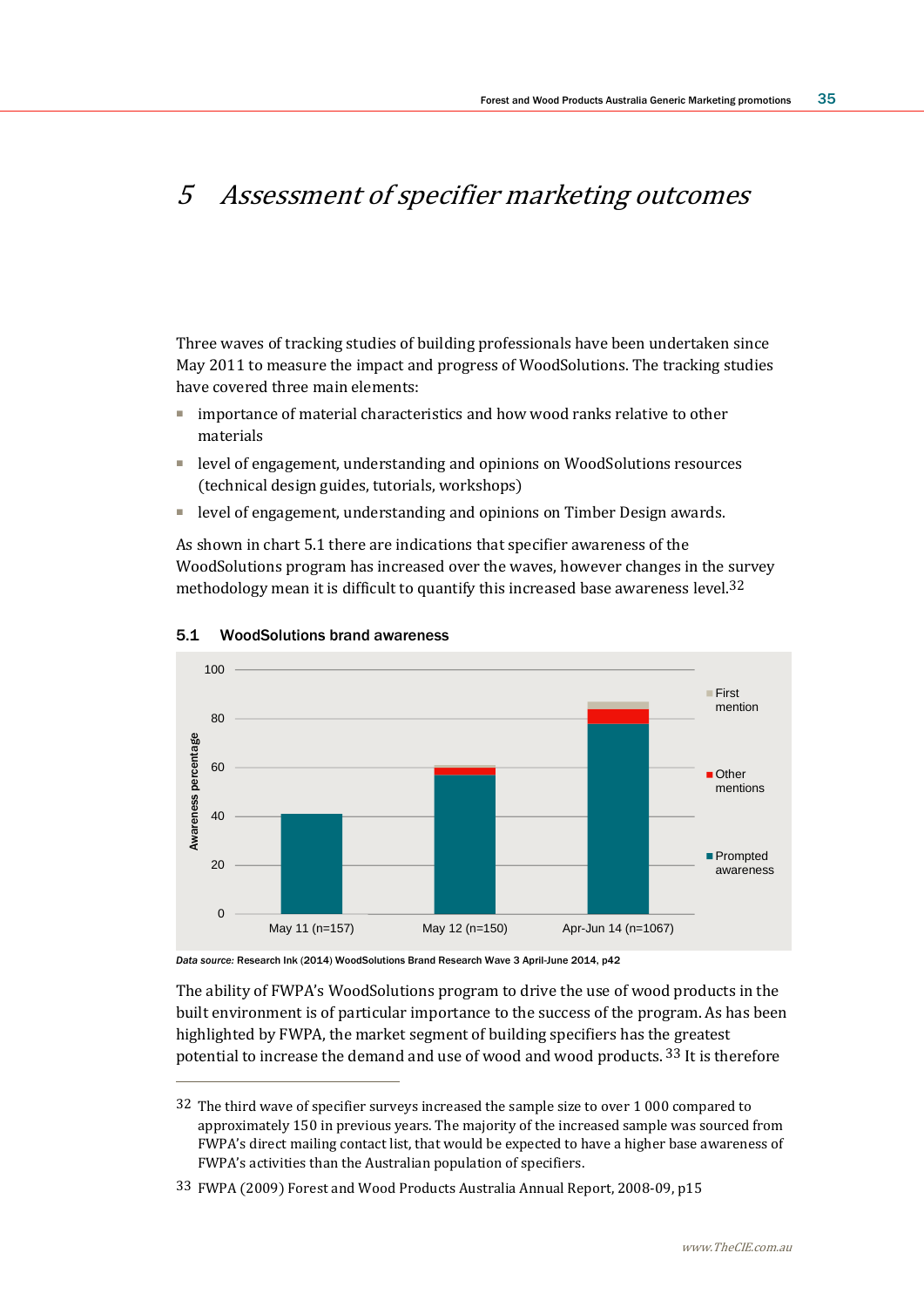# 5 *Assessment of specifier marketing outcomes*

Three waves of tracking studies of building professionals have been undertaken since May 2011 to measure the impact and progress of WoodSolutions. The tracking studies have covered three main elements:

- importance of material characteristics and how wood ranks relative to other materials
- level of engagement, understanding and opinions on WoodSolutions resources (technical design guides, tutorials, workshops)
- level of engagement, understanding and opinions on Timber Design awards.

As shown in chart 5.1 there are indications that specifier awareness of the WoodSolutions program has increased over the waves, however changes in the survey methodology mean it is difficult to quantify this increased base awareness level.[32]

**5.1 WoodSolutions brand awareness**

*Data source:* Research Ink (2014) WoodSolutions Brand Research Wave 3 April-June 2014, p42

The ability of FWPA's WoodSolutions program to drive the use of wood products in the built environment is of particular importance to the success of the program. As has been highlighted by FWPA, the market segment of building specifiers has the greatest potential to increase the demand and use of wood and wood products.[33] It is therefore

---

[32] The third wave of specifier surveys increased the sample size to over 1 000 compared to approximately 150 in previous years. The majority of the increased sample was sourced from FWPA's direct mailing contact list, that would be expected to have a higher base awareness of FWPA's activities than the Australian population of specifiers.

[33] FWPA (2009) Forest and Wood Products Australia Annual Report, 2008-09, p15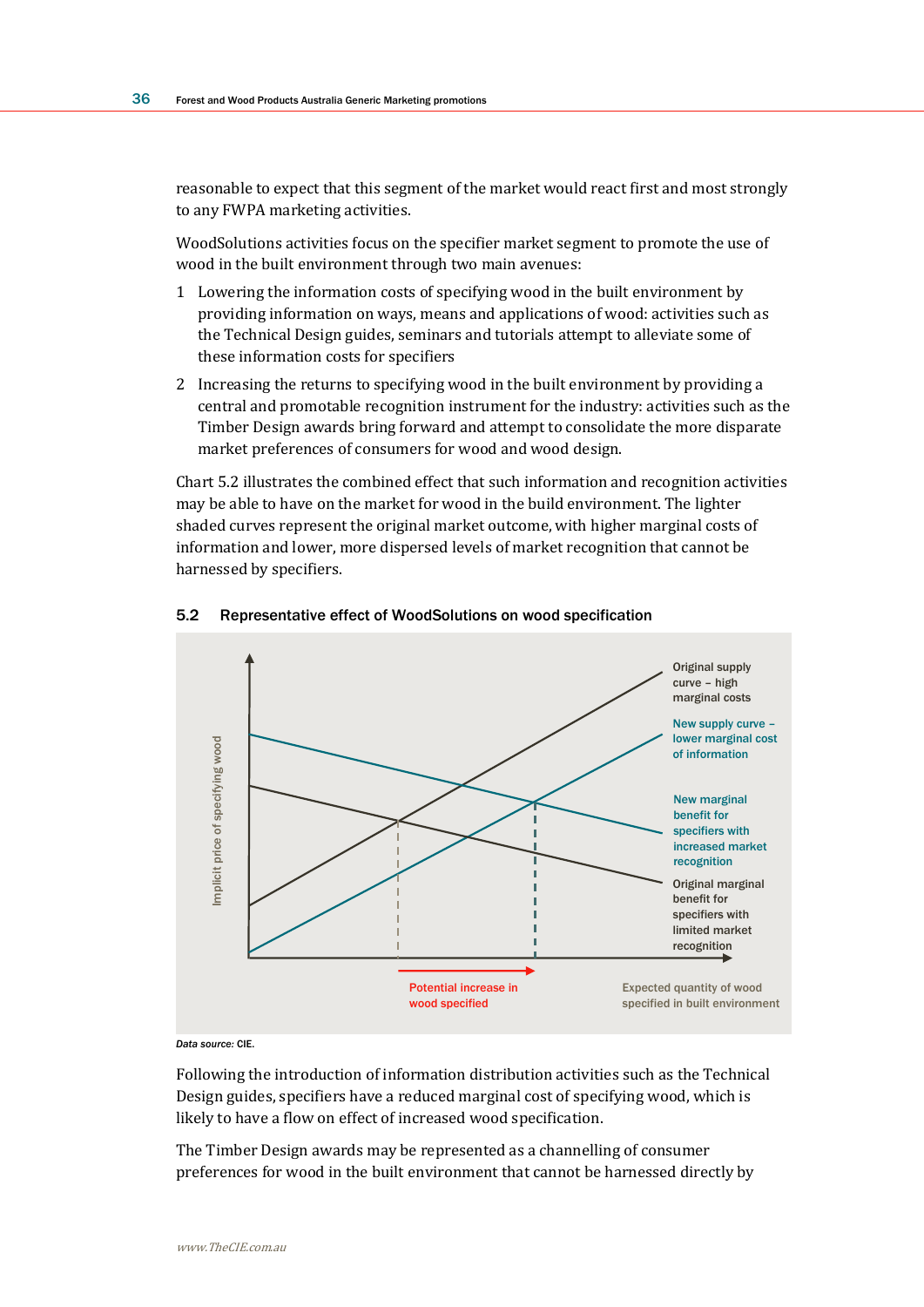reasonable to expect that this segment of the market would react first and most strongly to any FWPA marketing activities.

WoodSolutions activities focus on the specifier market segment to promote the use of wood in the built environment through two main avenues:

1. Lowering the information costs of specifying wood in the built environment by providing information on ways, means and applications of wood: activities such as the Technical Design guides, seminars and tutorials attempt to alleviate some of these information costs for specifiers
2. Increasing the returns to specifying wood in the built environment by providing a central and promotable recognition instrument for the industry: activities such as the Timber Design awards bring forward and attempt to consolidate the more disparate market preferences of consumers for wood and wood design.

Chart 5.2 illustrates the combined effect that such information and recognition activities may be able to have on the market for wood in the build environment. The lighter shaded curves represent the original market outcome, with higher marginal costs of information and lower, more dispersed levels of market recognition that cannot be harnessed by specifiers.

**5.2 Representative effect of WoodSolutions on wood specification**

Implicit price of specifying wood

Original supply curve – high marginal costs

New supply curve – lower marginal cost of information

New marginal benefit for specifiers with increased market recognition

Original marginal benefit for specifiers with limited market recognition

Potential increase in wood specified

Expected quantity of wood specified in built environment

*Data source:* CIE.

Following the introduction of information distribution activities such as the Technical Design guides, specifiers have a reduced marginal cost of specifying wood, which is likely to have a flow on effect of increased wood specification.

The Timber Design awards may be represented as a channelling of consumer preferences for wood in the built environment that cannot be harnessed directly by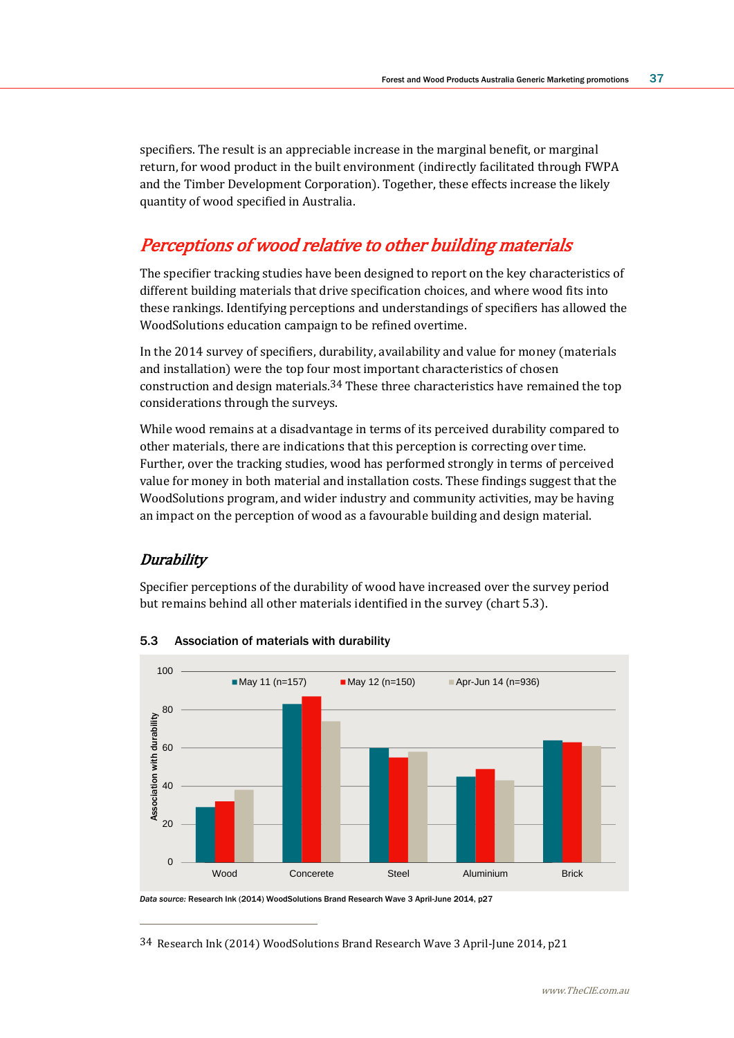specifiers. The result is an appreciable increase in the marginal benefit, or marginal return, for wood product in the built environment (indirectly facilitated through FWPA and the Timber Development Corporation). Together, these effects increase the likely quantity of wood specified in Australia.

## Perceptions of wood relative to other building materials

The specifier tracking studies have been designed to report on the key characteristics of different building materials that drive specification choices, and where wood fits into these rankings. Identifying perceptions and understandings of specifiers has allowed the WoodSolutions education campaign to be refined overtime.

In the 2014 survey of specifiers, durability, availability and value for money (materials and installation) were the top four most important characteristics of chosen construction and design materials.[34] These three characteristics have remained the top considerations through the surveys.

While wood remains at a disadvantage in terms of its perceived durability compared to other materials, there are indications that this perception is correcting over time. Further, over the tracking studies, wood has performed strongly in terms of perceived value for money in both material and installation costs. These findings suggest that the WoodSolutions program, and wider industry and community activities, may be having an impact on the perception of wood as a favourable building and design material.

### Durability

Specifier perceptions of the durability of wood have increased over the survey period but remains behind all other materials identified in the survey (chart 5.3).

**5.3 Association of materials with durability**

*Data source:* Research Ink (2014) WoodSolutions Brand Research Wave 3 April-June 2014, p27

---

34 Research Ink (2014) WoodSolutions Brand Research Wave 3 April-June 2014, p21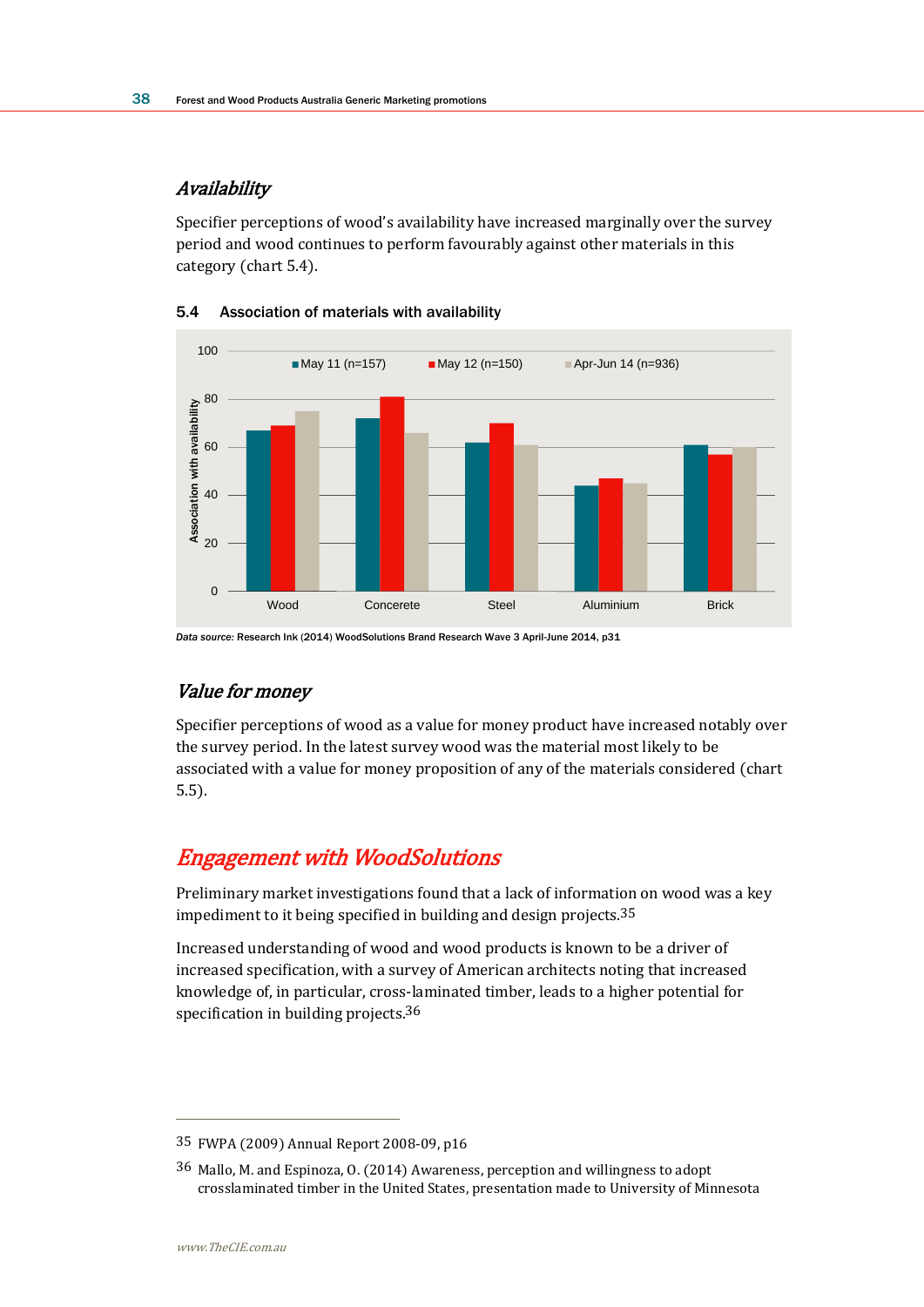### *Availability*

Specifier perceptions of wood's availability have increased marginally over the survey period and wood continues to perform favourably against other materials in this category (chart 5.4).

**5.4 Association of materials with availability**

*Data source:* Research Ink (2014) WoodSolutions Brand Research Wave 3 April-June 2014, p31

### *Value for money*

Specifier perceptions of wood as a value for money product have increased notably over the survey period. In the latest survey wood was the material most likely to be associated with a value for money proposition of any of the materials considered (chart 5.5).

## *Engagement with WoodSolutions*

Preliminary market investigations found that a lack of information on wood was a key impediment to it being specified in building and design projects.[35]

Increased understanding of wood and wood products is known to be a driver of increased specification, with a survey of American architects noting that increased knowledge of, in particular, cross-laminated timber, leads to a higher potential for specification in building projects.[36]

---

[35] FWPA (2009) Annual Report 2008-09, p16

[36] Mallo, M. and Espinoza, O. (2014) Awareness, perception and willingness to adopt crosslaminated timber in the United States, presentation made to University of Minnesota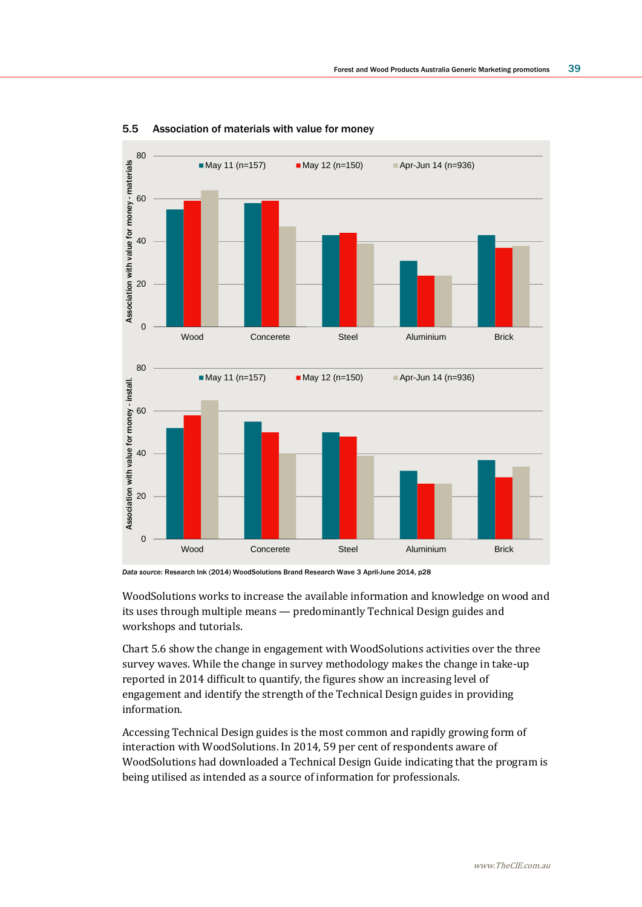### 5.5 Association of materials with value for money

Data source: Research Ink (2014) WoodSolutions Brand Research Wave 3 April-June 2014, p28

WoodSolutions works to increase the available information and knowledge on wood and its uses through multiple means — predominantly Technical Design guides and workshops and tutorials.

Chart 5.6 show the change in engagement with WoodSolutions activities over the three survey waves. While the change in survey methodology makes the change in take-up reported in 2014 difficult to quantify, the figures show an increasing level of engagement and identify the strength of the Technical Design guides in providing information.

Accessing Technical Design guides is the most common and rapidly growing form of interaction with WoodSolutions. In 2014, 59 per cent of respondents aware of WoodSolutions had downloaded a Technical Design Guide indicating that the program is being utilised as intended as a source of information for professionals.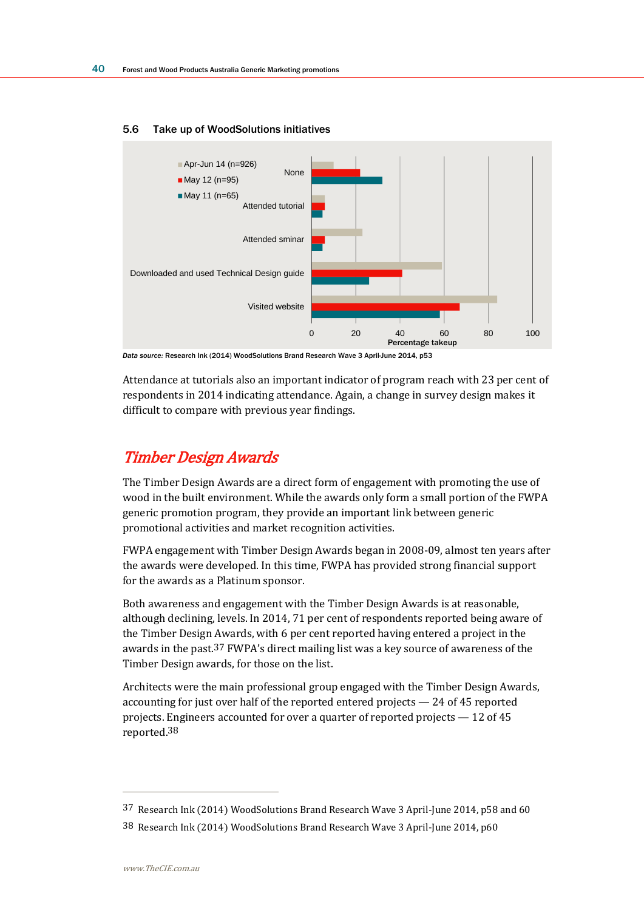### 5.6 Take up of WoodSolutions initiatives

*Data source:* Research Ink (2014) WoodSolutions Brand Research Wave 3 April-June 2014, p53

Attendance at tutorials also an important indicator of program reach with 23 per cent of respondents in 2014 indicating attendance. Again, a change in survey design makes it difficult to compare with previous year findings.

## *Timber Design Awards*

The Timber Design Awards are a direct form of engagement with promoting the use of wood in the built environment. While the awards only form a small portion of the FWPA generic promotion program, they provide an important link between generic promotional activities and market recognition activities.

FWPA engagement with Timber Design Awards began in 2008-09, almost ten years after the awards were developed. In this time, FWPA has provided strong financial support for the awards as a Platinum sponsor.

Both awareness and engagement with the Timber Design Awards is at reasonable, although declining, levels. In 2014, 71 per cent of respondents reported being aware of the Timber Design Awards, with 6 per cent reported having entered a project in the awards in the past.[37] FWPA's direct mailing list was a key source of awareness of the Timber Design awards, for those on the list.

Architects were the main professional group engaged with the Timber Design Awards, accounting for just over half of the reported entered projects — 24 of 45 reported projects. Engineers accounted for over a quarter of reported projects — 12 of 45 reported.[38]

---

[37] Research Ink (2014) WoodSolutions Brand Research Wave 3 April-June 2014, p58 and 60

[38] Research Ink (2014) WoodSolutions Brand Research Wave 3 April-June 2014, p60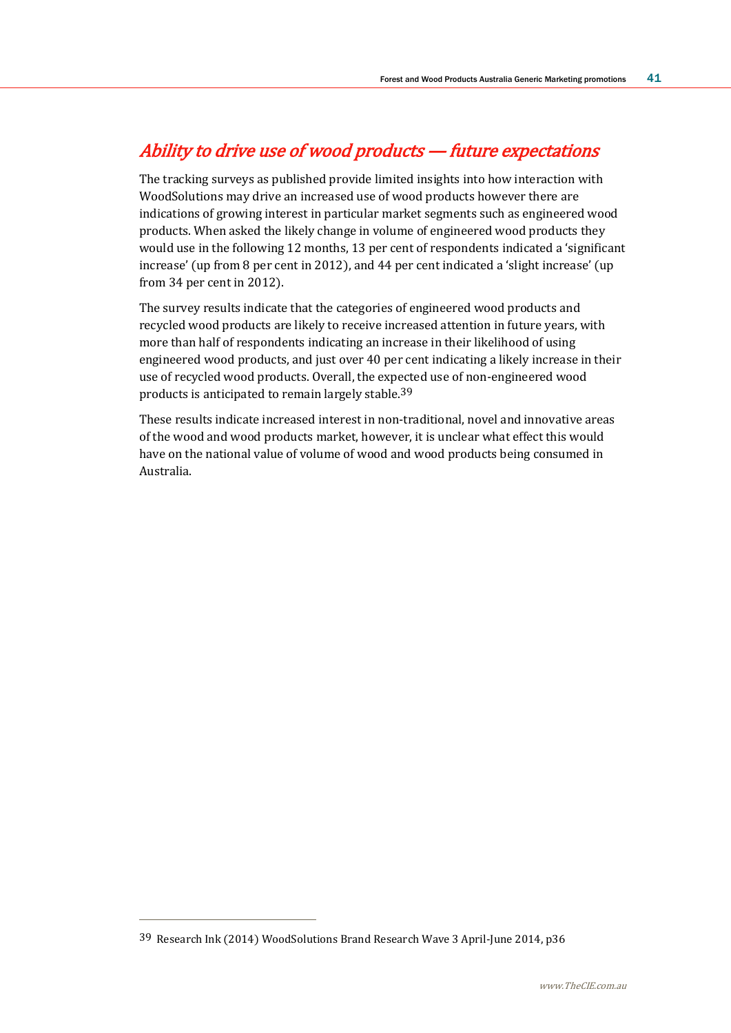## *Ability to drive use of wood products — future expectations*

The tracking surveys as published provide limited insights into how interaction with WoodSolutions may drive an increased use of wood products however there are indications of growing interest in particular market segments such as engineered wood products. When asked the likely change in volume of engineered wood products they would use in the following 12 months, 13 per cent of respondents indicated a 'significant increase' (up from 8 per cent in 2012), and 44 per cent indicated a 'slight increase' (up from 34 per cent in 2012).

The survey results indicate that the categories of engineered wood products and recycled wood products are likely to receive increased attention in future years, with more than half of respondents indicating an increase in their likelihood of using engineered wood products, and just over 40 per cent indicating a likely increase in their use of recycled wood products. Overall, the expected use of non-engineered wood products is anticipated to remain largely stable.[39]

These results indicate increased interest in non-traditional, novel and innovative areas of the wood and wood products market, however, it is unclear what effect this would have on the national value of volume of wood and wood products being consumed in Australia.

---

[39] Research Ink (2014) WoodSolutions Brand Research Wave 3 April-June 2014, p36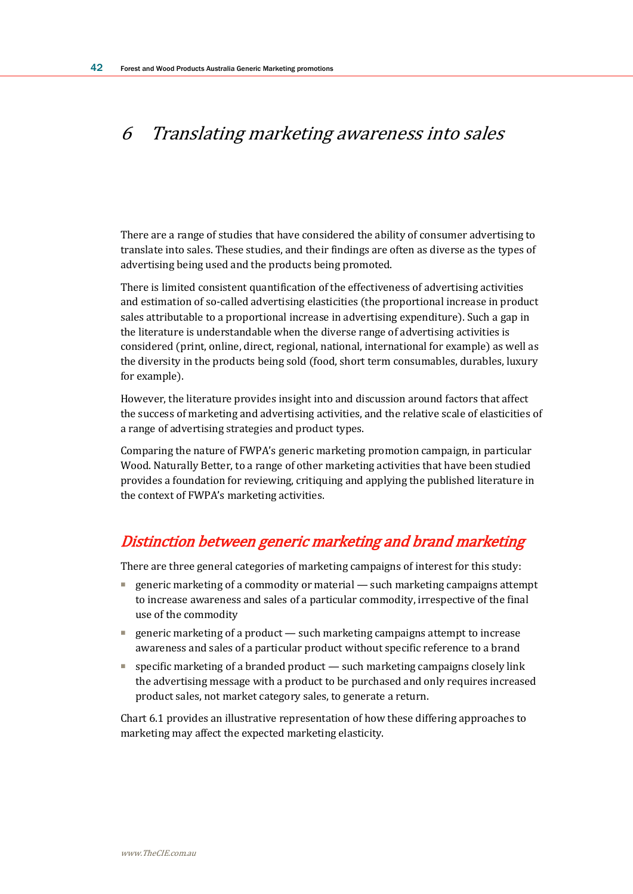# 6 Translating marketing awareness into sales

There are a range of studies that have considered the ability of consumer advertising to translate into sales. These studies, and their findings are often as diverse as the types of advertising being used and the products being promoted.

There is limited consistent quantification of the effectiveness of advertising activities and estimation of so-called advertising elasticities (the proportional increase in product sales attributable to a proportional increase in advertising expenditure). Such a gap in the literature is understandable when the diverse range of advertising activities is considered (print, online, direct, regional, national, international for example) as well as the diversity in the products being sold (food, short term consumables, durables, luxury for example).

However, the literature provides insight into and discussion around factors that affect the success of marketing and advertising activities, and the relative scale of elasticities of a range of advertising strategies and product types.

Comparing the nature of FWPA's generic marketing promotion campaign, in particular Wood. Naturally Better, to a range of other marketing activities that have been studied provides a foundation for reviewing, critiquing and applying the published literature in the context of FWPA's marketing activities.

## Distinction between generic marketing and brand marketing

There are three general categories of marketing campaigns of interest for this study:

- generic marketing of a commodity or material — such marketing campaigns attempt to increase awareness and sales of a particular commodity, irrespective of the final use of the commodity
- generic marketing of a product — such marketing campaigns attempt to increase awareness and sales of a particular product without specific reference to a brand
- specific marketing of a branded product — such marketing campaigns closely link the advertising message with a product to be purchased and only requires increased product sales, not market category sales, to generate a return.

Chart 6.1 provides an illustrative representation of how these differing approaches to marketing may affect the expected marketing elasticity.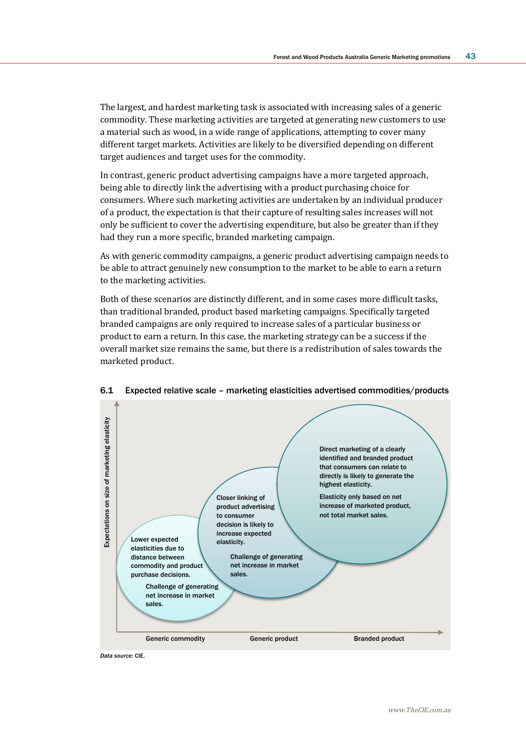The largest, and hardest marketing task is associated with increasing sales of a generic commodity. These marketing activities are targeted at generating new customers to use a material such as wood, in a wide range of applications, attempting to cover many different target markets. Activities are likely to be diversified depending on different target audiences and target uses for the commodity.

In contrast, generic product advertising campaigns have a more targeted approach, being able to directly link the advertising with a product purchasing choice for consumers. Where such marketing activities are undertaken by an individual producer of a product, the expectation is that their capture of resulting sales increases will not only be sufficient to cover the advertising expenditure, but also be greater than if they had they run a more specific, branded marketing campaign.

As with generic commodity campaigns, a generic product advertising campaign needs to be able to attract genuinely new consumption to the market to be able to earn a return to the marketing activities.

Both of these scenarios are distinctly different, and in some cases more difficult tasks, than traditional branded, product based marketing campaigns. Specifically targeted branded campaigns are only required to increase sales of a particular business or product to earn a return. In this case, the marketing strategy can be a success if the overall market size remains the same, but there is a redistribution of sales towards the marketed product.

**6.1 Expected relative scale – marketing elasticities advertised commodities/products**

Expectations on size of marketing elasticity

Generic commodity: Lower expected elasticities due to distance between commodity and product purchase decisions. Challenge of generating net increase in market sales.

Generic product: Closer linking of product advertising to consumer decision is likely to increase expected elasticity. Challenge of generating net increase in market sales.

Branded product: Direct marketing of a clearly identified and branded product that consumers can relate to directly is likely to generate the highest elasticity. Elasticity only based on net increase of marketed product, not total market sales.

*Data source:* CIE.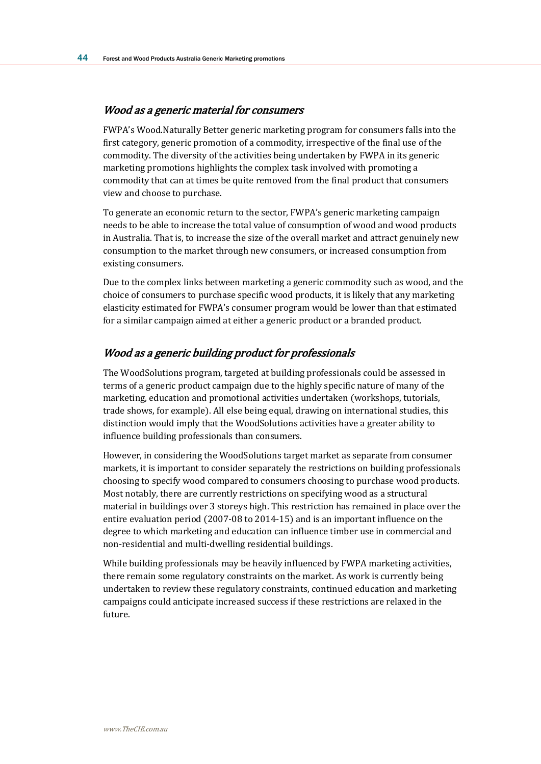### *Wood as a generic material for consumers*

FWPA's Wood.Naturally Better generic marketing program for consumers falls into the first category, generic promotion of a commodity, irrespective of the final use of the commodity. The diversity of the activities being undertaken by FWPA in its generic marketing promotions highlights the complex task involved with promoting a commodity that can at times be quite removed from the final product that consumers view and choose to purchase.

To generate an economic return to the sector, FWPA's generic marketing campaign needs to be able to increase the total value of consumption of wood and wood products in Australia. That is, to increase the size of the overall market and attract genuinely new consumption to the market through new consumers, or increased consumption from existing consumers.

Due to the complex links between marketing a generic commodity such as wood, and the choice of consumers to purchase specific wood products, it is likely that any marketing elasticity estimated for FWPA's consumer program would be lower than that estimated for a similar campaign aimed at either a generic product or a branded product.

### *Wood as a generic building product for professionals*

The WoodSolutions program, targeted at building professionals could be assessed in terms of a generic product campaign due to the highly specific nature of many of the marketing, education and promotional activities undertaken (workshops, tutorials, trade shows, for example). All else being equal, drawing on international studies, this distinction would imply that the WoodSolutions activities have a greater ability to influence building professionals than consumers.

However, in considering the WoodSolutions target market as separate from consumer markets, it is important to consider separately the restrictions on building professionals choosing to specify wood compared to consumers choosing to purchase wood products. Most notably, there are currently restrictions on specifying wood as a structural material in buildings over 3 storeys high. This restriction has remained in place over the entire evaluation period (2007-08 to 2014-15) and is an important influence on the degree to which marketing and education can influence timber use in commercial and non-residential and multi-dwelling residential buildings.

While building professionals may be heavily influenced by FWPA marketing activities, there remain some regulatory constraints on the market. As work is currently being undertaken to review these regulatory constraints, continued education and marketing campaigns could anticipate increased success if these restrictions are relaxed in the future.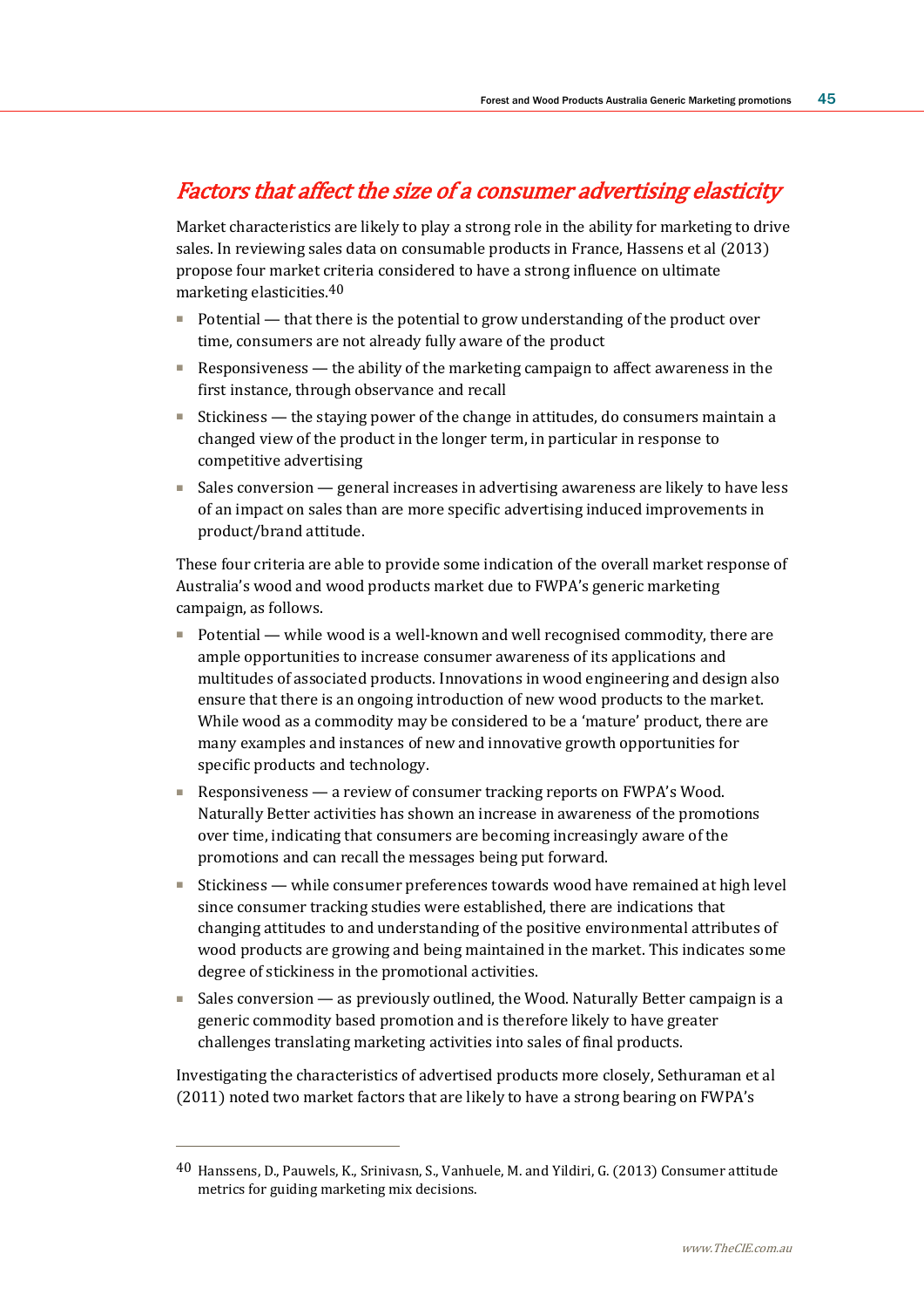## *Factors that affect the size of a consumer advertising elasticity*

Market characteristics are likely to play a strong role in the ability for marketing to drive sales. In reviewing sales data on consumable products in France, Hassens et al (2013) propose four market criteria considered to have a strong influence on ultimate marketing elasticities.[40]

- Potential — that there is the potential to grow understanding of the product over time, consumers are not already fully aware of the product
- Responsiveness — the ability of the marketing campaign to affect awareness in the first instance, through observance and recall
- Stickiness — the staying power of the change in attitudes, do consumers maintain a changed view of the product in the longer term, in particular in response to competitive advertising
- Sales conversion — general increases in advertising awareness are likely to have less of an impact on sales than are more specific advertising induced improvements in product/brand attitude.

These four criteria are able to provide some indication of the overall market response of Australia's wood and wood products market due to FWPA's generic marketing campaign, as follows.

- Potential — while wood is a well-known and well recognised commodity, there are ample opportunities to increase consumer awareness of its applications and multitudes of associated products. Innovations in wood engineering and design also ensure that there is an ongoing introduction of new wood products to the market. While wood as a commodity may be considered to be a 'mature' product, there are many examples and instances of new and innovative growth opportunities for specific products and technology.
- Responsiveness — a review of consumer tracking reports on FWPA's Wood. Naturally Better activities has shown an increase in awareness of the promotions over time, indicating that consumers are becoming increasingly aware of the promotions and can recall the messages being put forward.
- Stickiness — while consumer preferences towards wood have remained at high level since consumer tracking studies were established, there are indications that changing attitudes to and understanding of the positive environmental attributes of wood products are growing and being maintained in the market. This indicates some degree of stickiness in the promotional activities.
- Sales conversion — as previously outlined, the Wood. Naturally Better campaign is a generic commodity based promotion and is therefore likely to have greater challenges translating marketing activities into sales of final products.

Investigating the characteristics of advertised products more closely, Sethuraman et al (2011) noted two market factors that are likely to have a strong bearing on FWPA's

---

[40] Hanssens, D., Pauwels, K., Srinivasn, S., Vanhuele, M. and Yildiri, G. (2013) Consumer attitude metrics for guiding marketing mix decisions.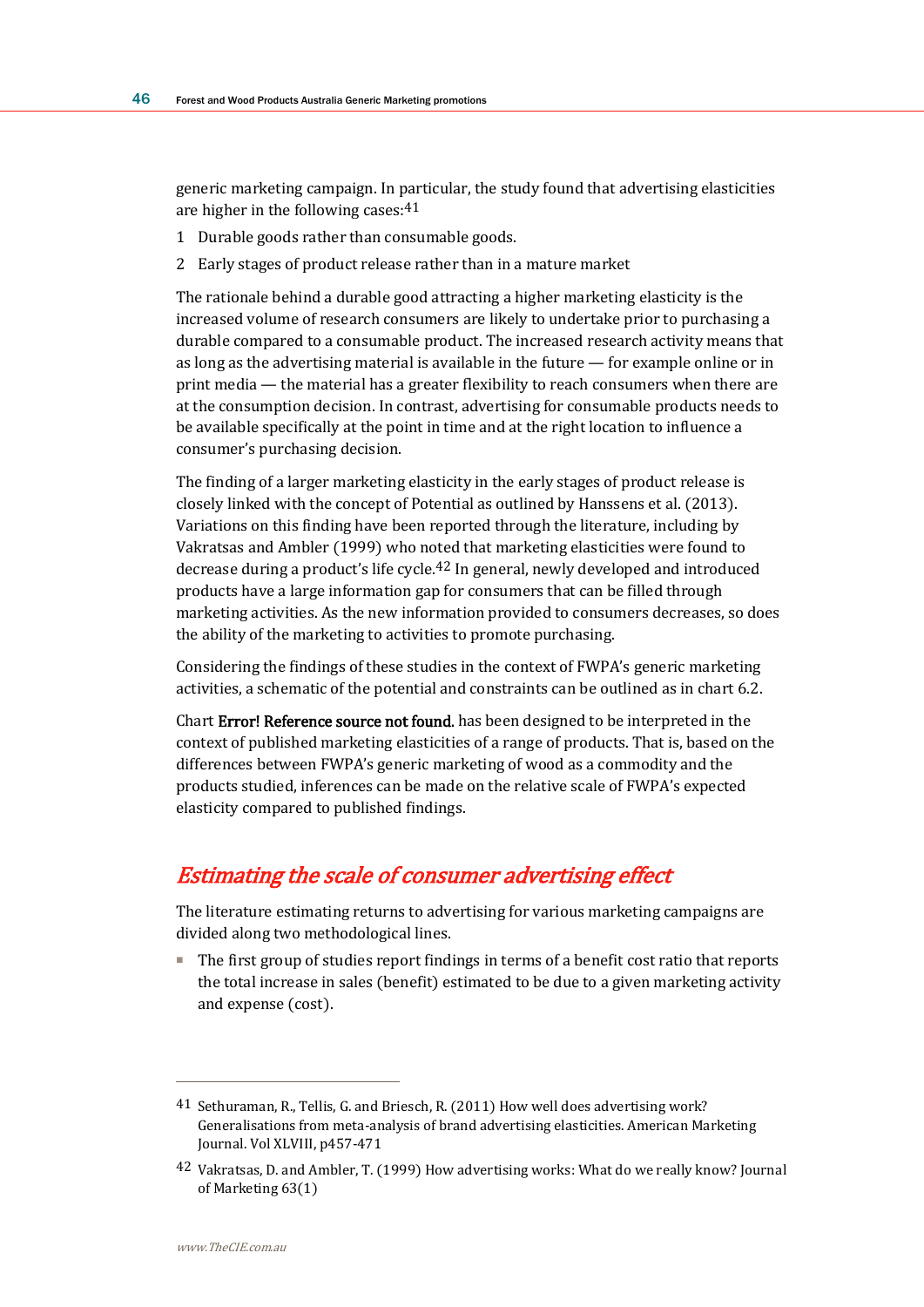generic marketing campaign. In particular, the study found that advertising elasticities are higher in the following cases:[41]

1. Durable goods rather than consumable goods.
2. Early stages of product release rather than in a mature market

The rationale behind a durable good attracting a higher marketing elasticity is the increased volume of research consumers are likely to undertake prior to purchasing a durable compared to a consumable product. The increased research activity means that as long as the advertising material is available in the future — for example online or in print media — the material has a greater flexibility to reach consumers when there are at the consumption decision. In contrast, advertising for consumable products needs to be available specifically at the point in time and at the right location to influence a consumer's purchasing decision.

The finding of a larger marketing elasticity in the early stages of product release is closely linked with the concept of Potential as outlined by Hanssens et al. (2013). Variations on this finding have been reported through the literature, including by Vakratsas and Ambler (1999) who noted that marketing elasticities were found to decrease during a product's life cycle.[42] In general, newly developed and introduced products have a large information gap for consumers that can be filled through marketing activities. As the new information provided to consumers decreases, so does the ability of the marketing to activities to promote purchasing.

Considering the findings of these studies in the context of FWPA's generic marketing activities, a schematic of the potential and constraints can be outlined as in chart 6.2.

Chart **Error! Reference source not found.** has been designed to be interpreted in the context of published marketing elasticities of a range of products. That is, based on the differences between FWPA's generic marketing of wood as a commodity and the products studied, inferences can be made on the relative scale of FWPA's expected elasticity compared to published findings.

## *Estimating the scale of consumer advertising effect*

The literature estimating returns to advertising for various marketing campaigns are divided along two methodological lines.

- The first group of studies report findings in terms of a benefit cost ratio that reports the total increase in sales (benefit) estimated to be due to a given marketing activity and expense (cost).

---

[41] Sethuraman, R., Tellis, G. and Briesch, R. (2011) How well does advertising work? Generalisations from meta-analysis of brand advertising elasticities. American Marketing Journal. Vol XLVIII, p457-471

[42] Vakratsas, D. and Ambler, T. (1999) How advertising works: What do we really know? Journal of Marketing 63(1)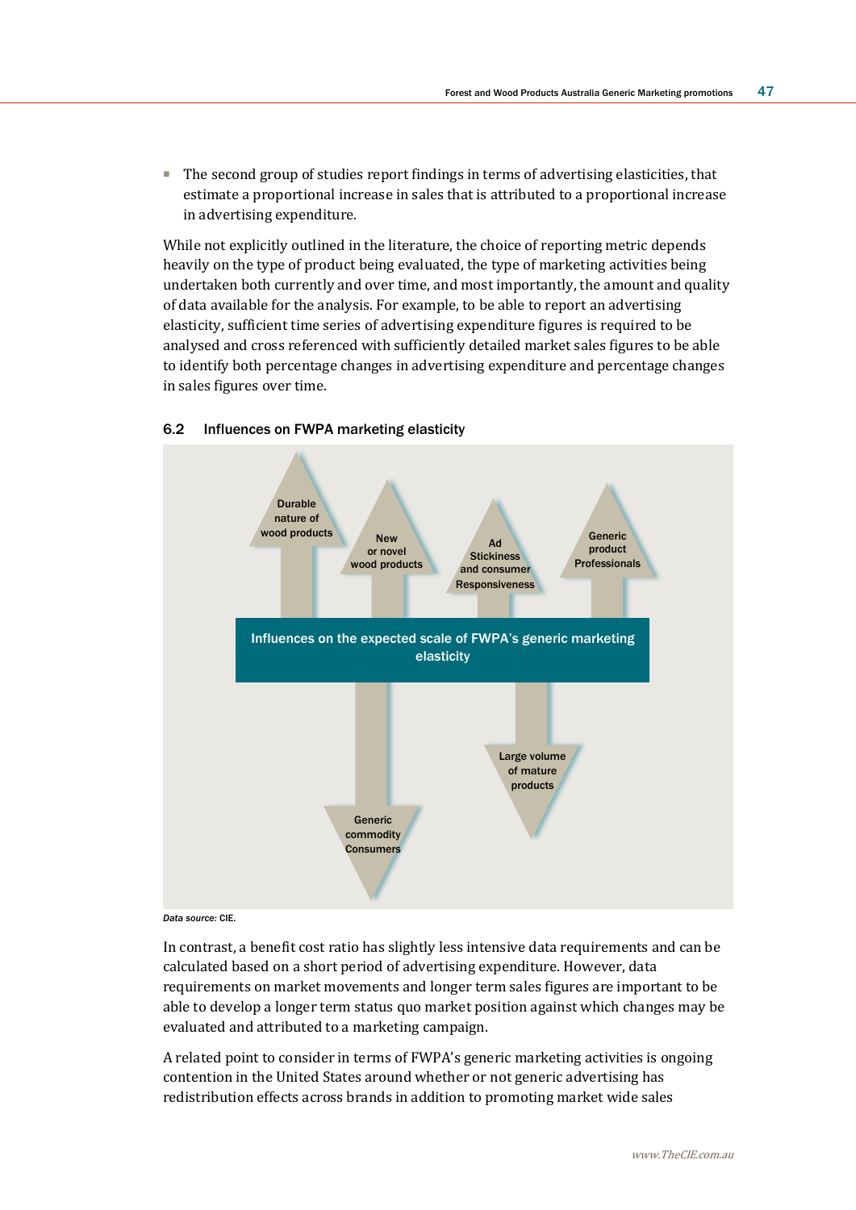- The second group of studies report findings in terms of advertising elasticities, that estimate a proportional increase in sales that is attributed to a proportional increase in advertising expenditure.

While not explicitly outlined in the literature, the choice of reporting metric depends heavily on the type of product being evaluated, the type of marketing activities being undertaken both currently and over time, and most importantly, the amount and quality of data available for the analysis. For example, to be able to report an advertising elasticity, sufficient time series of advertising expenditure figures is required to be analysed and cross referenced with sufficiently detailed market sales figures to be able to identify both percentage changes in advertising expenditure and percentage changes in sales figures over time.

### 6.2 Influences on FWPA marketing elasticity

Influences on the expected scale of FWPA's generic marketing elasticity

Upward influences:
- Durable nature of wood products
- New or novel wood products
- Ad Stickiness and consumer Responsiveness
- Generic product Professionals

Downward influences:
- Generic commodity Consumers
- Large volume of mature products

*Data source:* CIE.

In contrast, a benefit cost ratio has slightly less intensive data requirements and can be calculated based on a short period of advertising expenditure. However, data requirements on market movements and longer term sales figures are important to be able to develop a longer term status quo market position against which changes may be evaluated and attributed to a marketing campaign.

A related point to consider in terms of FWPA's generic marketing activities is ongoing contention in the United States around whether or not generic advertising has redistribution effects across brands in addition to promoting market wide sales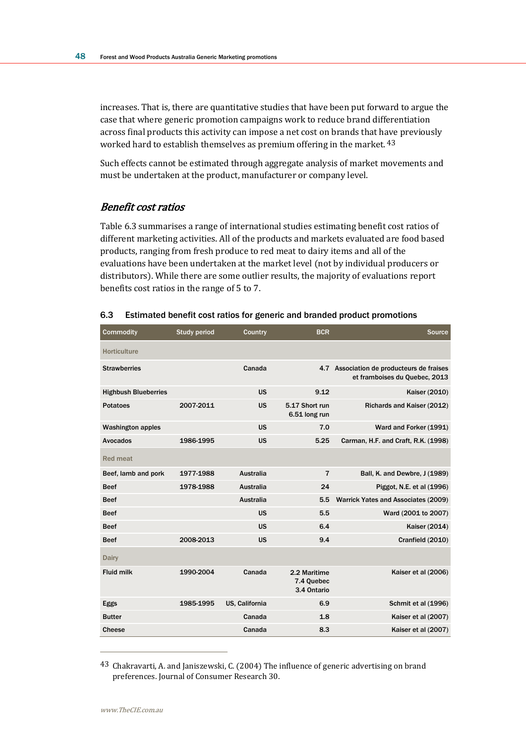increases. That is, there are quantitative studies that have been put forward to argue the case that where generic promotion campaigns work to reduce brand differentiation across final products this activity can impose a net cost on brands that have previously worked hard to establish themselves as premium offering in the market.[43]

Such effects cannot be estimated through aggregate analysis of market movements and must be undertaken at the product, manufacturer or company level.

### *Benefit cost ratios*

Table 6.3 summarises a range of international studies estimating benefit cost ratios of different marketing activities. All of the products and markets evaluated are food based products, ranging from fresh produce to red meat to dairy items and all of the evaluations have been undertaken at the market level (not by individual producers or distributors). While there are some outlier results, the majority of evaluations report benefits cost ratios in the range of 5 to 7.

**6.3 Estimated benefit cost ratios for generic and branded product promotions**

| Commodity | Study period | Country | BCR | Source |
|---|---|---|---|---|
| **Horticulture** | | | | |
| Strawberries | | Canada | 4.7 | Association de producteurs de fraises et framboises du Quebec, 2013 |
| Highbush Blueberries | | US | 9.12 | Kaiser (2010) |
| Potatoes | 2007-2011 | US | 5.17 Short run<br>6.51 long run | Richards and Kaiser (2012) |
| Washington apples | | US | 7.0 | Ward and Forker (1991) |
| Avocados | 1986-1995 | US | 5.25 | Carman, H.F. and Craft, R.K. (1998) |
| **Red meat** | | | | |
| Beef, lamb and pork | 1977-1988 | Australia | 7 | Ball, K. and Dewbre, J (1989) |
| Beef | 1978-1988 | Australia | 24 | Piggot, N.E. et al (1996) |
| Beef | | Australia | 5.5 | Warrick Yates and Associates (2009) |
| Beef | | US | 5.5 | Ward (2001 to 2007) |
| Beef | | US | 6.4 | Kaiser (2014) |
| Beef | 2008-2013 | US | 9.4 | Cranfield (2010) |
| **Dairy** | | | | |
| Fluid milk | 1990-2004 | Canada | 2.2 Maritime<br>7.4 Quebec<br>3.4 Ontario | Kaiser et al (2006) |
| Eggs | 1985-1995 | US, California | 6.9 | Schmit et al (1996) |
| Butter | | Canada | 1.8 | Kaiser et al (2007) |
| Cheese | | Canada | 8.3 | Kaiser et al (2007) |

---

[43] Chakravarti, A. and Janiszewski, C. (2004) The influence of generic advertising on brand preferences. Journal of Consumer Research 30.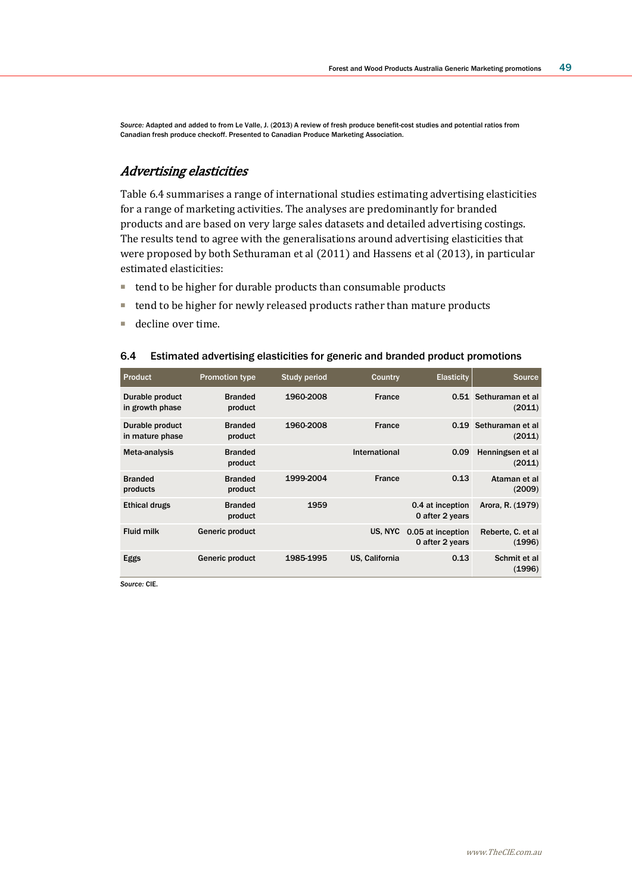*Source:* Adapted and added to from Le Valle, J. (2013) A review of fresh produce benefit-cost studies and potential ratios from Canadian fresh produce checkoff. Presented to Canadian Produce Marketing Association.

## *Advertising elasticities*

Table 6.4 summarises a range of international studies estimating advertising elasticities for a range of marketing activities. The analyses are predominantly for branded products and are based on very large sales datasets and detailed advertising costings. The results tend to agree with the generalisations around advertising elasticities that were proposed by both Sethuraman et al (2011) and Hassens et al (2013), in particular estimated elasticities:

- tend to be higher for durable products than consumable products
- tend to be higher for newly released products rather than mature products
- decline over time.

### 6.4 Estimated advertising elasticities for generic and branded product promotions

| Product | Promotion type | Study period | Country | Elasticity | Source |
|---|---|---|---|---|---|
| Durable product in growth phase | Branded product | 1960-2008 | France | 0.51 | Sethuraman et al (2011) |
| Durable product in mature phase | Branded product | 1960-2008 | France | 0.19 | Sethuraman et al (2011) |
| Meta-analysis | Branded product | | International | 0.09 | Henningsen et al (2011) |
| Branded products | Branded product | 1999-2004 | France | 0.13 | Ataman et al (2009) |
| Ethical drugs | Branded product | 1959 | | 0.4 at inception 0 after 2 years | Arora, R. (1979) |
| Fluid milk | Generic product | | US, NYC | 0.05 at inception 0 after 2 years | Reberte, C. et al (1996) |
| Eggs | Generic product | 1985-1995 | US, California | 0.13 | Schmit et al (1996) |

*Source:* CIE.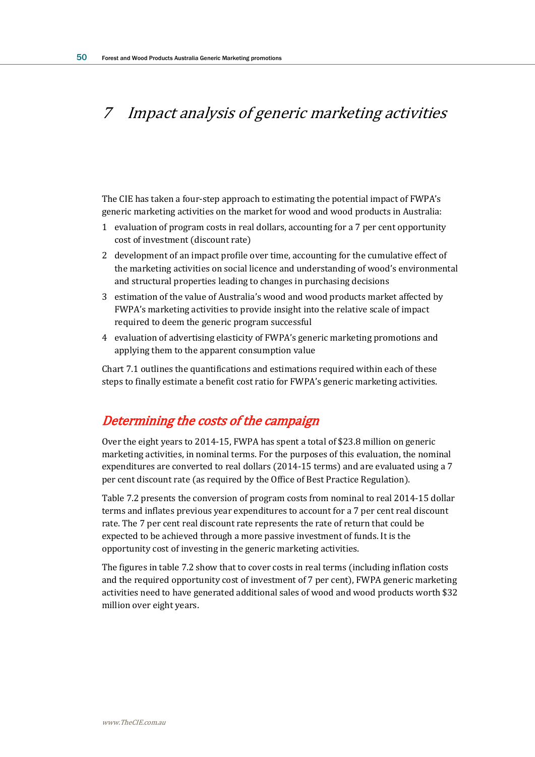# 7 *Impact analysis of generic marketing activities*

The CIE has taken a four-step approach to estimating the potential impact of FWPA's generic marketing activities on the market for wood and wood products in Australia:

1. evaluation of program costs in real dollars, accounting for a 7 per cent opportunity cost of investment (discount rate)
2. development of an impact profile over time, accounting for the cumulative effect of the marketing activities on social licence and understanding of wood's environmental and structural properties leading to changes in purchasing decisions
3. estimation of the value of Australia's wood and wood products market affected by FWPA's marketing activities to provide insight into the relative scale of impact required to deem the generic program successful
4. evaluation of advertising elasticity of FWPA's generic marketing promotions and applying them to the apparent consumption value

Chart 7.1 outlines the quantifications and estimations required within each of these steps to finally estimate a benefit cost ratio for FWPA's generic marketing activities.

## *Determining the costs of the campaign*

Over the eight years to 2014-15, FWPA has spent a total of $23.8 million on generic marketing activities, in nominal terms. For the purposes of this evaluation, the nominal expenditures are converted to real dollars (2014-15 terms) and are evaluated using a 7 per cent discount rate (as required by the Office of Best Practice Regulation).

Table 7.2 presents the conversion of program costs from nominal to real 2014-15 dollar terms and inflates previous year expenditures to account for a 7 per cent real discount rate. The 7 per cent real discount rate represents the rate of return that could be expected to be achieved through a more passive investment of funds. It is the opportunity cost of investing in the generic marketing activities.

The figures in table 7.2 show that to cover costs in real terms (including inflation costs and the required opportunity cost of investment of 7 per cent), FWPA generic marketing activities need to have generated additional sales of wood and wood products worth $32 million over eight years.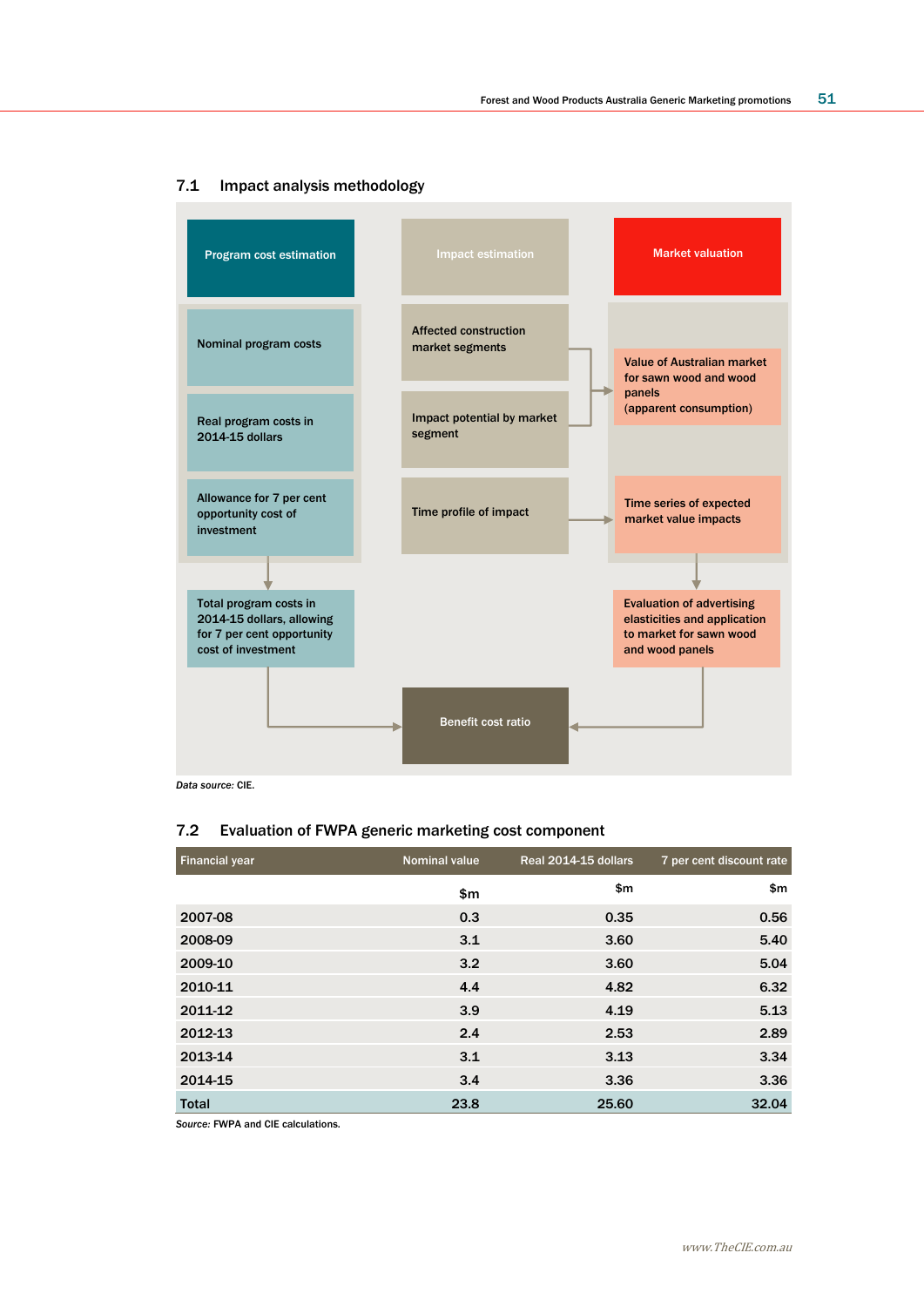## 7.1 Impact analysis methodology

Program cost estimation

- Nominal program costs
- Real program costs in 2014-15 dollars
- Allowance for 7 per cent opportunity cost of investment
- → Total program costs in 2014-15 dollars, allowing for 7 per cent opportunity cost of investment

Impact estimation

- Affected construction market segments
- Impact potential by market segment
- Time profile of impact

Market valuation

- Value of Australian market for sawn wood and wood panels (apparent consumption)
- Time series of expected market value impacts
- → Evaluation of advertising elasticities and application to market for sawn wood and wood panels

Benefit cost ratio

*Data source:* CIE.

## 7.2 Evaluation of FWPA generic marketing cost component

| Financial year | Nominal value | Real 2014-15 dollars | 7 per cent discount rate |
|---|---|---|---|
| | $m | $m | $m |
| 2007-08 | 0.3 | 0.35 | 0.56 |
| 2008-09 | 3.1 | 3.60 | 5.40 |
| 2009-10 | 3.2 | 3.60 | 5.04 |
| 2010-11 | 4.4 | 4.82 | 6.32 |
| 2011-12 | 3.9 | 4.19 | 5.13 |
| 2012-13 | 2.4 | 2.53 | 2.89 |
| 2013-14 | 3.1 | 3.13 | 3.34 |
| 2014-15 | 3.4 | 3.36 | 3.36 |
| Total | 23.8 | 25.60 | 32.04 |

*Source:* FWPA and CIE calculations.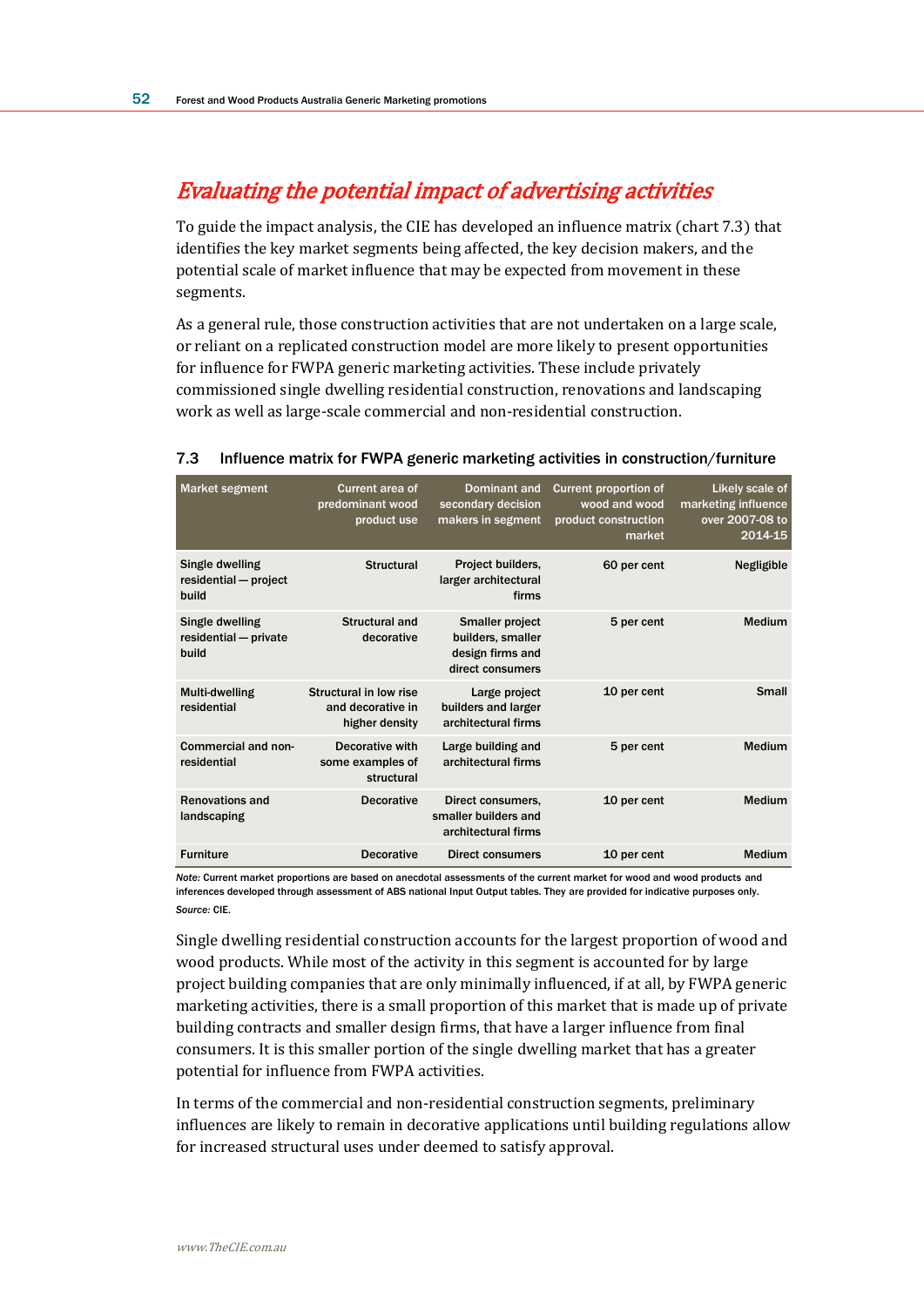## Evaluating the potential impact of advertising activities

To guide the impact analysis, the CIE has developed an influence matrix (chart 7.3) that identifies the key market segments being affected, the key decision makers, and the potential scale of market influence that may be expected from movement in these segments.

As a general rule, those construction activities that are not undertaken on a large scale, or reliant on a replicated construction model are more likely to present opportunities for influence for FWPA generic marketing activities. These include privately commissioned single dwelling residential construction, renovations and landscaping work as well as large-scale commercial and non-residential construction.

**7.3 Influence matrix for FWPA generic marketing activities in construction/furniture**

| Market segment | Current area of predominant wood product use | Dominant and secondary decision makers in segment | Current proportion of wood and wood product construction market | Likely scale of marketing influence over 2007-08 to 2014-15 |
|---|---|---|---|---|
| Single dwelling residential — project build | Structural | Project builders, larger architectural firms | 60 per cent | Negligible |
| Single dwelling residential — private build | Structural and decorative | Smaller project builders, smaller design firms and direct consumers | 5 per cent | Medium |
| Multi-dwelling residential | Structural in low rise and decorative in higher density | Large project builders and larger architectural firms | 10 per cent | Small |
| Commercial and non-residential | Decorative with some examples of structural | Large building and architectural firms | 5 per cent | Medium |
| Renovations and landscaping | Decorative | Direct consumers, smaller builders and architectural firms | 10 per cent | Medium |
| Furniture | Decorative | Direct consumers | 10 per cent | Medium |

*Note:* Current market proportions are based on anecdotal assessments of the current market for wood and wood products and inferences developed through assessment of ABS national Input Output tables. They are provided for indicative purposes only.
*Source:* CIE.

Single dwelling residential construction accounts for the largest proportion of wood and wood products. While most of the activity in this segment is accounted for by large project building companies that are only minimally influenced, if at all, by FWPA generic marketing activities, there is a small proportion of this market that is made up of private building contracts and smaller design firms, that have a larger influence from final consumers. It is this smaller portion of the single dwelling market that has a greater potential for influence from FWPA activities.

In terms of the commercial and non-residential construction segments, preliminary influences are likely to remain in decorative applications until building regulations allow for increased structural uses under deemed to satisfy approval.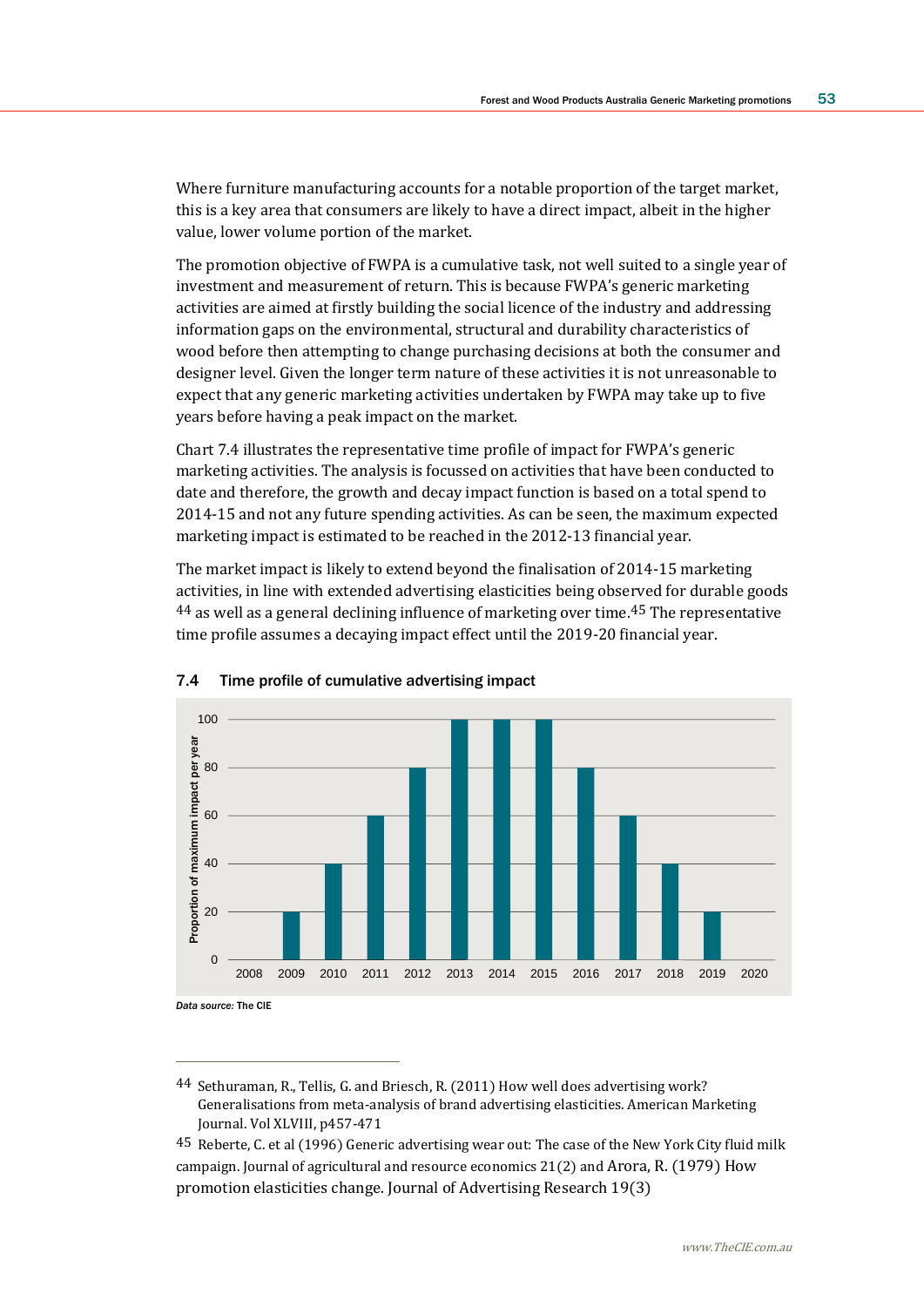Where furniture manufacturing accounts for a notable proportion of the target market, this is a key area that consumers are likely to have a direct impact, albeit in the higher value, lower volume portion of the market.

The promotion objective of FWPA is a cumulative task, not well suited to a single year of investment and measurement of return. This is because FWPA's generic marketing activities are aimed at firstly building the social licence of the industry and addressing information gaps on the environmental, structural and durability characteristics of wood before then attempting to change purchasing decisions at both the consumer and designer level. Given the longer term nature of these activities it is not unreasonable to expect that any generic marketing activities undertaken by FWPA may take up to five years before having a peak impact on the market.

Chart 7.4 illustrates the representative time profile of impact for FWPA's generic marketing activities. The analysis is focussed on activities that have been conducted to date and therefore, the growth and decay impact function is based on a total spend to 2014-15 and not any future spending activities. As can be seen, the maximum expected marketing impact is estimated to be reached in the 2012-13 financial year.

The market impact is likely to extend beyond the finalisation of 2014-15 marketing activities, in line with extended advertising elasticities being observed for durable goods [44] as well as a general declining influence of marketing over time.[45] The representative time profile assumes a decaying impact effect until the 2019-20 financial year.

**7.4 Time profile of cumulative advertising impact**

| Year | Proportion of maximum impact per year |
|---|---|
| 2008 | 0 |
| 2009 | 20 |
| 2010 | 40 |
| 2011 | 60 |
| 2012 | 80 |
| 2013 | 100 |
| 2014 | 100 |
| 2015 | 100 |
| 2016 | 80 |
| 2017 | 60 |
| 2018 | 40 |
| 2019 | 20 |
| 2020 | 0 |

*Data source:* The CIE

---

[44] Sethuraman, R., Tellis, G. and Briesch, R. (2011) How well does advertising work? Generalisations from meta-analysis of brand advertising elasticities. American Marketing Journal. Vol XLVIII, p457-471

[45] Reberte, C. et al (1996) Generic advertising wear out: The case of the New York City fluid milk campaign. Journal of agricultural and resource economics 21(2) and Arora, R. (1979) How promotion elasticities change. Journal of Advertising Research 19(3)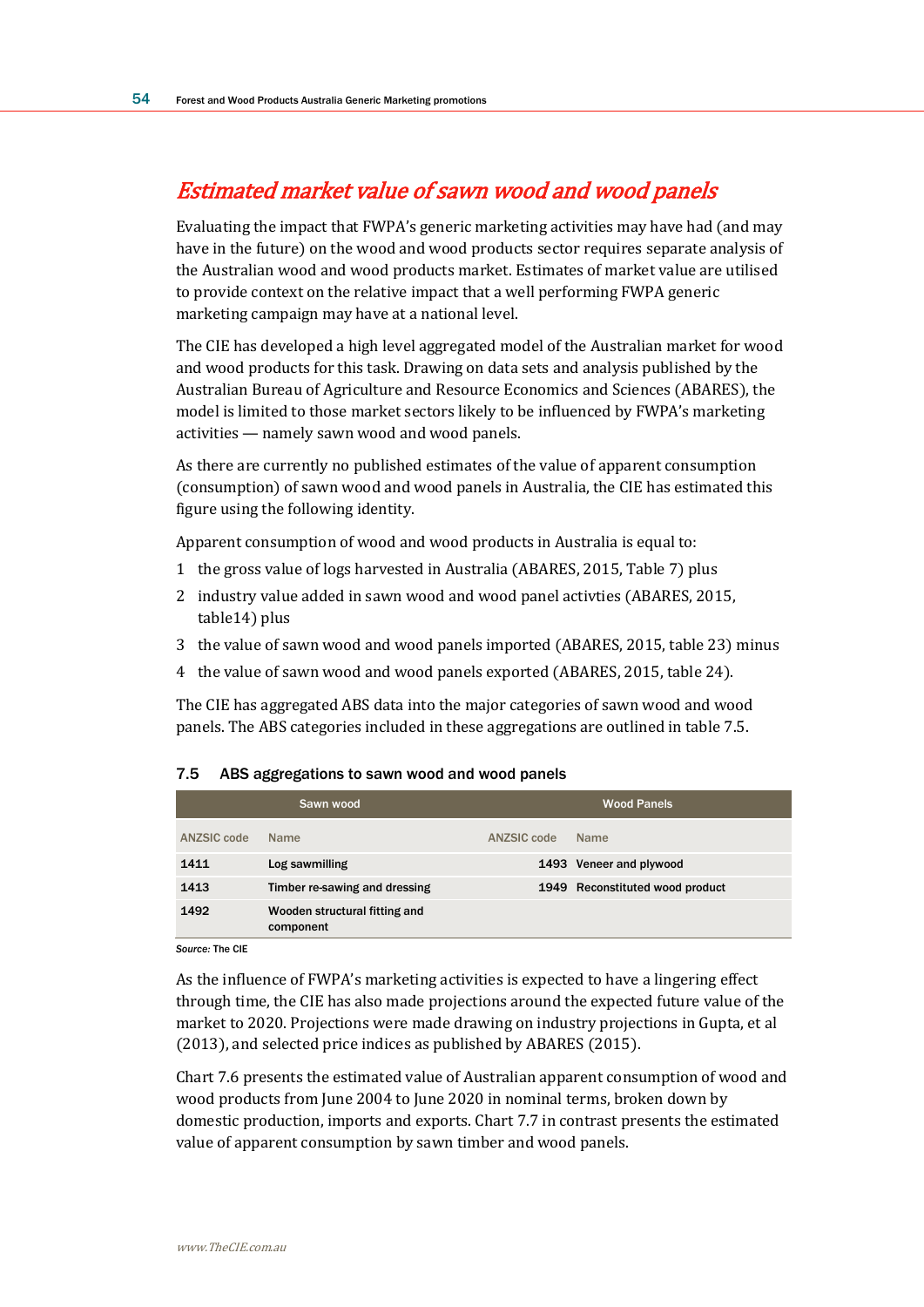## *Estimated market value of sawn wood and wood panels*

Evaluating the impact that FWPA's generic marketing activities may have had (and may have in the future) on the wood and wood products sector requires separate analysis of the Australian wood and wood products market. Estimates of market value are utilised to provide context on the relative impact that a well performing FWPA generic marketing campaign may have at a national level.

The CIE has developed a high level aggregated model of the Australian market for wood and wood products for this task. Drawing on data sets and analysis published by the Australian Bureau of Agriculture and Resource Economics and Sciences (ABARES), the model is limited to those market sectors likely to be influenced by FWPA's marketing activities — namely sawn wood and wood panels.

As there are currently no published estimates of the value of apparent consumption (consumption) of sawn wood and wood panels in Australia, the CIE has estimated this figure using the following identity.

Apparent consumption of wood and wood products in Australia is equal to:

1. the gross value of logs harvested in Australia (ABARES, 2015, Table 7) plus
2. industry value added in sawn wood and wood panel activties (ABARES, 2015, table14) plus
3. the value of sawn wood and wood panels imported (ABARES, 2015, table 23) minus
4. the value of sawn wood and wood panels exported (ABARES, 2015, table 24).

The CIE has aggregated ABS data into the major categories of sawn wood and wood panels. The ABS categories included in these aggregations are outlined in table 7.5.

**7.5 ABS aggregations to sawn wood and wood panels**

| Sawn wood | | Wood Panels | |
|---|---|---|---|
| ANZSIC code | Name | ANZSIC code | Name |
| 1411 | Log sawmilling | 1493 | Veneer and plywood |
| 1413 | Timber re-sawing and dressing | 1949 | Reconstituted wood product |
| 1492 | Wooden structural fitting and component | | |

*Source:* The CIE

As the influence of FWPA's marketing activities is expected to have a lingering effect through time, the CIE has also made projections around the expected future value of the market to 2020. Projections were made drawing on industry projections in Gupta, et al (2013), and selected price indices as published by ABARES (2015).

Chart 7.6 presents the estimated value of Australian apparent consumption of wood and wood products from June 2004 to June 2020 in nominal terms, broken down by domestic production, imports and exports. Chart 7.7 in contrast presents the estimated value of apparent consumption by sawn timber and wood panels.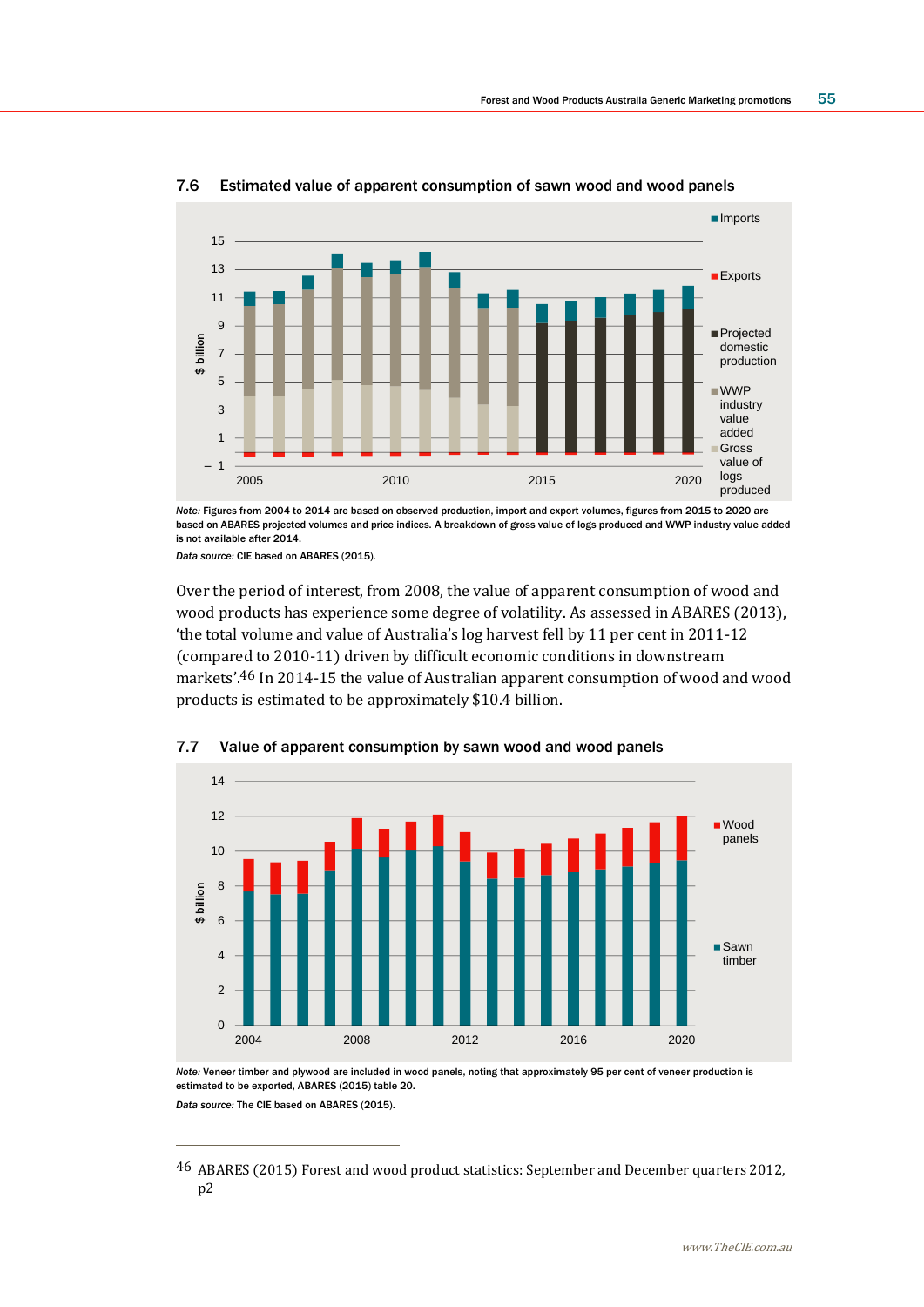### 7.6 Estimated value of apparent consumption of sawn wood and wood panels

*Note:* Figures from 2004 to 2014 are based on observed production, import and export volumes, figures from 2015 to 2020 are based on ABARES projected volumes and price indices. A breakdown of gross value of logs produced and WWP industry value added is not available after 2014.

*Data source:* CIE based on ABARES (2015).

Over the period of interest, from 2008, the value of apparent consumption of wood and wood products has experience some degree of volatility. As assessed in ABARES (2013), 'the total volume and value of Australia's log harvest fell by 11 per cent in 2011-12 (compared to 2010-11) driven by difficult economic conditions in downstream markets'.[46] In 2014-15 the value of Australian apparent consumption of wood and wood products is estimated to be approximately $10.4 billion.

### 7.7 Value of apparent consumption by sawn wood and wood panels

*Note:* Veneer timber and plywood are included in wood panels, noting that approximately 95 per cent of veneer production is estimated to be exported, ABARES (2015) table 20.

*Data source:* The CIE based on ABARES (2015).

---

[46] ABARES (2015) Forest and wood product statistics: September and December quarters 2012, p2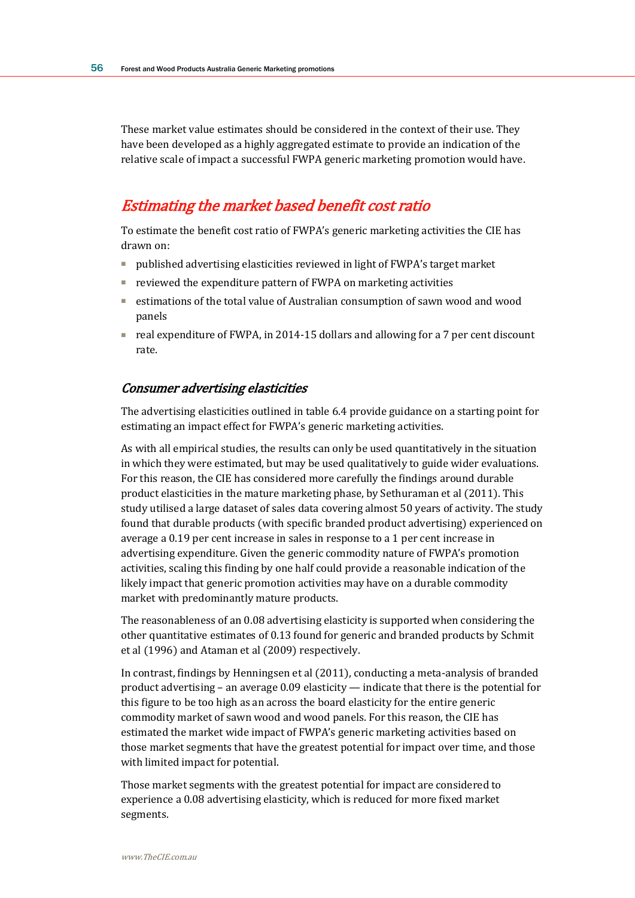These market value estimates should be considered in the context of their use. They have been developed as a highly aggregated estimate to provide an indication of the relative scale of impact a successful FWPA generic marketing promotion would have.

## *Estimating the market based benefit cost ratio*

To estimate the benefit cost ratio of FWPA's generic marketing activities the CIE has drawn on:

- published advertising elasticities reviewed in light of FWPA's target market
- reviewed the expenditure pattern of FWPA on marketing activities
- estimations of the total value of Australian consumption of sawn wood and wood panels
- real expenditure of FWPA, in 2014-15 dollars and allowing for a 7 per cent discount rate.

### *Consumer advertising elasticities*

The advertising elasticities outlined in table 6.4 provide guidance on a starting point for estimating an impact effect for FWPA's generic marketing activities.

As with all empirical studies, the results can only be used quantitatively in the situation in which they were estimated, but may be used qualitatively to guide wider evaluations. For this reason, the CIE has considered more carefully the findings around durable product elasticities in the mature marketing phase, by Sethuraman et al (2011). This study utilised a large dataset of sales data covering almost 50 years of activity. The study found that durable products (with specific branded product advertising) experienced on average a 0.19 per cent increase in sales in response to a 1 per cent increase in advertising expenditure. Given the generic commodity nature of FWPA's promotion activities, scaling this finding by one half could provide a reasonable indication of the likely impact that generic promotion activities may have on a durable commodity market with predominantly mature products.

The reasonableness of an 0.08 advertising elasticity is supported when considering the other quantitative estimates of 0.13 found for generic and branded products by Schmit et al (1996) and Ataman et al (2009) respectively.

In contrast, findings by Henningsen et al (2011), conducting a meta-analysis of branded product advertising – an average 0.09 elasticity — indicate that there is the potential for this figure to be too high as an across the board elasticity for the entire generic commodity market of sawn wood and wood panels. For this reason, the CIE has estimated the market wide impact of FWPA's generic marketing activities based on those market segments that have the greatest potential for impact over time, and those with limited impact for potential.

Those market segments with the greatest potential for impact are considered to experience a 0.08 advertising elasticity, which is reduced for more fixed market segments.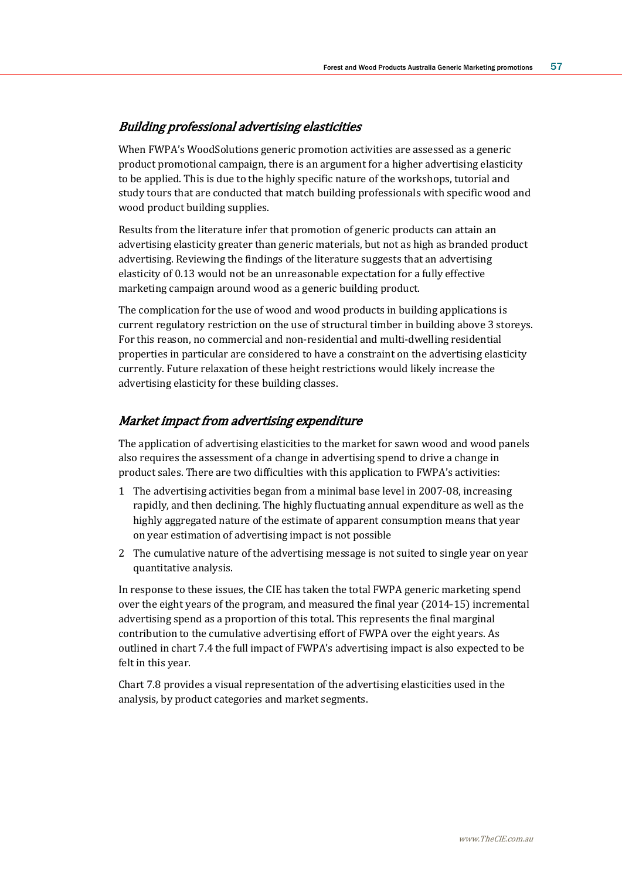### *Building professional advertising elasticities*

When FWPA's WoodSolutions generic promotion activities are assessed as a generic product promotional campaign, there is an argument for a higher advertising elasticity to be applied. This is due to the highly specific nature of the workshops, tutorial and study tours that are conducted that match building professionals with specific wood and wood product building supplies.

Results from the literature infer that promotion of generic products can attain an advertising elasticity greater than generic materials, but not as high as branded product advertising. Reviewing the findings of the literature suggests that an advertising elasticity of 0.13 would not be an unreasonable expectation for a fully effective marketing campaign around wood as a generic building product.

The complication for the use of wood and wood products in building applications is current regulatory restriction on the use of structural timber in building above 3 storeys. For this reason, no commercial and non-residential and multi-dwelling residential properties in particular are considered to have a constraint on the advertising elasticity currently. Future relaxation of these height restrictions would likely increase the advertising elasticity for these building classes.

### *Market impact from advertising expenditure*

The application of advertising elasticities to the market for sawn wood and wood panels also requires the assessment of a change in advertising spend to drive a change in product sales. There are two difficulties with this application to FWPA's activities:

1. The advertising activities began from a minimal base level in 2007-08, increasing rapidly, and then declining. The highly fluctuating annual expenditure as well as the highly aggregated nature of the estimate of apparent consumption means that year on year estimation of advertising impact is not possible
2. The cumulative nature of the advertising message is not suited to single year on year quantitative analysis.

In response to these issues, the CIE has taken the total FWPA generic marketing spend over the eight years of the program, and measured the final year (2014-15) incremental advertising spend as a proportion of this total. This represents the final marginal contribution to the cumulative advertising effort of FWPA over the eight years. As outlined in chart 7.4 the full impact of FWPA's advertising impact is also expected to be felt in this year.

Chart 7.8 provides a visual representation of the advertising elasticities used in the analysis, by product categories and market segments.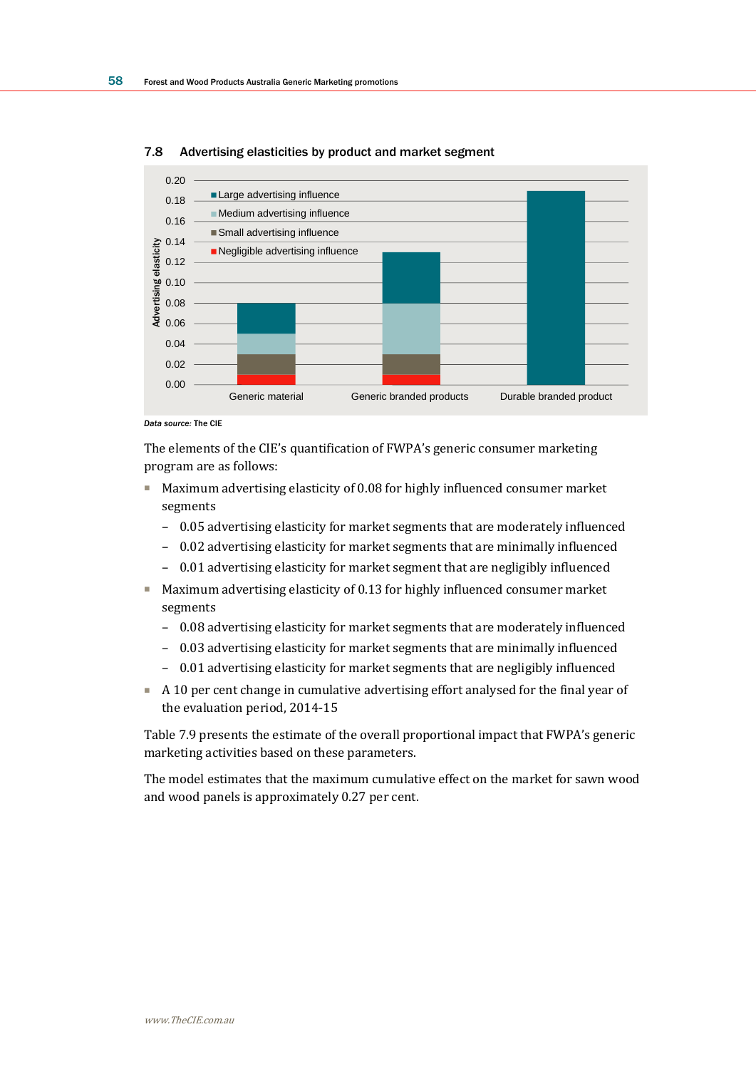### 7.8 Advertising elasticities by product and market segment

*Data source:* The CIE

The elements of the CIE's quantification of FWPA's generic consumer marketing program are as follows:

- Maximum advertising elasticity of 0.08 for highly influenced consumer market segments
  - 0.05 advertising elasticity for market segments that are moderately influenced
  - 0.02 advertising elasticity for market segments that are minimally influenced
  - 0.01 advertising elasticity for market segment that are negligibly influenced
- Maximum advertising elasticity of 0.13 for highly influenced consumer market segments
  - 0.08 advertising elasticity for market segments that are moderately influenced
  - 0.03 advertising elasticity for market segments that are minimally influenced
  - 0.01 advertising elasticity for market segments that are negligibly influenced
- A 10 per cent change in cumulative advertising effort analysed for the final year of the evaluation period, 2014-15

Table 7.9 presents the estimate of the overall proportional impact that FWPA's generic marketing activities based on these parameters.

The model estimates that the maximum cumulative effect on the market for sawn wood and wood panels is approximately 0.27 per cent.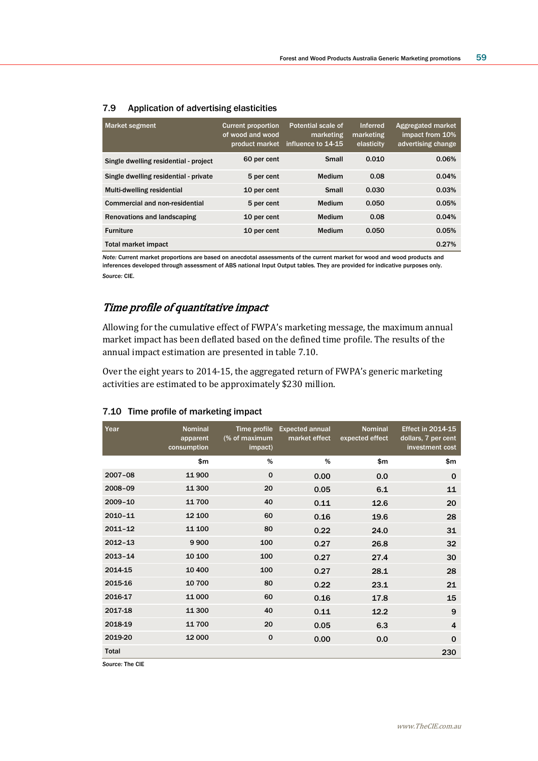### 7.9 Application of advertising elasticities

| Market segment | Current proportion of wood and wood product market | Potential scale of marketing influence to 14-15 | Inferred marketing elasticity | Aggregated market impact from 10% advertising change |
|---|---|---|---|---|
| Single dwelling residential - project | 60 per cent | Small | 0.010 | 0.06% |
| Single dwelling residential - private | 5 per cent | Medium | 0.08 | 0.04% |
| Multi-dwelling residential | 10 per cent | Small | 0.030 | 0.03% |
| Commercial and non-residential | 5 per cent | Medium | 0.050 | 0.05% |
| Renovations and landscaping | 10 per cent | Medium | 0.08 | 0.04% |
| Furniture | 10 per cent | Medium | 0.050 | 0.05% |
| Total market impact | | | | 0.27% |

*Note:* Current market proportions are based on anecdotal assessments of the current market for wood and wood products and inferences developed through assessment of ABS national Input Output tables. They are provided for indicative purposes only.

*Source:* CIE.

## *Time profile of quantitative impact*

Allowing for the cumulative effect of FWPA's marketing message, the maximum annual market impact has been deflated based on the defined time profile. The results of the annual impact estimation are presented in table 7.10.

Over the eight years to 2014-15, the aggregated return of FWPA's generic marketing activities are estimated to be approximately $230 million.

### 7.10 Time profile of marketing impact

| Year | Nominal apparent consumption | Time profile (% of maximum impact) | Expected annual market effect | Nominal expected effect | Effect in 2014-15 dollars, 7 per cent investment cost |
|---|---|---|---|---|---|
| | $m | % | % | $m | $m |
| 2007–08 | 11 900 | 0 | 0.00 | 0.0 | 0 |
| 2008–09 | 11 300 | 20 | 0.05 | 6.1 | 11 |
| 2009–10 | 11 700 | 40 | 0.11 | 12.6 | 20 |
| 2010–11 | 12 100 | 60 | 0.16 | 19.6 | 28 |
| 2011–12 | 11 100 | 80 | 0.22 | 24.0 | 31 |
| 2012–13 | 9 900 | 100 | 0.27 | 26.8 | 32 |
| 2013–14 | 10 100 | 100 | 0.27 | 27.4 | 30 |
| 2014-15 | 10 400 | 100 | 0.27 | 28.1 | 28 |
| 2015-16 | 10 700 | 80 | 0.22 | 23.1 | 21 |
| 2016-17 | 11 000 | 60 | 0.16 | 17.8 | 15 |
| 2017-18 | 11 300 | 40 | 0.11 | 12.2 | 9 |
| 2018-19 | 11 700 | 20 | 0.05 | 6.3 | 4 |
| 2019-20 | 12 000 | 0 | 0.00 | 0.0 | 0 |
| Total | | | | | 230 |

*Source:* The CIE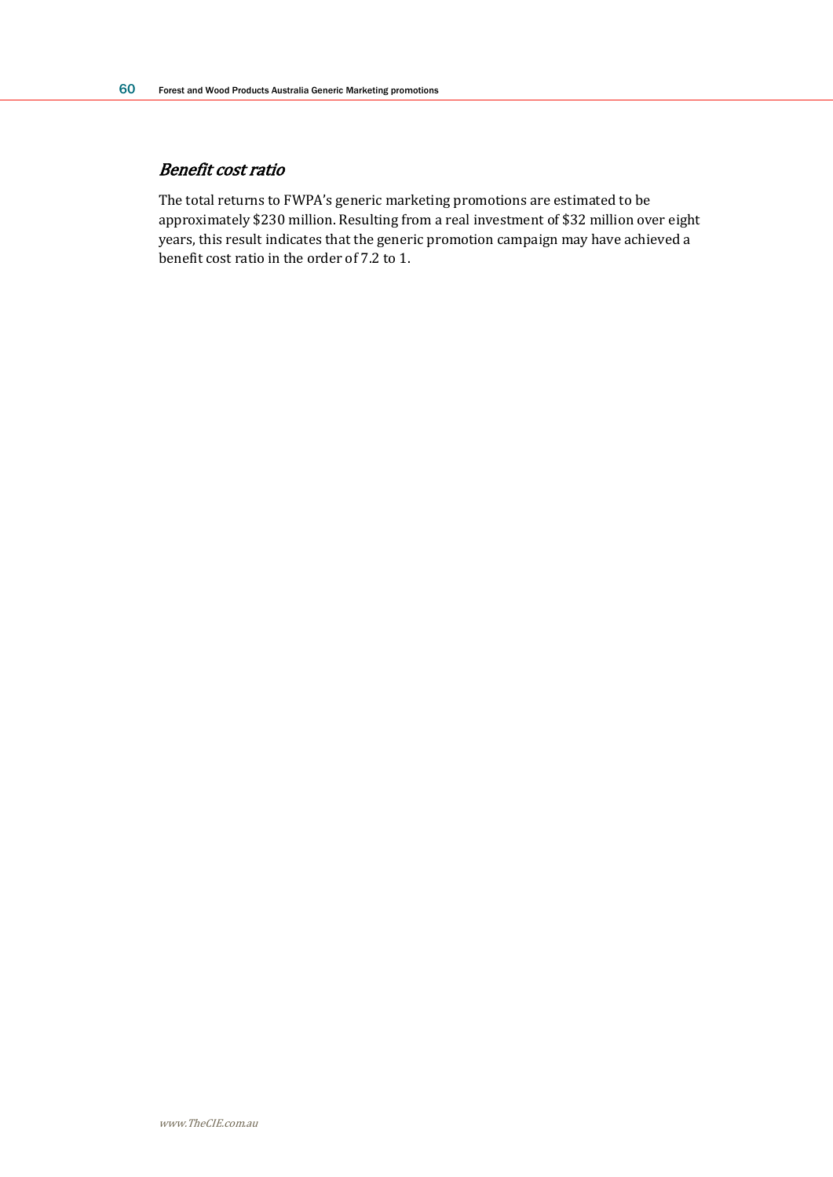### *Benefit cost ratio*

The total returns to FWPA's generic marketing promotions are estimated to be approximately $230 million. Resulting from a real investment of $32 million over eight years, this result indicates that the generic promotion campaign may have achieved a benefit cost ratio in the order of 7.2 to 1.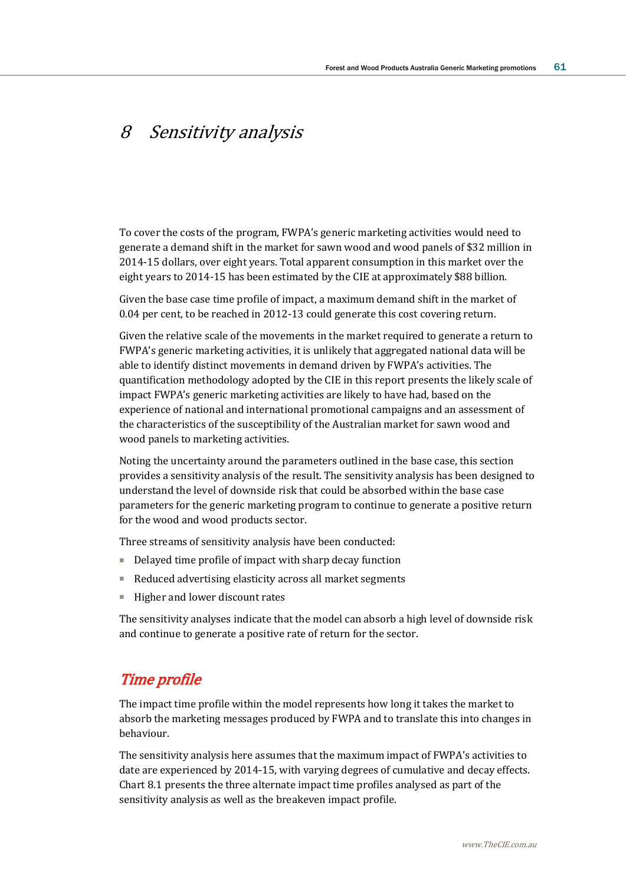# 8 Sensitivity analysis

To cover the costs of the program, FWPA's generic marketing activities would need to generate a demand shift in the market for sawn wood and wood panels of $32 million in 2014-15 dollars, over eight years. Total apparent consumption in this market over the eight years to 2014-15 has been estimated by the CIE at approximately $88 billion.

Given the base case time profile of impact, a maximum demand shift in the market of 0.04 per cent, to be reached in 2012-13 could generate this cost covering return.

Given the relative scale of the movements in the market required to generate a return to FWPA's generic marketing activities, it is unlikely that aggregated national data will be able to identify distinct movements in demand driven by FWPA's activities. The quantification methodology adopted by the CIE in this report presents the likely scale of impact FWPA's generic marketing activities are likely to have had, based on the experience of national and international promotional campaigns and an assessment of the characteristics of the susceptibility of the Australian market for sawn wood and wood panels to marketing activities.

Noting the uncertainty around the parameters outlined in the base case, this section provides a sensitivity analysis of the result. The sensitivity analysis has been designed to understand the level of downside risk that could be absorbed within the base case parameters for the generic marketing program to continue to generate a positive return for the wood and wood products sector.

Three streams of sensitivity analysis have been conducted:

- Delayed time profile of impact with sharp decay function
- Reduced advertising elasticity across all market segments
- Higher and lower discount rates

The sensitivity analyses indicate that the model can absorb a high level of downside risk and continue to generate a positive rate of return for the sector.

## Time profile

The impact time profile within the model represents how long it takes the market to absorb the marketing messages produced by FWPA and to translate this into changes in behaviour.

The sensitivity analysis here assumes that the maximum impact of FWPA's activities to date are experienced by 2014-15, with varying degrees of cumulative and decay effects. Chart 8.1 presents the three alternate impact time profiles analysed as part of the sensitivity analysis as well as the breakeven impact profile.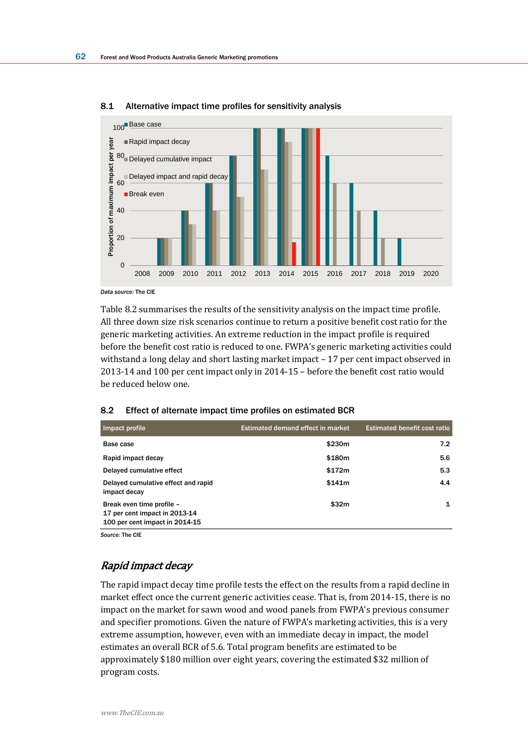## 8.1 Alternative impact time profiles for sensitivity analysis

*Data source:* The CIE

Table 8.2 summarises the results of the sensitivity analysis on the impact time profile. All three down size risk scenarios continue to return a positive benefit cost ratio for the generic marketing activities. An extreme reduction in the impact profile is required before the benefit cost ratio is reduced to one. FWPA's generic marketing activities could withstand a long delay and short lasting market impact – 17 per cent impact observed in 2013-14 and 100 per cent impact only in 2014-15 – before the benefit cost ratio would be reduced below one.

## 8.2 Effect of alternate impact time profiles on estimated BCR

| Impact profile | Estimated demand effect in market | Estimated benefit cost ratio |
|---|---|---|
| Base case | $230m | 7.2 |
| Rapid impact decay | $180m | 5.6 |
| Delayed cumulative effect | $172m | 5.3 |
| Delayed cumulative effect and rapid impact decay | $141m | 4.4 |
| Break even time profile – 17 per cent impact in 2013-14 100 per cent impact in 2014-15 | $32m | 1 |

*Source:* The CIE

### *Rapid impact decay*

The rapid impact decay time profile tests the effect on the results from a rapid decline in market effect once the current generic activities cease. That is, from 2014-15, there is no impact on the market for sawn wood and wood panels from FWPA's previous consumer and specifier promotions. Given the nature of FWPA's marketing activities, this is a very extreme assumption, however, even with an immediate decay in impact, the model estimates an overall BCR of 5.6. Total program benefits are estimated to be approximately $180 million over eight years, covering the estimated $32 million of program costs.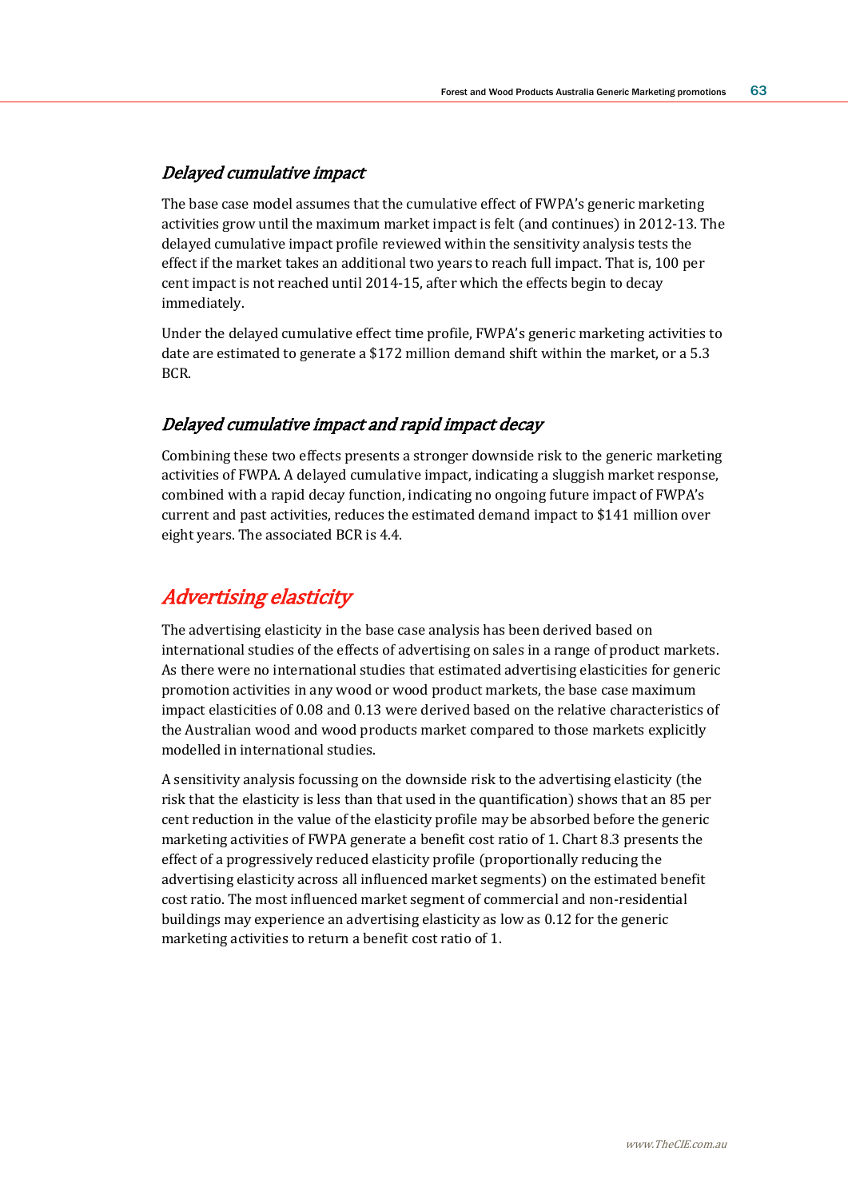### *Delayed cumulative impact*

The base case model assumes that the cumulative effect of FWPA's generic marketing activities grow until the maximum market impact is felt (and continues) in 2012-13. The delayed cumulative impact profile reviewed within the sensitivity analysis tests the effect if the market takes an additional two years to reach full impact. That is, 100 per cent impact is not reached until 2014-15, after which the effects begin to decay immediately.

Under the delayed cumulative effect time profile, FWPA's generic marketing activities to date are estimated to generate a $172 million demand shift within the market, or a 5.3 BCR.

### *Delayed cumulative impact and rapid impact decay*

Combining these two effects presents a stronger downside risk to the generic marketing activities of FWPA. A delayed cumulative impact, indicating a sluggish market response, combined with a rapid decay function, indicating no ongoing future impact of FWPA's current and past activities, reduces the estimated demand impact to $141 million over eight years. The associated BCR is 4.4.

## *Advertising elasticity*

The advertising elasticity in the base case analysis has been derived based on international studies of the effects of advertising on sales in a range of product markets. As there were no international studies that estimated advertising elasticities for generic promotion activities in any wood or wood product markets, the base case maximum impact elasticities of 0.08 and 0.13 were derived based on the relative characteristics of the Australian wood and wood products market compared to those markets explicitly modelled in international studies.

A sensitivity analysis focussing on the downside risk to the advertising elasticity (the risk that the elasticity is less than that used in the quantification) shows that an 85 per cent reduction in the value of the elasticity profile may be absorbed before the generic marketing activities of FWPA generate a benefit cost ratio of 1. Chart 8.3 presents the effect of a progressively reduced elasticity profile (proportionally reducing the advertising elasticity across all influenced market segments) on the estimated benefit cost ratio. The most influenced market segment of commercial and non-residential buildings may experience an advertising elasticity as low as 0.12 for the generic marketing activities to return a benefit cost ratio of 1.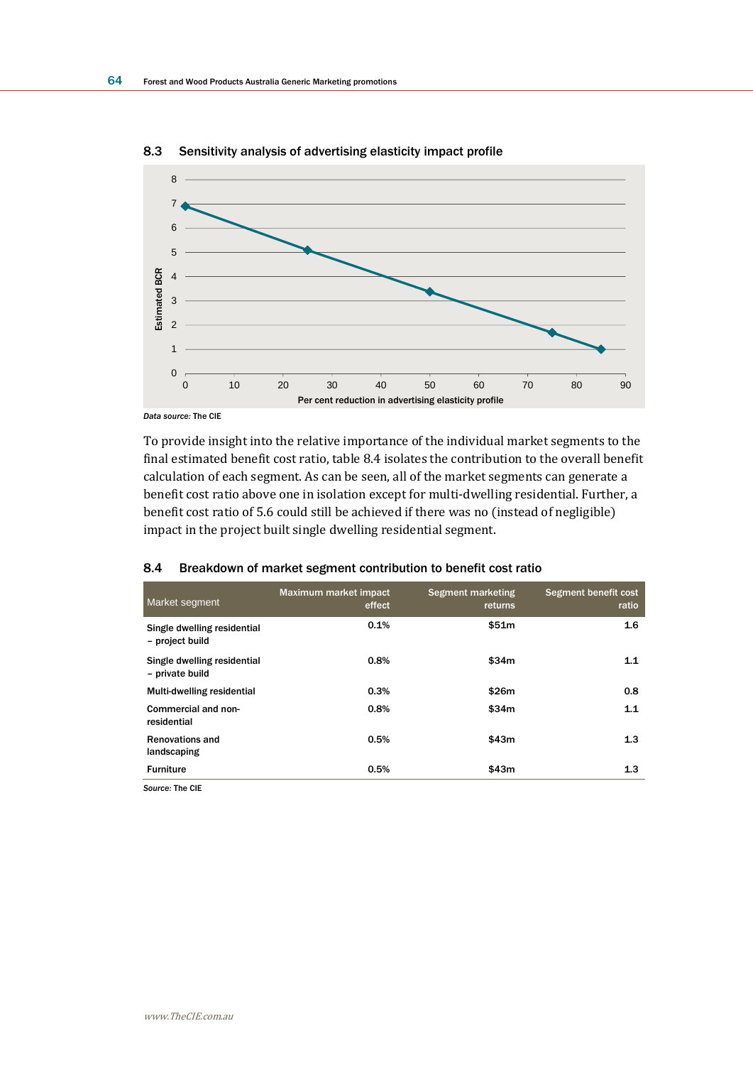### 8.3 Sensitivity analysis of advertising elasticity impact profile

*Data source:* The CIE

To provide insight into the relative importance of the individual market segments to the final estimated benefit cost ratio, table 8.4 isolates the contribution to the overall benefit calculation of each segment. As can be seen, all of the market segments can generate a benefit cost ratio above one in isolation except for multi-dwelling residential. Further, a benefit cost ratio of 5.6 could still be achieved if there was no (instead of negligible) impact in the project built single dwelling residential segment.

### 8.4 Breakdown of market segment contribution to benefit cost ratio

| Market segment | Maximum market impact effect | Segment marketing returns | Segment benefit cost ratio |
|---|---|---|---|
| Single dwelling residential – project build | 0.1% | $51m | 1.6 |
| Single dwelling residential – private build | 0.8% | $34m | 1.1 |
| Multi-dwelling residential | 0.3% | $26m | 0.8 |
| Commercial and non-residential | 0.8% | $34m | 1.1 |
| Renovations and landscaping | 0.5% | $43m | 1.3 |
| Furniture | 0.5% | $43m | 1.3 |

*Source:* The CIE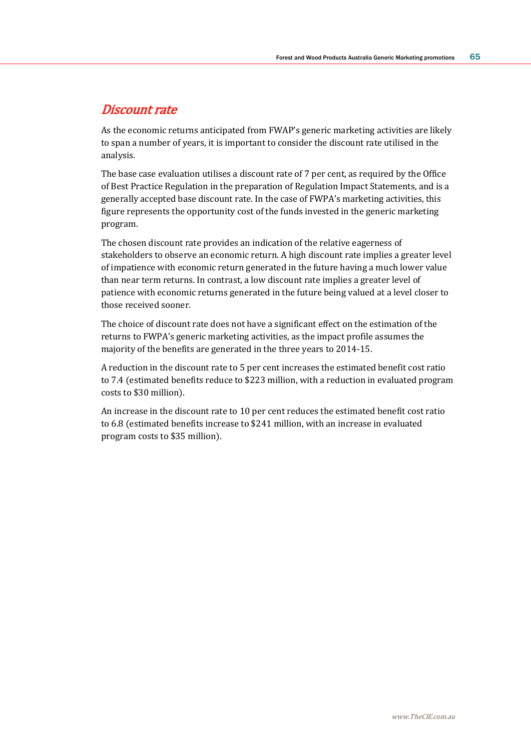## *Discount rate*

As the economic returns anticipated from FWAP's generic marketing activities are likely to span a number of years, it is important to consider the discount rate utilised in the analysis.

The base case evaluation utilises a discount rate of 7 per cent, as required by the Office of Best Practice Regulation in the preparation of Regulation Impact Statements, and is a generally accepted base discount rate. In the case of FWPA's marketing activities, this figure represents the opportunity cost of the funds invested in the generic marketing program.

The chosen discount rate provides an indication of the relative eagerness of stakeholders to observe an economic return. A high discount rate implies a greater level of impatience with economic return generated in the future having a much lower value than near term returns. In contrast, a low discount rate implies a greater level of patience with economic returns generated in the future being valued at a level closer to those received sooner.

The choice of discount rate does not have a significant effect on the estimation of the returns to FWPA's generic marketing activities, as the impact profile assumes the majority of the benefits are generated in the three years to 2014-15.

A reduction in the discount rate to 5 per cent increases the estimated benefit cost ratio to 7.4 (estimated benefits reduce to $223 million, with a reduction in evaluated program costs to $30 million).

An increase in the discount rate to 10 per cent reduces the estimated benefit cost ratio to 6.8 (estimated benefits increase to $241 million, with an increase in evaluated program costs to $35 million).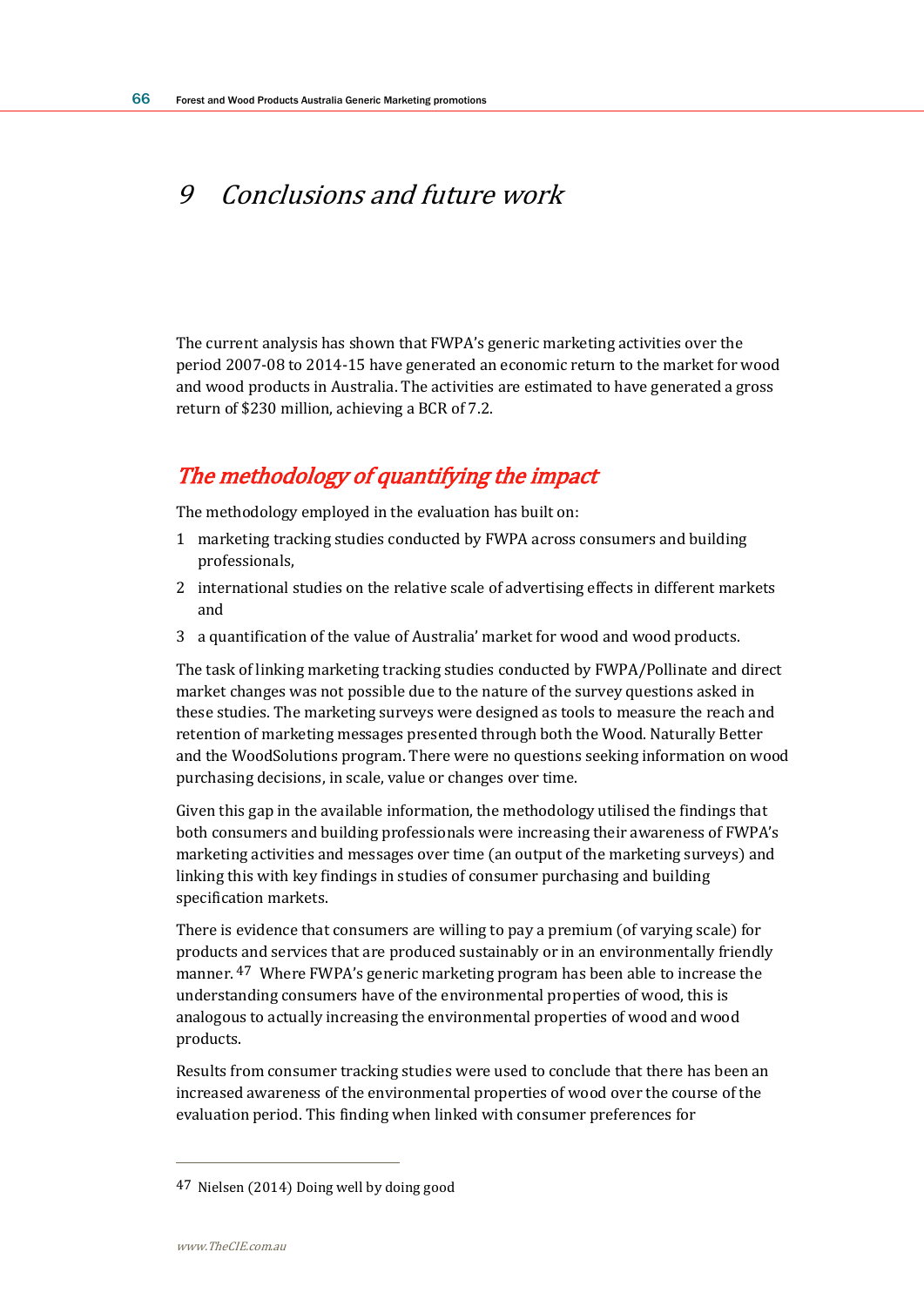# 9 Conclusions and future work

The current analysis has shown that FWPA's generic marketing activities over the period 2007-08 to 2014-15 have generated an economic return to the market for wood and wood products in Australia. The activities are estimated to have generated a gross return of $230 million, achieving a BCR of 7.2.

## The methodology of quantifying the impact

The methodology employed in the evaluation has built on:

1. marketing tracking studies conducted by FWPA across consumers and building professionals,
2. international studies on the relative scale of advertising effects in different markets and
3. a quantification of the value of Australia' market for wood and wood products.

The task of linking marketing tracking studies conducted by FWPA/Pollinate and direct market changes was not possible due to the nature of the survey questions asked in these studies. The marketing surveys were designed as tools to measure the reach and retention of marketing messages presented through both the Wood. Naturally Better and the WoodSolutions program. There were no questions seeking information on wood purchasing decisions, in scale, value or changes over time.

Given this gap in the available information, the methodology utilised the findings that both consumers and building professionals were increasing their awareness of FWPA's marketing activities and messages over time (an output of the marketing surveys) and linking this with key findings in studies of consumer purchasing and building specification markets.

There is evidence that consumers are willing to pay a premium (of varying scale) for products and services that are produced sustainably or in an environmentally friendly manner.[47] Where FWPA's generic marketing program has been able to increase the understanding consumers have of the environmental properties of wood, this is analogous to actually increasing the environmental properties of wood and wood products.

Results from consumer tracking studies were used to conclude that there has been an increased awareness of the environmental properties of wood over the course of the evaluation period. This finding when linked with consumer preferences for

---

47 Nielsen (2014) Doing well by doing good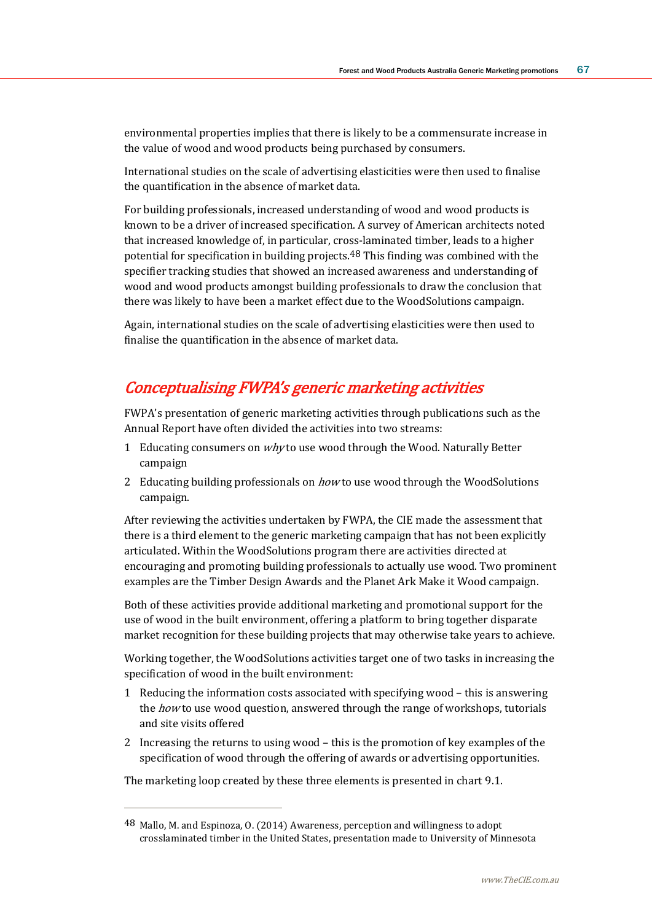environmental properties implies that there is likely to be a commensurate increase in the value of wood and wood products being purchased by consumers.

International studies on the scale of advertising elasticities were then used to finalise the quantification in the absence of market data.

For building professionals, increased understanding of wood and wood products is known to be a driver of increased specification. A survey of American architects noted that increased knowledge of, in particular, cross-laminated timber, leads to a higher potential for specification in building projects.[48] This finding was combined with the specifier tracking studies that showed an increased awareness and understanding of wood and wood products amongst building professionals to draw the conclusion that there was likely to have been a market effect due to the WoodSolutions campaign.

Again, international studies on the scale of advertising elasticities were then used to finalise the quantification in the absence of market data.

## *Conceptualising FWPA's generic marketing activities*

FWPA's presentation of generic marketing activities through publications such as the Annual Report have often divided the activities into two streams:

1. Educating consumers on *why* to use wood through the Wood. Naturally Better campaign
2. Educating building professionals on *how* to use wood through the WoodSolutions campaign.

After reviewing the activities undertaken by FWPA, the CIE made the assessment that there is a third element to the generic marketing campaign that has not been explicitly articulated. Within the WoodSolutions program there are activities directed at encouraging and promoting building professionals to actually use wood. Two prominent examples are the Timber Design Awards and the Planet Ark Make it Wood campaign.

Both of these activities provide additional marketing and promotional support for the use of wood in the built environment, offering a platform to bring together disparate market recognition for these building projects that may otherwise take years to achieve.

Working together, the WoodSolutions activities target one of two tasks in increasing the specification of wood in the built environment:

1. Reducing the information costs associated with specifying wood – this is answering the *how* to use wood question, answered through the range of workshops, tutorials and site visits offered
2. Increasing the returns to using wood – this is the promotion of key examples of the specification of wood through the offering of awards or advertising opportunities.

The marketing loop created by these three elements is presented in chart 9.1.

---

[48] Mallo, M. and Espinoza, O. (2014) Awareness, perception and willingness to adopt crosslaminated timber in the United States, presentation made to University of Minnesota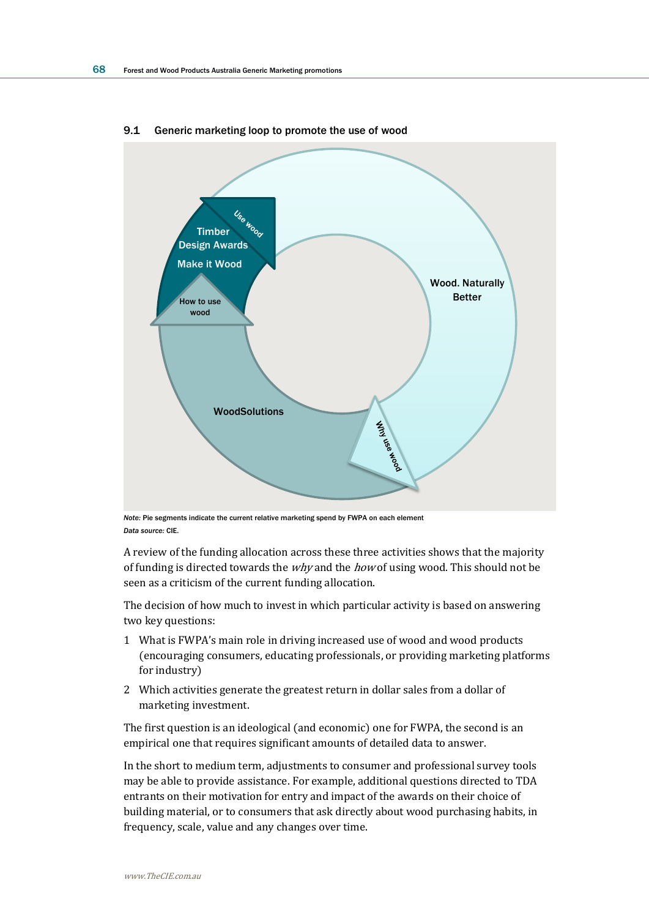9.1 Generic marketing loop to promote the use of wood

Timber Design Awards

Make it Wood

Use wood

Wood. Naturally Better

How to use wood

WoodSolutions

Why use wood

*Note:* Pie segments indicate the current relative marketing spend by FWPA on each element

*Data source:* CIE.

A review of the funding allocation across these three activities shows that the majority of funding is directed towards the *why* and the *how* of using wood. This should not be seen as a criticism of the current funding allocation.

The decision of how much to invest in which particular activity is based on answering two key questions:

1. What is FWPA's main role in driving increased use of wood and wood products (encouraging consumers, educating professionals, or providing marketing platforms for industry)
2. Which activities generate the greatest return in dollar sales from a dollar of marketing investment.

The first question is an ideological (and economic) one for FWPA, the second is an empirical one that requires significant amounts of detailed data to answer.

In the short to medium term, adjustments to consumer and professional survey tools may be able to provide assistance. For example, additional questions directed to TDA entrants on their motivation for entry and impact of the awards on their choice of building material, or to consumers that ask directly about wood purchasing habits, in frequency, scale, value and any changes over time.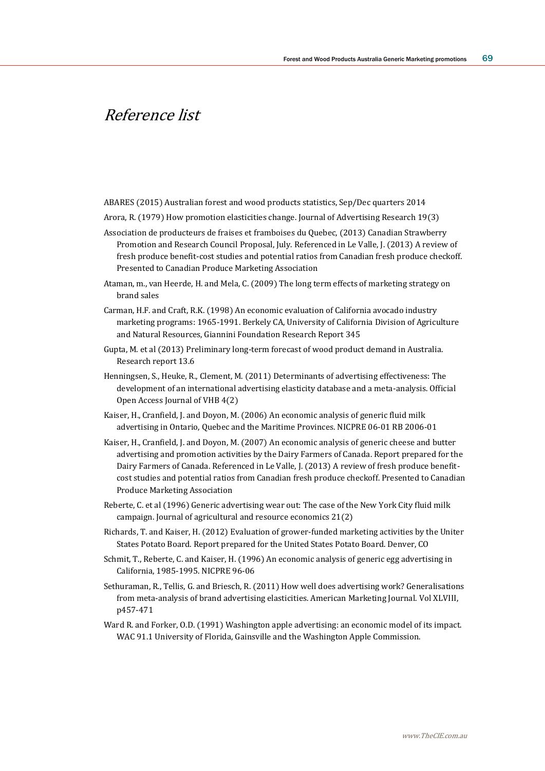# Reference list

ABARES (2015) Australian forest and wood products statistics, Sep/Dec quarters 2014

Arora, R. (1979) How promotion elasticities change. Journal of Advertising Research 19(3)

Association de producteurs de fraises et framboises du Quebec, (2013) Canadian Strawberry Promotion and Research Council Proposal, July. Referenced in Le Valle, J. (2013) A review of fresh produce benefit-cost studies and potential ratios from Canadian fresh produce checkoff. Presented to Canadian Produce Marketing Association

Ataman, m., van Heerde, H. and Mela, C. (2009) The long term effects of marketing strategy on brand sales

Carman, H.F. and Craft, R.K. (1998) An economic evaluation of California avocado industry marketing programs: 1965-1991. Berkely CA, University of California Division of Agriculture and Natural Resources, Giannini Foundation Research Report 345

Gupta, M. et al (2013) Preliminary long-term forecast of wood product demand in Australia. Research report 13.6

Henningsen, S., Heuke, R., Clement, M. (2011) Determinants of advertising effectiveness: The development of an international advertising elasticity database and a meta-analysis. Official Open Access Journal of VHB 4(2)

Kaiser, H., Cranfield, J. and Doyon, M. (2006) An economic analysis of generic fluid milk advertising in Ontario, Quebec and the Maritime Provinces. NICPRE 06-01 RB 2006-01

Kaiser, H., Cranfield, J. and Doyon, M. (2007) An economic analysis of generic cheese and butter advertising and promotion activities by the Dairy Farmers of Canada. Report prepared for the Dairy Farmers of Canada. Referenced in Le Valle, J. (2013) A review of fresh produce benefit-cost studies and potential ratios from Canadian fresh produce checkoff. Presented to Canadian Produce Marketing Association

Reberte, C. et al (1996) Generic advertising wear out: The case of the New York City fluid milk campaign. Journal of agricultural and resource economics 21(2)

Richards, T. and Kaiser, H. (2012) Evaluation of grower-funded marketing activities by the Uniter States Potato Board. Report prepared for the United States Potato Board. Denver, CO

Schmit, T., Reberte, C. and Kaiser, H. (1996) An economic analysis of generic egg advertising in California, 1985-1995. NICPRE 96-06

Sethuraman, R., Tellis, G. and Briesch, R. (2011) How well does advertising work? Generalisations from meta-analysis of brand advertising elasticities. American Marketing Journal. Vol XLVIII, p457-471

Ward R. and Forker, O.D. (1991) Washington apple advertising: an economic model of its impact. WAC 91.1 University of Florida, Gainsville and the Washington Apple Commission.